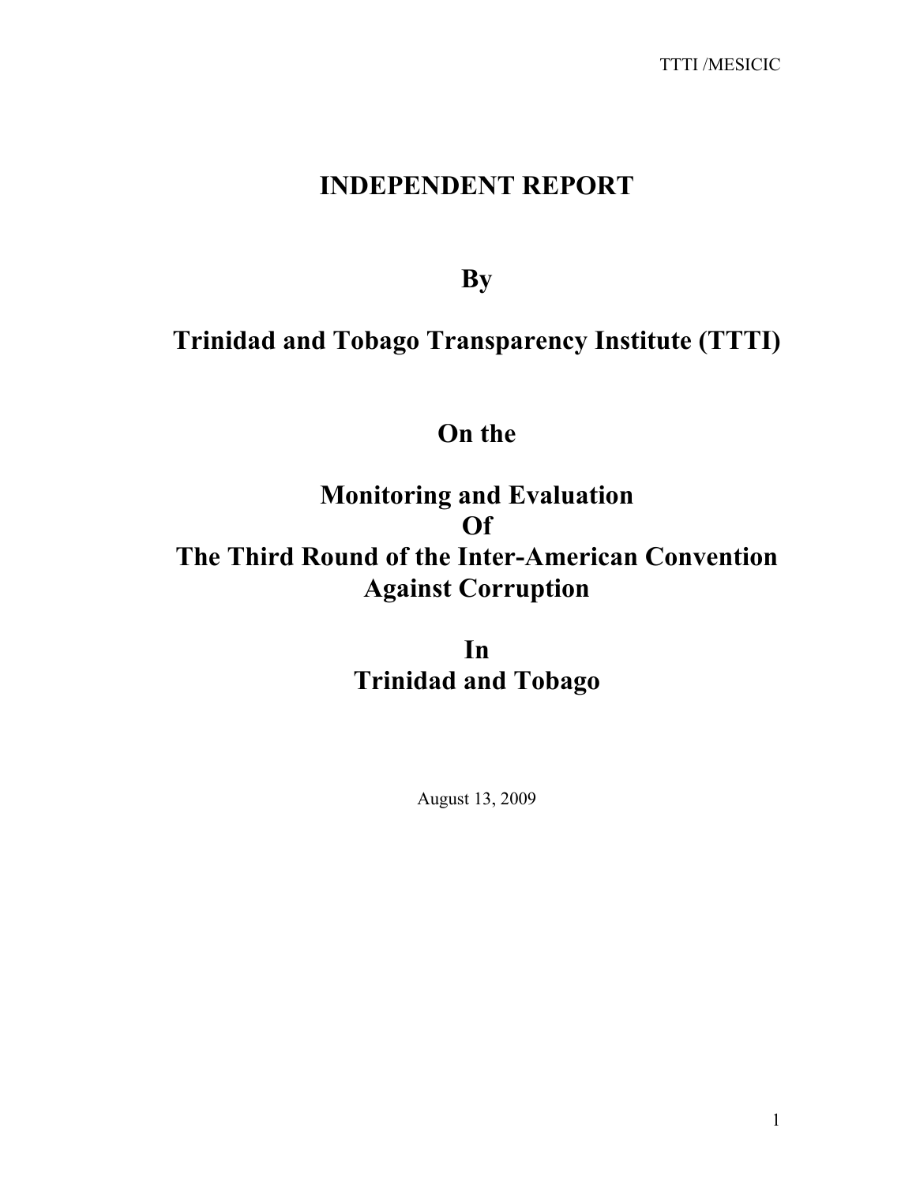# INDEPENDENT REPORT

## By

## Trinidad and Tobago Transparency Institute (TTTI)

## On the

## Monitoring and Evaluation
## Of
## The Third Round of the Inter-American Convention Against Corruption

## In
## Trinidad and Tobago

August 13, 2009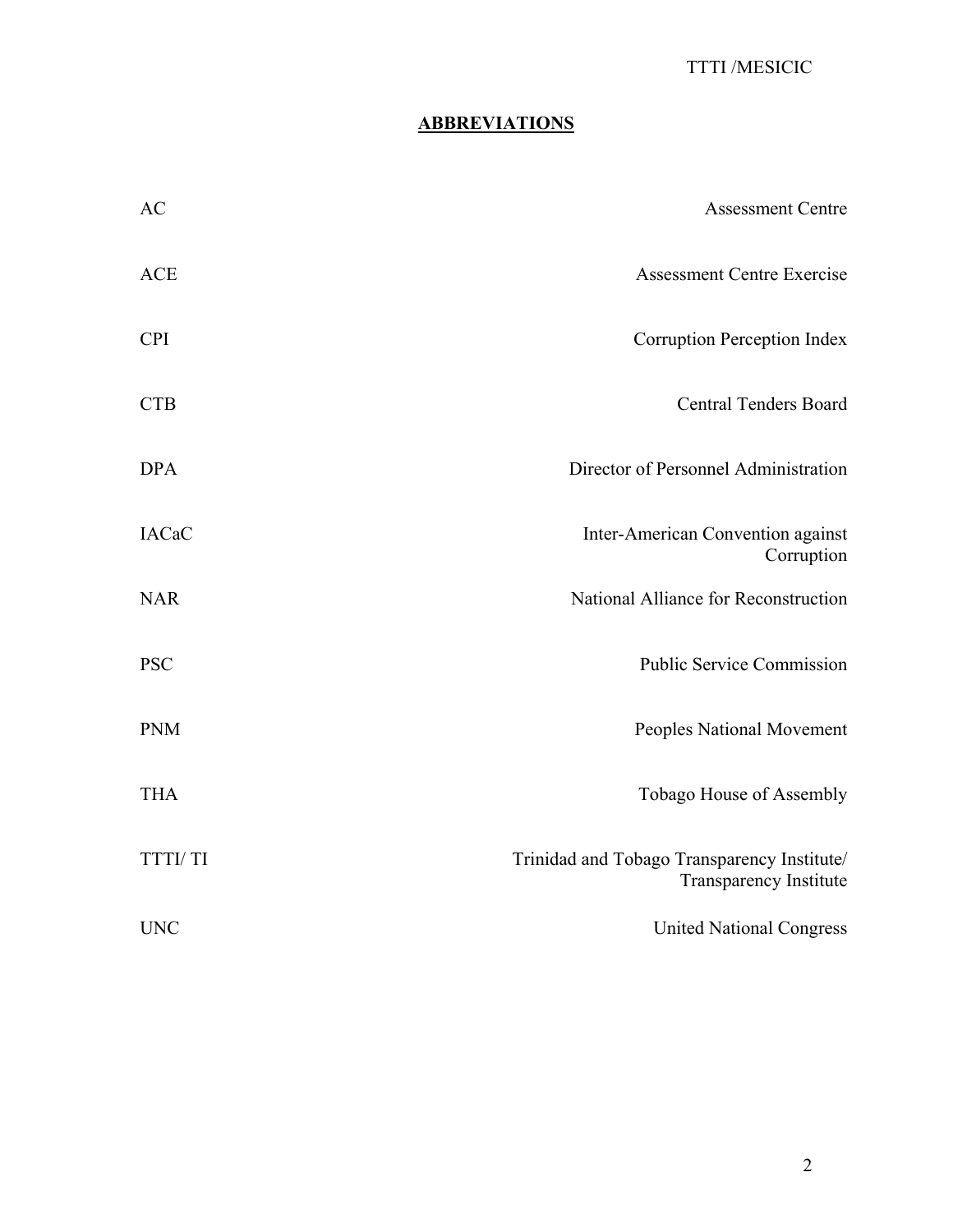## ABBREVIATIONS

| | |
|---|---|
| AC | Assessment Centre |
| ACE | Assessment Centre Exercise |
| CPI | Corruption Perception Index |
| CTB | Central Tenders Board |
| DPA | Director of Personnel Administration |
| IACaC | Inter-American Convention against Corruption |
| NAR | National Alliance for Reconstruction |
| PSC | Public Service Commission |
| PNM | Peoples National Movement |
| THA | Tobago House of Assembly |
| TTTI/ TI | Trinidad and Tobago Transparency Institute/ Transparency Institute |
| UNC | United National Congress |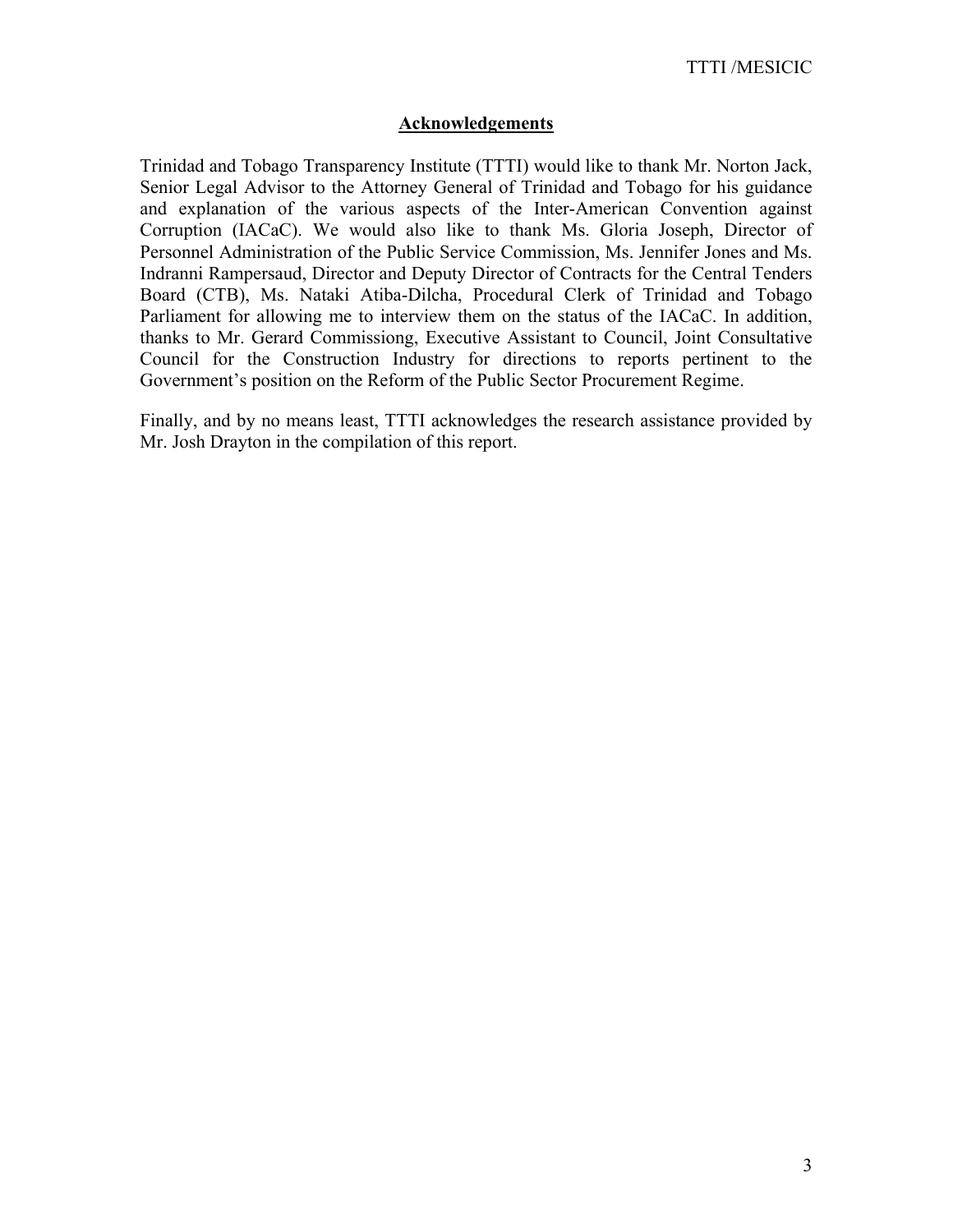## Acknowledgements

Trinidad and Tobago Transparency Institute (TTTI) would like to thank Mr. Norton Jack, Senior Legal Advisor to the Attorney General of Trinidad and Tobago for his guidance and explanation of the various aspects of the Inter-American Convention against Corruption (IACaC). We would also like to thank Ms. Gloria Joseph, Director of Personnel Administration of the Public Service Commission, Ms. Jennifer Jones and Ms. Indranni Rampersaud, Director and Deputy Director of Contracts for the Central Tenders Board (CTB), Ms. Nataki Atiba-Dilcha, Procedural Clerk of Trinidad and Tobago Parliament for allowing me to interview them on the status of the IACaC. In addition, thanks to Mr. Gerard Commissiong, Executive Assistant to Council, Joint Consultative Council for the Construction Industry for directions to reports pertinent to the Government's position on the Reform of the Public Sector Procurement Regime.

Finally, and by no means least, TTTI acknowledges the research assistance provided by Mr. Josh Drayton in the compilation of this report.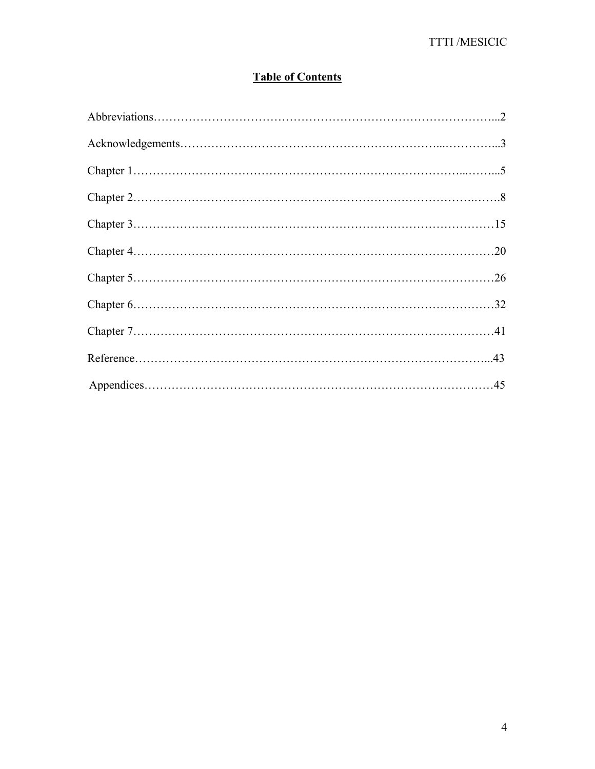## Table of Contents

Abbreviations……………………………………………………………………………..2

Acknowledgements……………………………………………………...…………...3

Chapter 1…………………………………………………………………………...……...5

Chapter 2……………………………………………………………………….…….8

Chapter 3………………………………………………………………………………15

Chapter 4………………………………………………………………………………20

Chapter 5………………………………………………………………………………26

Chapter 6………………………………………………………………………………32

Chapter 7………………………………………………………………………………41

Reference……………………………………………………………………………...43

Appendices……………………………………………………………………………45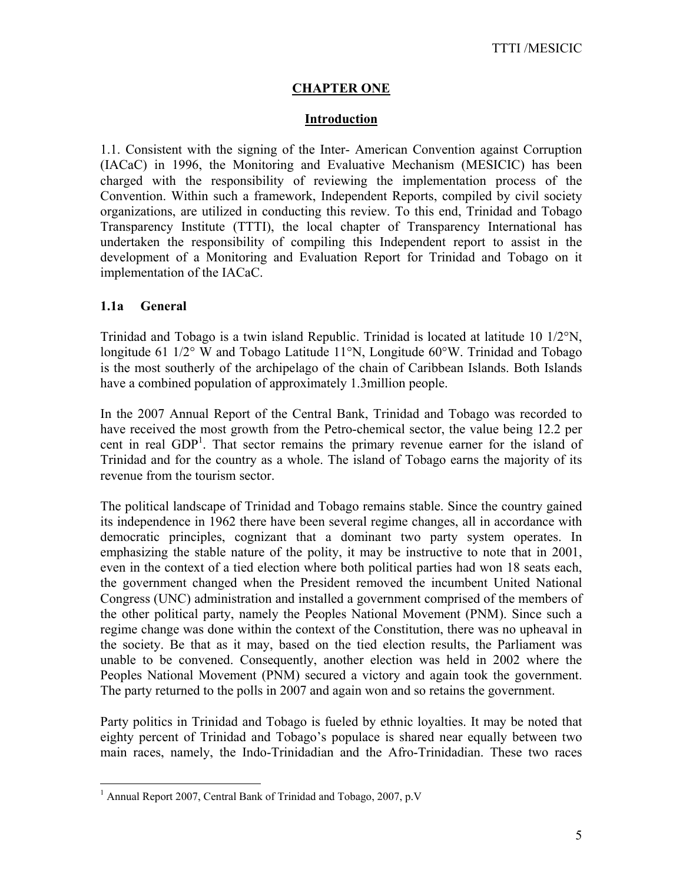## CHAPTER ONE

### Introduction

1.1. Consistent with the signing of the Inter- American Convention against Corruption (IACaC) in 1996, the Monitoring and Evaluative Mechanism (MESICIC) has been charged with the responsibility of reviewing the implementation process of the Convention. Within such a framework, Independent Reports, compiled by civil society organizations, are utilized in conducting this review. To this end, Trinidad and Tobago Transparency Institute (TTTI), the local chapter of Transparency International has undertaken the responsibility of compiling this Independent report to assist in the development of a Monitoring and Evaluation Report for Trinidad and Tobago on it implementation of the IACaC.

#### 1.1a General

Trinidad and Tobago is a twin island Republic. Trinidad is located at latitude 10 1/2°N, longitude 61 1/2° W and Tobago Latitude 11°N, Longitude 60°W. Trinidad and Tobago is the most southerly of the archipelago of the chain of Caribbean Islands. Both Islands have a combined population of approximately 1.3million people.

In the 2007 Annual Report of the Central Bank, Trinidad and Tobago was recorded to have received the most growth from the Petro-chemical sector, the value being 12.2 per cent in real GDP[1]. That sector remains the primary revenue earner for the island of Trinidad and for the country as a whole. The island of Tobago earns the majority of its revenue from the tourism sector.

The political landscape of Trinidad and Tobago remains stable. Since the country gained its independence in 1962 there have been several regime changes, all in accordance with democratic principles, cognizant that a dominant two party system operates. In emphasizing the stable nature of the polity, it may be instructive to note that in 2001, even in the context of a tied election where both political parties had won 18 seats each, the government changed when the President removed the incumbent United National Congress (UNC) administration and installed a government comprised of the members of the other political party, namely the Peoples National Movement (PNM). Since such a regime change was done within the context of the Constitution, there was no upheaval in the society. Be that as it may, based on the tied election results, the Parliament was unable to be convened. Consequently, another election was held in 2002 where the Peoples National Movement (PNM) secured a victory and again took the government. The party returned to the polls in 2007 and again won and so retains the government.

Party politics in Trinidad and Tobago is fueled by ethnic loyalties. It may be noted that eighty percent of Trinidad and Tobago's populace is shared near equally between two main races, namely, the Indo-Trinidadian and the Afro-Trinidadian. These two races

---

[1] Annual Report 2007, Central Bank of Trinidad and Tobago, 2007, p.V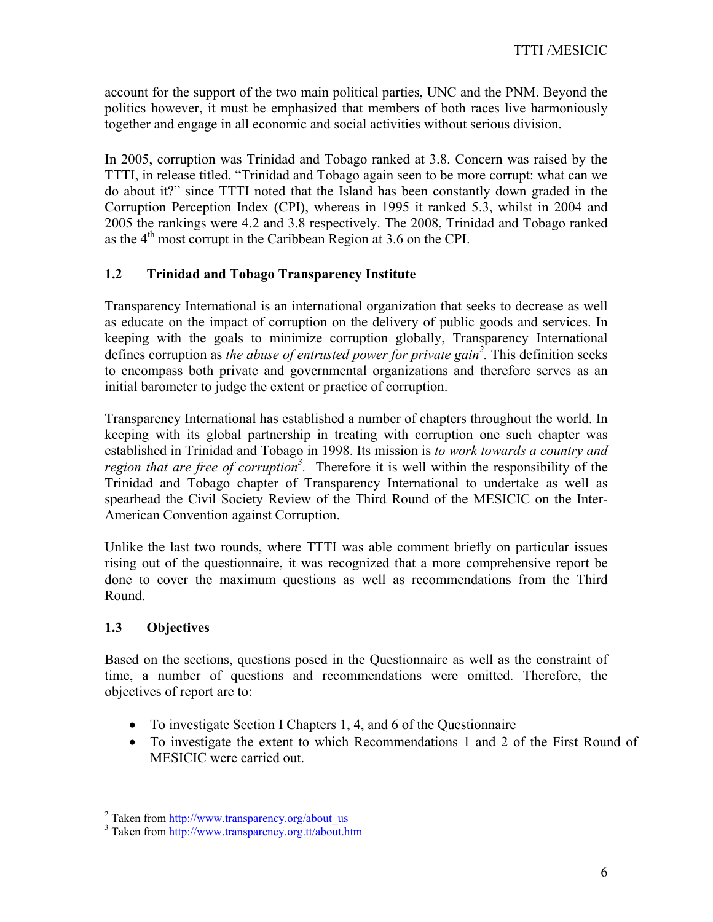account for the support of the two main political parties, UNC and the PNM. Beyond the politics however, it must be emphasized that members of both races live harmoniously together and engage in all economic and social activities without serious division.

In 2005, corruption was Trinidad and Tobago ranked at 3.8. Concern was raised by the TTTI, in release titled. "Trinidad and Tobago again seen to be more corrupt: what can we do about it?" since TTTI noted that the Island has been constantly down graded in the Corruption Perception Index (CPI), whereas in 1995 it ranked 5.3, whilst in 2004 and 2005 the rankings were 4.2 and 3.8 respectively. The 2008, Trinidad and Tobago ranked as the 4th most corrupt in the Caribbean Region at 3.6 on the CPI.

### 1.2 Trinidad and Tobago Transparency Institute

Transparency International is an international organization that seeks to decrease as well as educate on the impact of corruption on the delivery of public goods and services. In keeping with the goals to minimize corruption globally, Transparency International defines corruption as *the abuse of entrusted power for private gain*[2]. This definition seeks to encompass both private and governmental organizations and therefore serves as an initial barometer to judge the extent or practice of corruption.

Transparency International has established a number of chapters throughout the world. In keeping with its global partnership in treating with corruption one such chapter was established in Trinidad and Tobago in 1998. Its mission is *to work towards a country and region that are free of corruption*[3]. Therefore it is well within the responsibility of the Trinidad and Tobago chapter of Transparency International to undertake as well as spearhead the Civil Society Review of the Third Round of the MESICIC on the Inter-American Convention against Corruption.

Unlike the last two rounds, where TTTI was able comment briefly on particular issues rising out of the questionnaire, it was recognized that a more comprehensive report be done to cover the maximum questions as well as recommendations from the Third Round.

### 1.3 Objectives

Based on the sections, questions posed in the Questionnaire as well as the constraint of time, a number of questions and recommendations were omitted. Therefore, the objectives of report are to:

- To investigate Section I Chapters 1, 4, and 6 of the Questionnaire
- To investigate the extent to which Recommendations 1 and 2 of the First Round of MESICIC were carried out.

---

[2] Taken from http://www.transparency.org/about_us

[3] Taken from http://www.transparency.org.tt/about.htm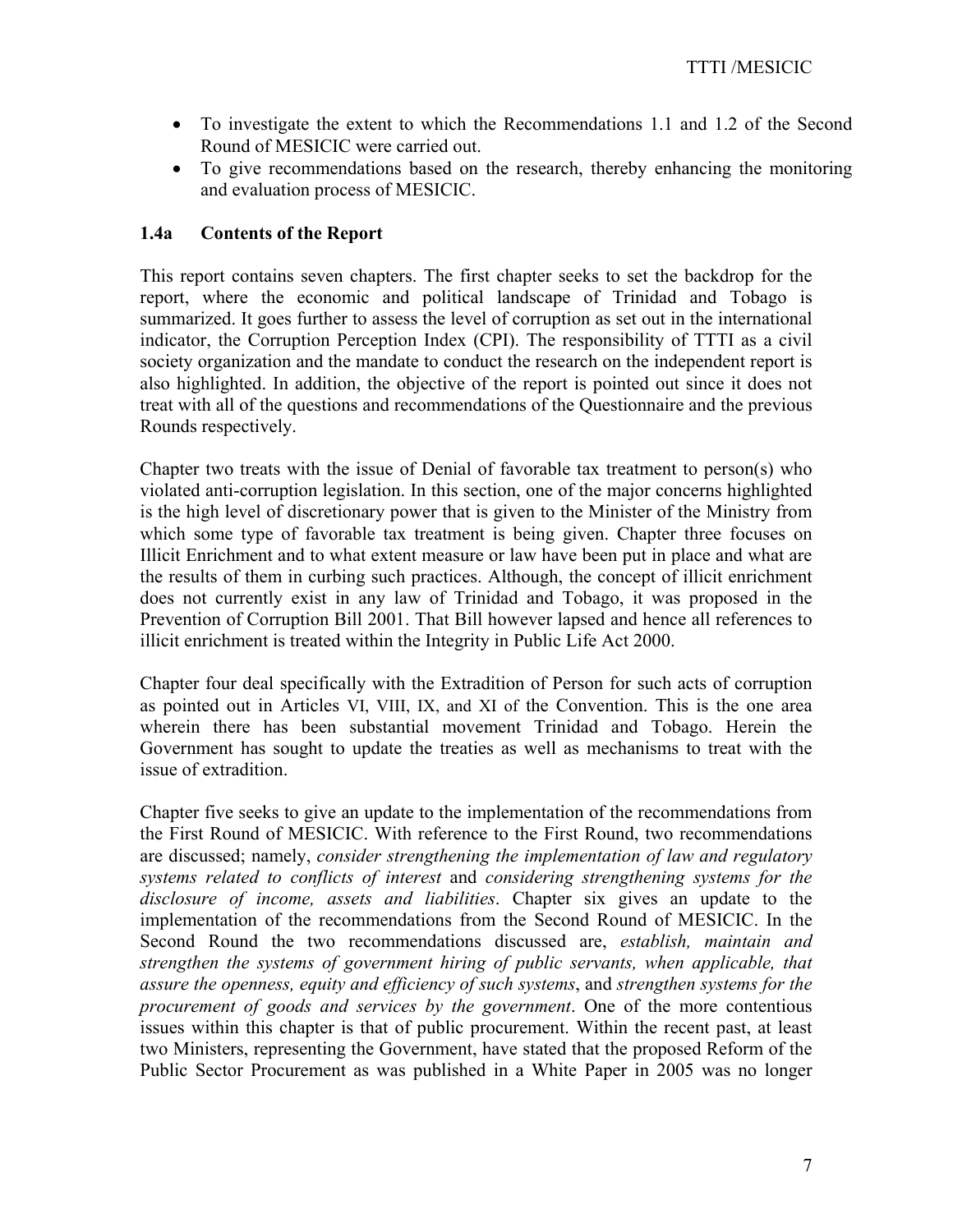- To investigate the extent to which the Recommendations 1.1 and 1.2 of the Second Round of MESICIC were carried out.
- To give recommendations based on the research, thereby enhancing the monitoring and evaluation process of MESICIC.

### 1.4a Contents of the Report

This report contains seven chapters. The first chapter seeks to set the backdrop for the report, where the economic and political landscape of Trinidad and Tobago is summarized. It goes further to assess the level of corruption as set out in the international indicator, the Corruption Perception Index (CPI). The responsibility of TTTI as a civil society organization and the mandate to conduct the research on the independent report is also highlighted. In addition, the objective of the report is pointed out since it does not treat with all of the questions and recommendations of the Questionnaire and the previous Rounds respectively.

Chapter two treats with the issue of Denial of favorable tax treatment to person(s) who violated anti-corruption legislation. In this section, one of the major concerns highlighted is the high level of discretionary power that is given to the Minister of the Ministry from which some type of favorable tax treatment is being given. Chapter three focuses on Illicit Enrichment and to what extent measure or law have been put in place and what are the results of them in curbing such practices. Although, the concept of illicit enrichment does not currently exist in any law of Trinidad and Tobago, it was proposed in the Prevention of Corruption Bill 2001. That Bill however lapsed and hence all references to illicit enrichment is treated within the Integrity in Public Life Act 2000.

Chapter four deal specifically with the Extradition of Person for such acts of corruption as pointed out in Articles VI, VIII, IX, and XI of the Convention. This is the one area wherein there has been substantial movement Trinidad and Tobago. Herein the Government has sought to update the treaties as well as mechanisms to treat with the issue of extradition.

Chapter five seeks to give an update to the implementation of the recommendations from the First Round of MESICIC. With reference to the First Round, two recommendations are discussed; namely, *consider strengthening the implementation of law and regulatory systems related to conflicts of interest* and *considering strengthening systems for the disclosure of income, assets and liabilities*. Chapter six gives an update to the implementation of the recommendations from the Second Round of MESICIC. In the Second Round the two recommendations discussed are, *establish, maintain and strengthen the systems of government hiring of public servants, when applicable, that assure the openness, equity and efficiency of such systems*, and *strengthen systems for the procurement of goods and services by the government*. One of the more contentious issues within this chapter is that of public procurement. Within the recent past, at least two Ministers, representing the Government, have stated that the proposed Reform of the Public Sector Procurement as was published in a White Paper in 2005 was no longer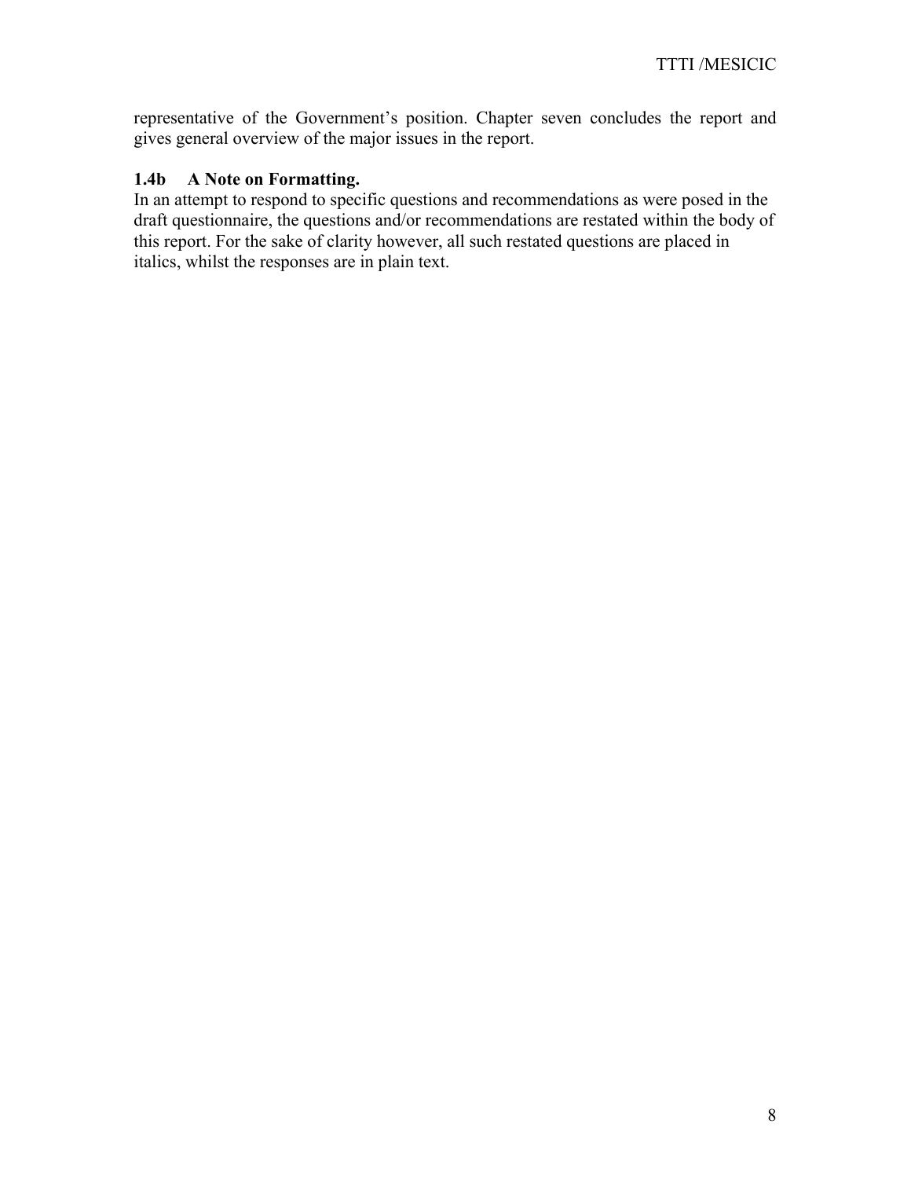representative of the Government's position. Chapter seven concludes the report and gives general overview of the major issues in the report.

### 1.4b A Note on Formatting.

In an attempt to respond to specific questions and recommendations as were posed in the draft questionnaire, the questions and/or recommendations are restated within the body of this report. For the sake of clarity however, all such restated questions are placed in italics, whilst the responses are in plain text.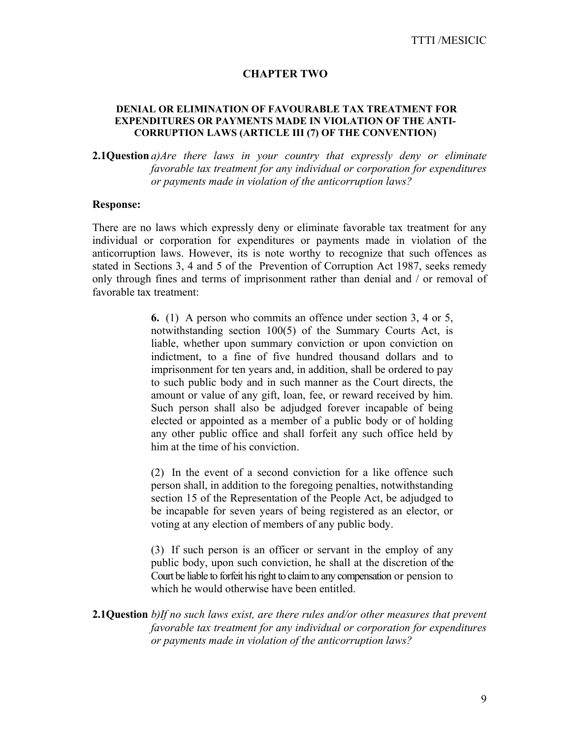## CHAPTER TWO

### DENIAL OR ELIMINATION OF FAVOURABLE TAX TREATMENT FOR EXPENDITURES OR PAYMENTS MADE IN VIOLATION OF THE ANTI-CORRUPTION LAWS (ARTICLE III (7) OF THE CONVENTION)

**2.1Question** *a)Are there laws in your country that expressly deny or eliminate favorable tax treatment for any individual or corporation for expenditures or payments made in violation of the anticorruption laws?*

**Response:**

There are no laws which expressly deny or eliminate favorable tax treatment for any individual or corporation for expenditures or payments made in violation of the anticorruption laws. However, its is note worthy to recognize that such offences as stated in Sections 3, 4 and 5 of the Prevention of Corruption Act 1987, seeks remedy only through fines and terms of imprisonment rather than denial and / or removal of favorable tax treatment:

> **6.** (1) A person who commits an offence under section 3, 4 or 5, notwithstanding section 100(5) of the Summary Courts Act, is liable, whether upon summary conviction or upon conviction on indictment, to a fine of five hundred thousand dollars and to imprisonment for ten years and, in addition, shall be ordered to pay to such public body and in such manner as the Court directs, the amount or value of any gift, loan, fee, or reward received by him. Such person shall also be adjudged forever incapable of being elected or appointed as a member of a public body or of holding any other public office and shall forfeit any such office held by him at the time of his conviction.
>
> (2) In the event of a second conviction for a like offence such person shall, in addition to the foregoing penalties, notwithstanding section 15 of the Representation of the People Act, be adjudged to be incapable for seven years of being registered as an elector, or voting at any election of members of any public body.
>
> (3) If such person is an officer or servant in the employ of any public body, upon such conviction, he shall at the discretion of the Court be liable to forfeit his right to claim to any compensation or pension to which he would otherwise have been entitled.

**2.1Question** *b)If no such laws exist, are there rules and/or other measures that prevent favorable tax treatment for any individual or corporation for expenditures or payments made in violation of the anticorruption laws?*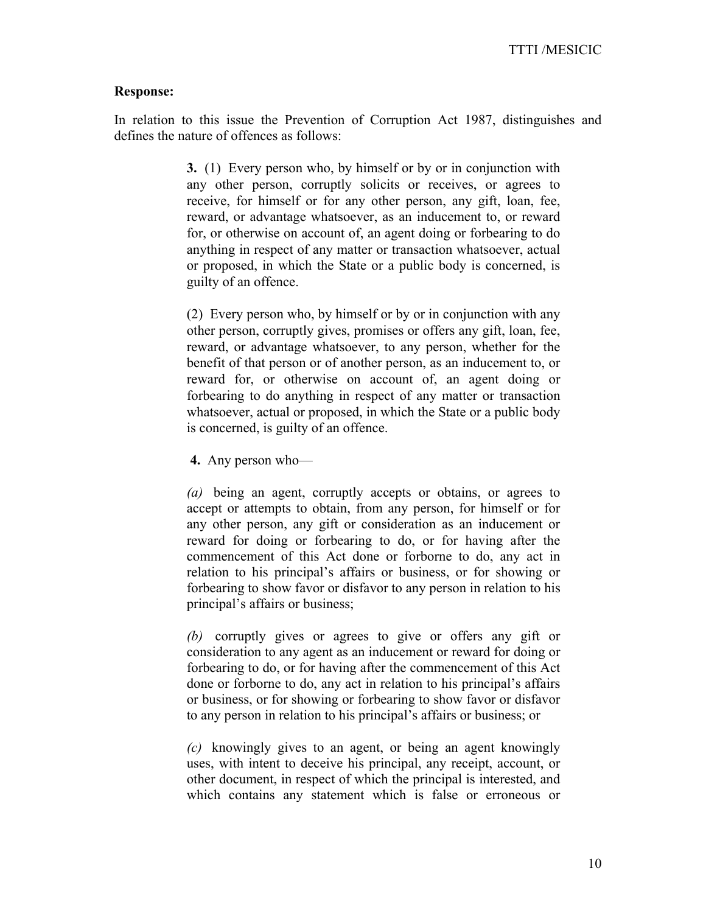**Response:**

In relation to this issue the Prevention of Corruption Act 1987, distinguishes and defines the nature of offences as follows:

> **3.** (1) Every person who, by himself or by or in conjunction with any other person, corruptly solicits or receives, or agrees to receive, for himself or for any other person, any gift, loan, fee, reward, or advantage whatsoever, as an inducement to, or reward for, or otherwise on account of, an agent doing or forbearing to do anything in respect of any matter or transaction whatsoever, actual or proposed, in which the State or a public body is concerned, is guilty of an offence.
>
> (2) Every person who, by himself or by or in conjunction with any other person, corruptly gives, promises or offers any gift, loan, fee, reward, or advantage whatsoever, to any person, whether for the benefit of that person or of another person, as an inducement to, or reward for, or otherwise on account of, an agent doing or forbearing to do anything in respect of any matter or transaction whatsoever, actual or proposed, in which the State or a public body is concerned, is guilty of an offence.
>
> **4.** Any person who—
>
> *(a)* being an agent, corruptly accepts or obtains, or agrees to accept or attempts to obtain, from any person, for himself or for any other person, any gift or consideration as an inducement or reward for doing or forbearing to do, or for having after the commencement of this Act done or forborne to do, any act in relation to his principal's affairs or business, or for showing or forbearing to show favor or disfavor to any person in relation to his principal's affairs or business;
>
> *(b)* corruptly gives or agrees to give or offers any gift or consideration to any agent as an inducement or reward for doing or forbearing to do, or for having after the commencement of this Act done or forborne to do, any act in relation to his principal's affairs or business, or for showing or forbearing to show favor or disfavor to any person in relation to his principal's affairs or business; or
>
> *(c)* knowingly gives to an agent, or being an agent knowingly uses, with intent to deceive his principal, any receipt, account, or other document, in respect of which the principal is interested, and which contains any statement which is false or erroneous or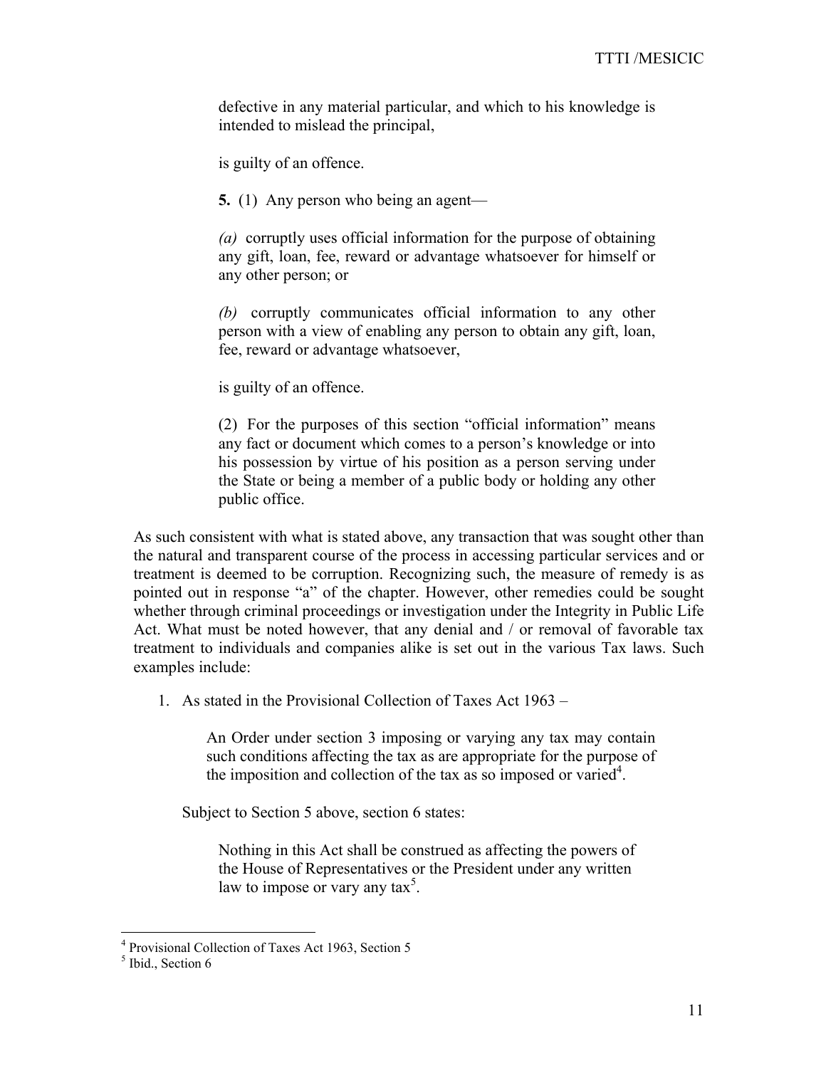defective in any material particular, and which to his knowledge is intended to mislead the principal,

is guilty of an offence.

**5.** (1) Any person who being an agent—

*(a)* corruptly uses official information for the purpose of obtaining any gift, loan, fee, reward or advantage whatsoever for himself or any other person; or

*(b)* corruptly communicates official information to any other person with a view of enabling any person to obtain any gift, loan, fee, reward or advantage whatsoever,

is guilty of an offence.

(2) For the purposes of this section "official information" means any fact or document which comes to a person's knowledge or into his possession by virtue of his position as a person serving under the State or being a member of a public body or holding any other public office.

As such consistent with what is stated above, any transaction that was sought other than the natural and transparent course of the process in accessing particular services and or treatment is deemed to be corruption. Recognizing such, the measure of remedy is as pointed out in response "a" of the chapter. However, other remedies could be sought whether through criminal proceedings or investigation under the Integrity in Public Life Act. What must be noted however, that any denial and / or removal of favorable tax treatment to individuals and companies alike is set out in the various Tax laws. Such examples include:

1. As stated in the Provisional Collection of Taxes Act 1963 –

   An Order under section 3 imposing or varying any tax may contain such conditions affecting the tax as are appropriate for the purpose of the imposition and collection of the tax as so imposed or varied[4].

   Subject to Section 5 above, section 6 states:

   Nothing in this Act shall be construed as affecting the powers of the House of Representatives or the President under any written law to impose or vary any tax[5].

---

[4] Provisional Collection of Taxes Act 1963, Section 5

[5] Ibid., Section 6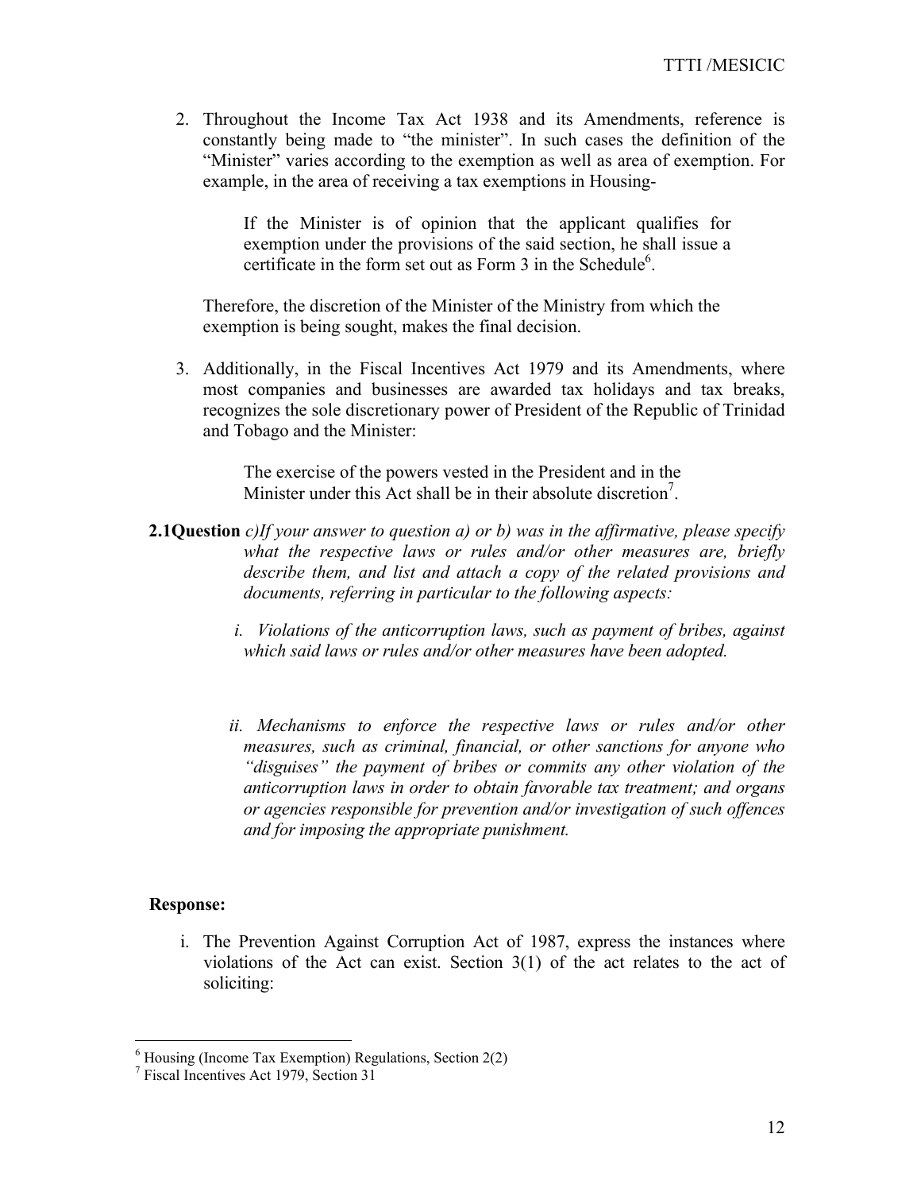2. Throughout the Income Tax Act 1938 and its Amendments, reference is constantly being made to "the minister". In such cases the definition of the "Minister" varies according to the exemption as well as area of exemption. For example, in the area of receiving a tax exemptions in Housing-

   > If the Minister is of opinion that the applicant qualifies for exemption under the provisions of the said section, he shall issue a certificate in the form set out as Form 3 in the Schedule[6].

   Therefore, the discretion of the Minister of the Ministry from which the exemption is being sought, makes the final decision.

3. Additionally, in the Fiscal Incentives Act 1979 and its Amendments, where most companies and businesses are awarded tax holidays and tax breaks, recognizes the sole discretionary power of President of the Republic of Trinidad and Tobago and the Minister:

   > The exercise of the powers vested in the President and in the Minister under this Act shall be in their absolute discretion[7].

**2.1Question** *c)If your answer to question a) or b) was in the affirmative, please specify what the respective laws or rules and/or other measures are, briefly describe them, and list and attach a copy of the related provisions and documents, referring in particular to the following aspects:*

*i. Violations of the anticorruption laws, such as payment of bribes, against which said laws or rules and/or other measures have been adopted.*

*ii. Mechanisms to enforce the respective laws or rules and/or other measures, such as criminal, financial, or other sanctions for anyone who "disguises" the payment of bribes or commits any other violation of the anticorruption laws in order to obtain favorable tax treatment; and organs or agencies responsible for prevention and/or investigation of such offences and for imposing the appropriate punishment.*

**Response:**

i. The Prevention Against Corruption Act of 1987, express the instances where violations of the Act can exist. Section 3(1) of the act relates to the act of soliciting:

---

[6] Housing (Income Tax Exemption) Regulations, Section 2(2)

[7] Fiscal Incentives Act 1979, Section 31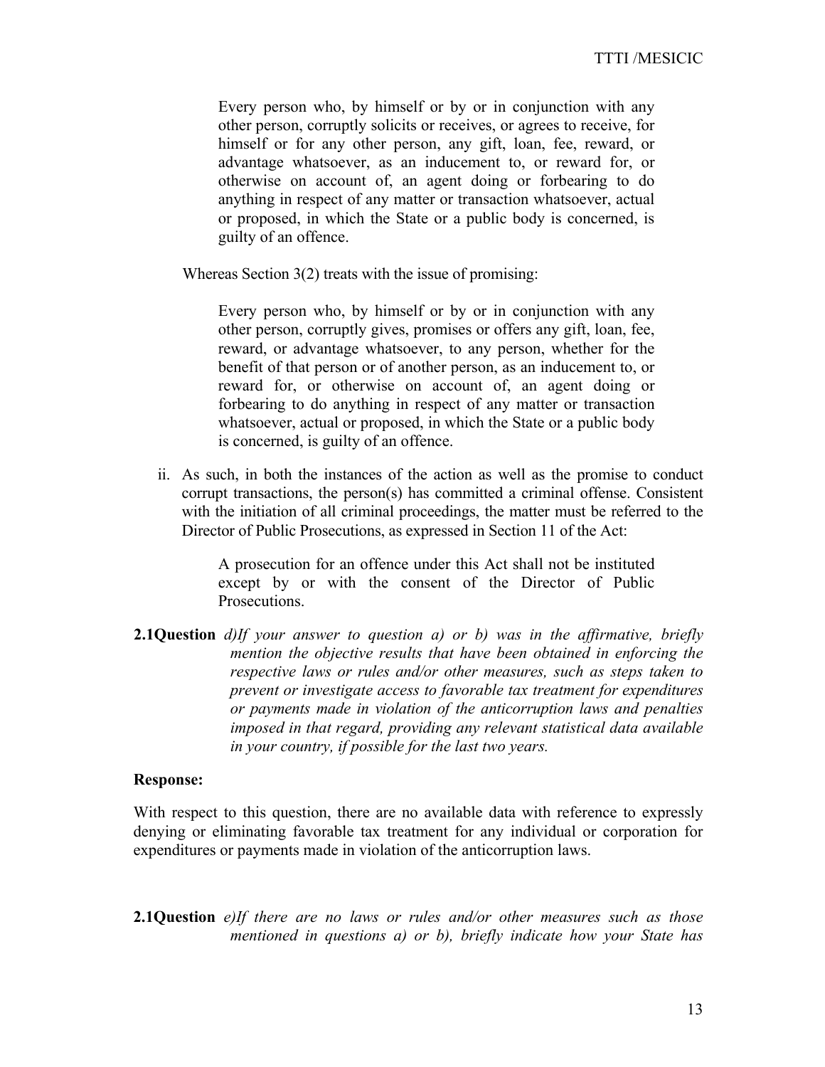> Every person who, by himself or by or in conjunction with any other person, corruptly solicits or receives, or agrees to receive, for himself or for any other person, any gift, loan, fee, reward, or advantage whatsoever, as an inducement to, or reward for, or otherwise on account of, an agent doing or forbearing to do anything in respect of any matter or transaction whatsoever, actual or proposed, in which the State or a public body is concerned, is guilty of an offence.

Whereas Section 3(2) treats with the issue of promising:

> Every person who, by himself or by or in conjunction with any other person, corruptly gives, promises or offers any gift, loan, fee, reward, or advantage whatsoever, to any person, whether for the benefit of that person or of another person, as an inducement to, or reward for, or otherwise on account of, an agent doing or forbearing to do anything in respect of any matter or transaction whatsoever, actual or proposed, in which the State or a public body is concerned, is guilty of an offence.

ii. As such, in both the instances of the action as well as the promise to conduct corrupt transactions, the person(s) has committed a criminal offense. Consistent with the initiation of all criminal proceedings, the matter must be referred to the Director of Public Prosecutions, as expressed in Section 11 of the Act:

> A prosecution for an offence under this Act shall not be instituted except by or with the consent of the Director of Public Prosecutions.

**2.1Question** *d)If your answer to question a) or b) was in the affirmative, briefly mention the objective results that have been obtained in enforcing the respective laws or rules and/or other measures, such as steps taken to prevent or investigate access to favorable tax treatment for expenditures or payments made in violation of the anticorruption laws and penalties imposed in that regard, providing any relevant statistical data available in your country, if possible for the last two years.*

**Response:**

With respect to this question, there are no available data with reference to expressly denying or eliminating favorable tax treatment for any individual or corporation for expenditures or payments made in violation of the anticorruption laws.

**2.1Question** *e)If there are no laws or rules and/or other measures such as those mentioned in questions a) or b), briefly indicate how your State has*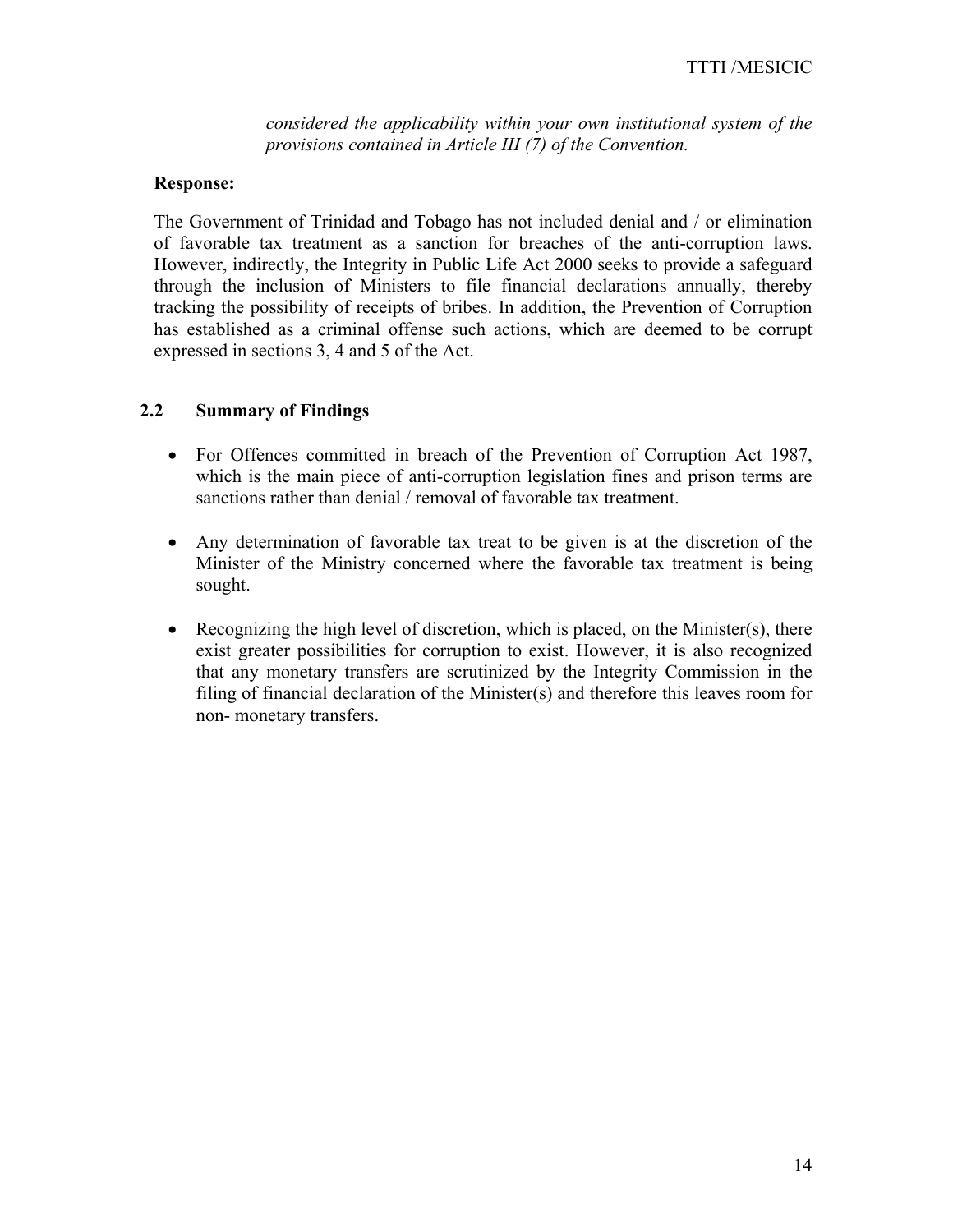*considered the applicability within your own institutional system of the provisions contained in Article III (7) of the Convention.*

**Response:**

The Government of Trinidad and Tobago has not included denial and / or elimination of favorable tax treatment as a sanction for breaches of the anti-corruption laws. However, indirectly, the Integrity in Public Life Act 2000 seeks to provide a safeguard through the inclusion of Ministers to file financial declarations annually, thereby tracking the possibility of receipts of bribes. In addition, the Prevention of Corruption has established as a criminal offense such actions, which are deemed to be corrupt expressed in sections 3, 4 and 5 of the Act.

## 2.2 Summary of Findings

- For Offences committed in breach of the Prevention of Corruption Act 1987, which is the main piece of anti-corruption legislation fines and prison terms are sanctions rather than denial / removal of favorable tax treatment.
- Any determination of favorable tax treat to be given is at the discretion of the Minister of the Ministry concerned where the favorable tax treatment is being sought.
- Recognizing the high level of discretion, which is placed, on the Minister(s), there exist greater possibilities for corruption to exist. However, it is also recognized that any monetary transfers are scrutinized by the Integrity Commission in the filing of financial declaration of the Minister(s) and therefore this leaves room for non- monetary transfers.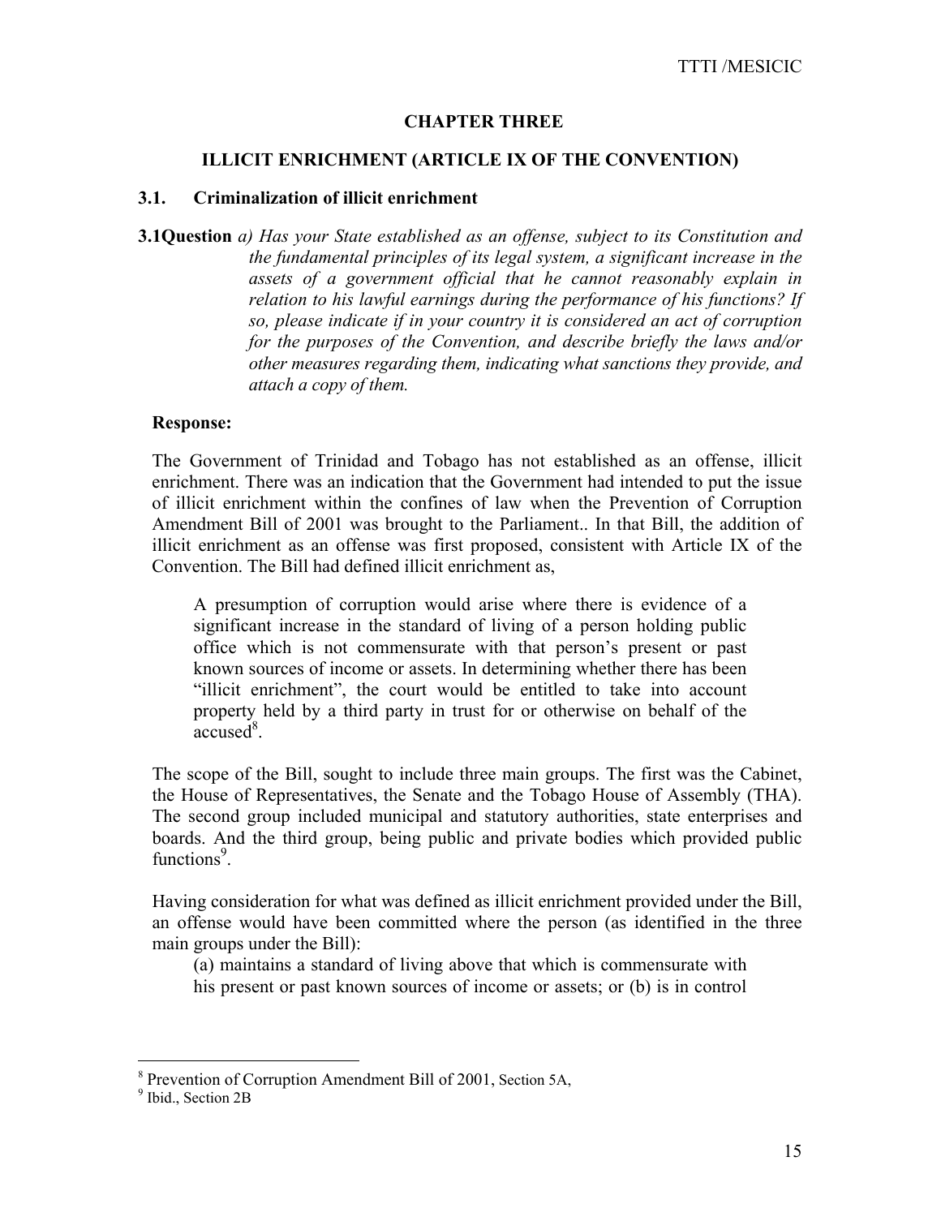## CHAPTER THREE

## ILLICIT ENRICHMENT (ARTICLE IX OF THE CONVENTION)

### 3.1. Criminalization of illicit enrichment

**3.1Question** *a) Has your State established as an offense, subject to its Constitution and the fundamental principles of its legal system, a significant increase in the assets of a government official that he cannot reasonably explain in relation to his lawful earnings during the performance of his functions? If so, please indicate if in your country it is considered an act of corruption for the purposes of the Convention, and describe briefly the laws and/or other measures regarding them, indicating what sanctions they provide, and attach a copy of them.*

**Response:**

The Government of Trinidad and Tobago has not established as an offense, illicit enrichment. There was an indication that the Government had intended to put the issue of illicit enrichment within the confines of law when the Prevention of Corruption Amendment Bill of 2001 was brought to the Parliament.. In that Bill, the addition of illicit enrichment as an offense was first proposed, consistent with Article IX of the Convention. The Bill had defined illicit enrichment as,

> A presumption of corruption would arise where there is evidence of a significant increase in the standard of living of a person holding public office which is not commensurate with that person's present or past known sources of income or assets. In determining whether there has been "illicit enrichment", the court would be entitled to take into account property held by a third party in trust for or otherwise on behalf of the accused[8].

The scope of the Bill, sought to include three main groups. The first was the Cabinet, the House of Representatives, the Senate and the Tobago House of Assembly (THA). The second group included municipal and statutory authorities, state enterprises and boards. And the third group, being public and private bodies which provided public functions[9].

Having consideration for what was defined as illicit enrichment provided under the Bill, an offense would have been committed where the person (as identified in the three main groups under the Bill):

> (a) maintains a standard of living above that which is commensurate with his present or past known sources of income or assets; or (b) is in control

[8] Prevention of Corruption Amendment Bill of 2001, Section 5A,

[9] Ibid., Section 2B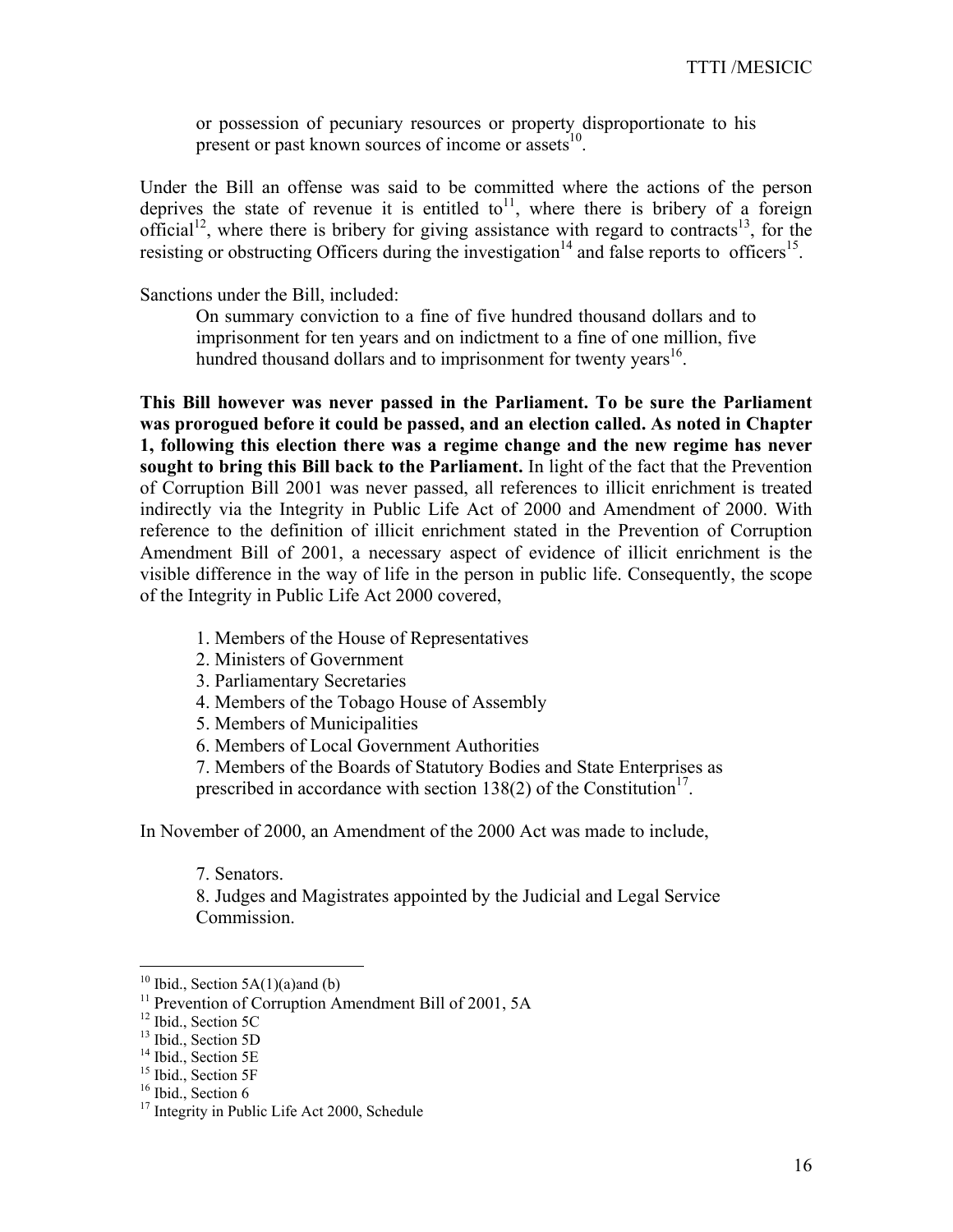or possession of pecuniary resources or property disproportionate to his present or past known sources of income or assets[10].

Under the Bill an offense was said to be committed where the actions of the person deprives the state of revenue it is entitled to[11], where there is bribery of a foreign official[12], where there is bribery for giving assistance with regard to contracts[13], for the resisting or obstructing Officers during the investigation[14] and false reports to officers[15].

Sanctions under the Bill, included:

> On summary conviction to a fine of five hundred thousand dollars and to imprisonment for ten years and on indictment to a fine of one million, five hundred thousand dollars and to imprisonment for twenty years[16].

**This Bill however was never passed in the Parliament. To be sure the Parliament was prorogued before it could be passed, and an election called. As noted in Chapter 1, following this election there was a regime change and the new regime has never sought to bring this Bill back to the Parliament.** In light of the fact that the Prevention of Corruption Bill 2001 was never passed, all references to illicit enrichment is treated indirectly via the Integrity in Public Life Act of 2000 and Amendment of 2000. With reference to the definition of illicit enrichment stated in the Prevention of Corruption Amendment Bill of 2001, a necessary aspect of evidence of illicit enrichment is the visible difference in the way of life in the person in public life. Consequently, the scope of the Integrity in Public Life Act 2000 covered,

1. Members of the House of Representatives
2. Ministers of Government
3. Parliamentary Secretaries
4. Members of the Tobago House of Assembly
5. Members of Municipalities
6. Members of Local Government Authorities
7. Members of the Boards of Statutory Bodies and State Enterprises as prescribed in accordance with section 138(2) of the Constitution[17].

In November of 2000, an Amendment of the 2000 Act was made to include,

7. Senators.
8. Judges and Magistrates appointed by the Judicial and Legal Service Commission.

---

[10] Ibid., Section 5A(1)(a)and (b)
[11] Prevention of Corruption Amendment Bill of 2001, 5A
[12] Ibid., Section 5C
[13] Ibid., Section 5D
[14] Ibid., Section 5E
[15] Ibid., Section 5F
[16] Ibid., Section 6
[17] Integrity in Public Life Act 2000, Schedule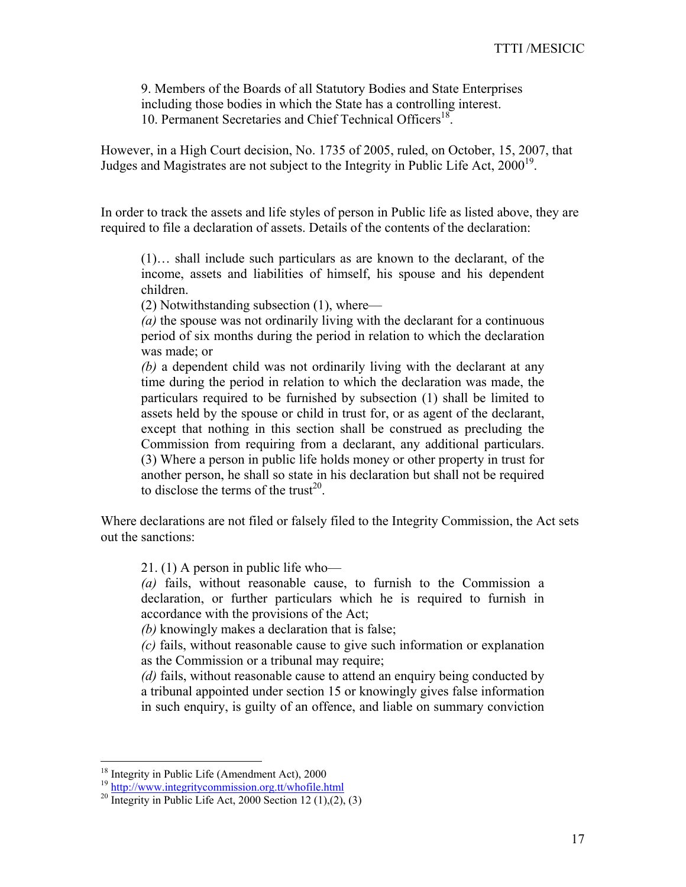9. Members of the Boards of all Statutory Bodies and State Enterprises including those bodies in which the State has a controlling interest.
10. Permanent Secretaries and Chief Technical Officers[18].

However, in a High Court decision, No. 1735 of 2005, ruled, on October, 15, 2007, that Judges and Magistrates are not subject to the Integrity in Public Life Act, 2000[19].

In order to track the assets and life styles of person in Public life as listed above, they are required to file a declaration of assets. Details of the contents of the declaration:

> (1)… shall include such particulars as are known to the declarant, of the income, assets and liabilities of himself, his spouse and his dependent children.
> (2) Notwithstanding subsection (1), where—
> *(a)* the spouse was not ordinarily living with the declarant for a continuous period of six months during the period in relation to which the declaration was made; or
> *(b)* a dependent child was not ordinarily living with the declarant at any time during the period in relation to which the declaration was made, the particulars required to be furnished by subsection (1) shall be limited to assets held by the spouse or child in trust for, or as agent of the declarant, except that nothing in this section shall be construed as precluding the Commission from requiring from a declarant, any additional particulars.
> (3) Where a person in public life holds money or other property in trust for another person, he shall so state in his declaration but shall not be required to disclose the terms of the trust[20].

Where declarations are not filed or falsely filed to the Integrity Commission, the Act sets out the sanctions:

> 21. (1) A person in public life who—
> *(a)* fails, without reasonable cause, to furnish to the Commission a declaration, or further particulars which he is required to furnish in accordance with the provisions of the Act;
> *(b)* knowingly makes a declaration that is false;
> *(c)* fails, without reasonable cause to give such information or explanation as the Commission or a tribunal may require;
> *(d)* fails, without reasonable cause to attend an enquiry being conducted by a tribunal appointed under section 15 or knowingly gives false information in such enquiry, is guilty of an offence, and liable on summary conviction

---

[18] Integrity in Public Life (Amendment Act), 2000
[19] http://www.integritycommission.org.tt/whofile.html
[20] Integrity in Public Life Act, 2000 Section 12 (1),(2), (3)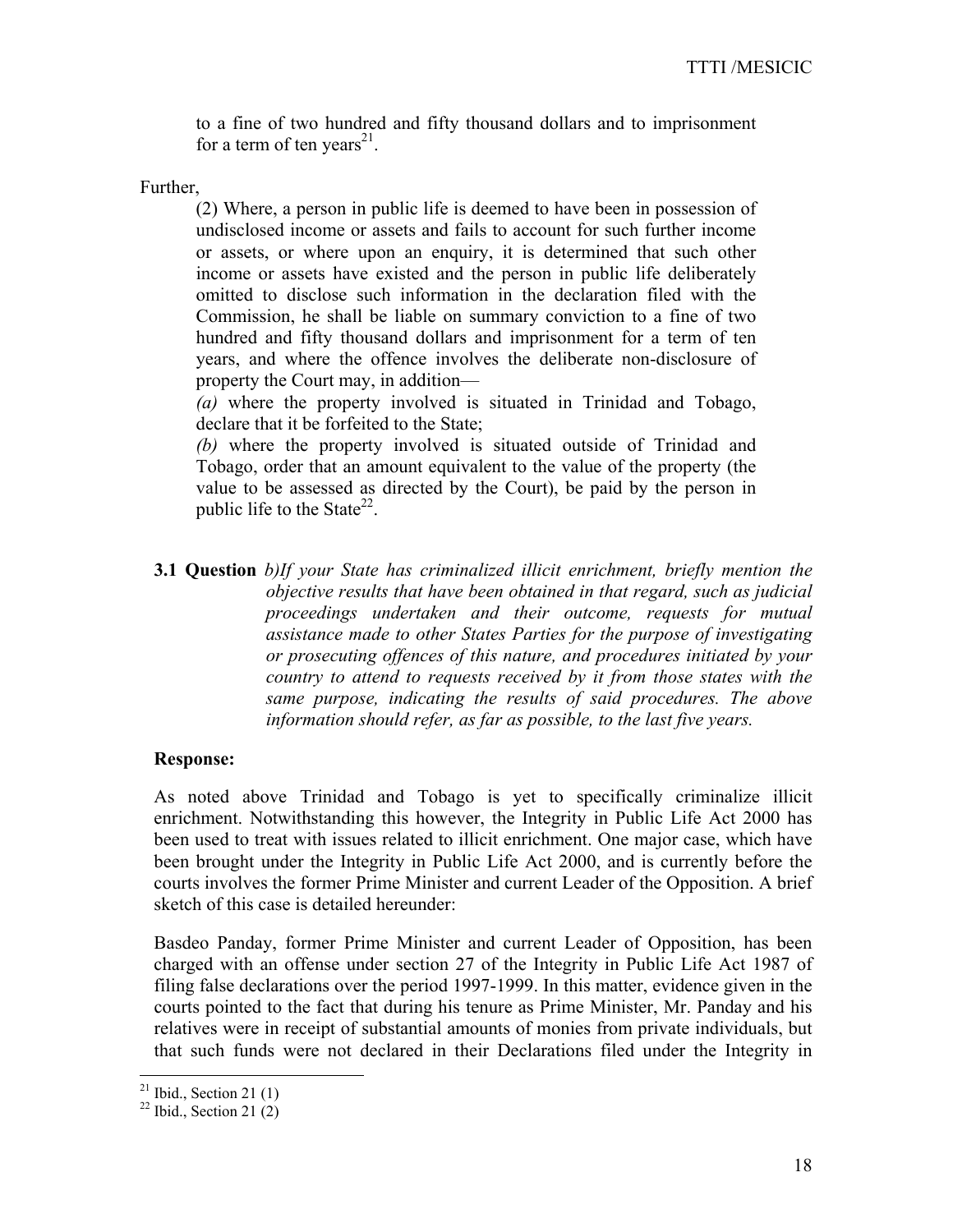to a fine of two hundred and fifty thousand dollars and to imprisonment for a term of ten years[21].

Further,

> (2) Where, a person in public life is deemed to have been in possession of undisclosed income or assets and fails to account for such further income or assets, or where upon an enquiry, it is determined that such other income or assets have existed and the person in public life deliberately omitted to disclose such information in the declaration filed with the Commission, he shall be liable on summary conviction to a fine of two hundred and fifty thousand dollars and imprisonment for a term of ten years, and where the offence involves the deliberate non-disclosure of property the Court may, in addition—
>
> *(a)* where the property involved is situated in Trinidad and Tobago, declare that it be forfeited to the State;
>
> *(b)* where the property involved is situated outside of Trinidad and Tobago, order that an amount equivalent to the value of the property (the value to be assessed as directed by the Court), be paid by the person in public life to the State[22].

**3.1 Question** *b)If your State has criminalized illicit enrichment, briefly mention the objective results that have been obtained in that regard, such as judicial proceedings undertaken and their outcome, requests for mutual assistance made to other States Parties for the purpose of investigating or prosecuting offences of this nature, and procedures initiated by your country to attend to requests received by it from those states with the same purpose, indicating the results of said procedures. The above information should refer, as far as possible, to the last five years.*

**Response:**

As noted above Trinidad and Tobago is yet to specifically criminalize illicit enrichment. Notwithstanding this however, the Integrity in Public Life Act 2000 has been used to treat with issues related to illicit enrichment. One major case, which have been brought under the Integrity in Public Life Act 2000, and is currently before the courts involves the former Prime Minister and current Leader of the Opposition. A brief sketch of this case is detailed hereunder:

Basdeo Panday, former Prime Minister and current Leader of Opposition, has been charged with an offense under section 27 of the Integrity in Public Life Act 1987 of filing false declarations over the period 1997-1999. In this matter, evidence given in the courts pointed to the fact that during his tenure as Prime Minister, Mr. Panday and his relatives were in receipt of substantial amounts of monies from private individuals, but that such funds were not declared in their Declarations filed under the Integrity in

---

[21] Ibid., Section 21 (1)

[22] Ibid., Section 21 (2)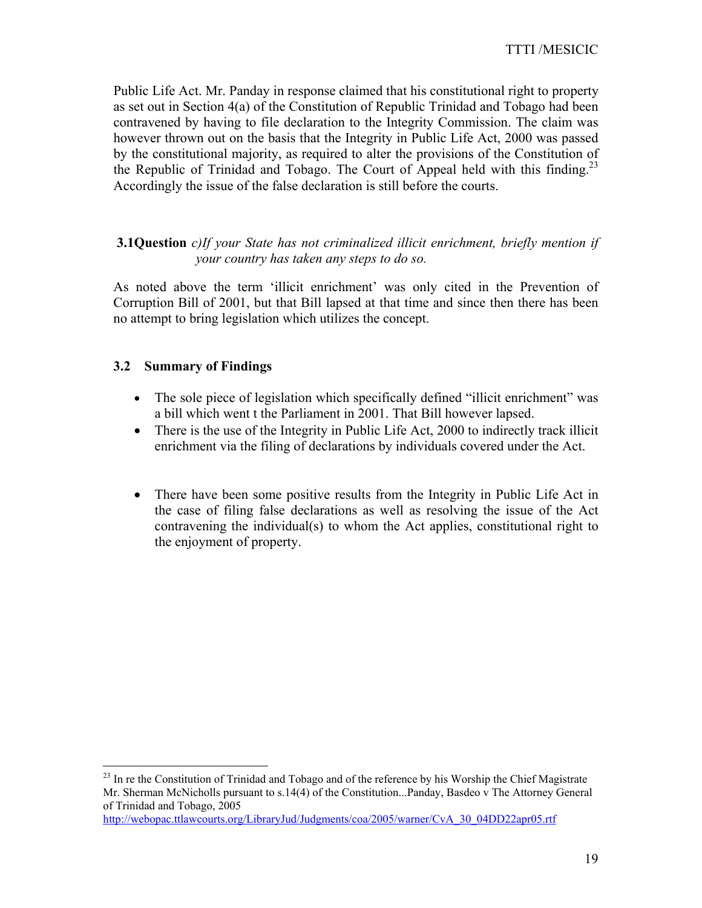Public Life Act. Mr. Panday in response claimed that his constitutional right to property as set out in Section 4(a) of the Constitution of Republic Trinidad and Tobago had been contravened by having to file declaration to the Integrity Commission. The claim was however thrown out on the basis that the Integrity in Public Life Act, 2000 was passed by the constitutional majority, as required to alter the provisions of the Constitution of the Republic of Trinidad and Tobago. The Court of Appeal held with this finding.[23] Accordingly the issue of the false declaration is still before the courts.

**3.1Question** *c)If your State has not criminalized illicit enrichment, briefly mention if your country has taken any steps to do so.*

As noted above the term 'illicit enrichment' was only cited in the Prevention of Corruption Bill of 2001, but that Bill lapsed at that time and since then there has been no attempt to bring legislation which utilizes the concept.

### 3.2 Summary of Findings

- The sole piece of legislation which specifically defined "illicit enrichment" was a bill which went t the Parliament in 2001. That Bill however lapsed.
- There is the use of the Integrity in Public Life Act, 2000 to indirectly track illicit enrichment via the filing of declarations by individuals covered under the Act.
- There have been some positive results from the Integrity in Public Life Act in the case of filing false declarations as well as resolving the issue of the Act contravening the individual(s) to whom the Act applies, constitutional right to the enjoyment of property.

---

[23] In re the Constitution of Trinidad and Tobago and of the reference by his Worship the Chief Magistrate Mr. Sherman McNicholls pursuant to s.14(4) of the Constitution...Panday, Basdeo v The Attorney General of Trinidad and Tobago, 2005 http://webopac.ttlawcourts.org/LibraryJud/Judgments/coa/2005/warner/CvA_30_04DD22apr05.rtf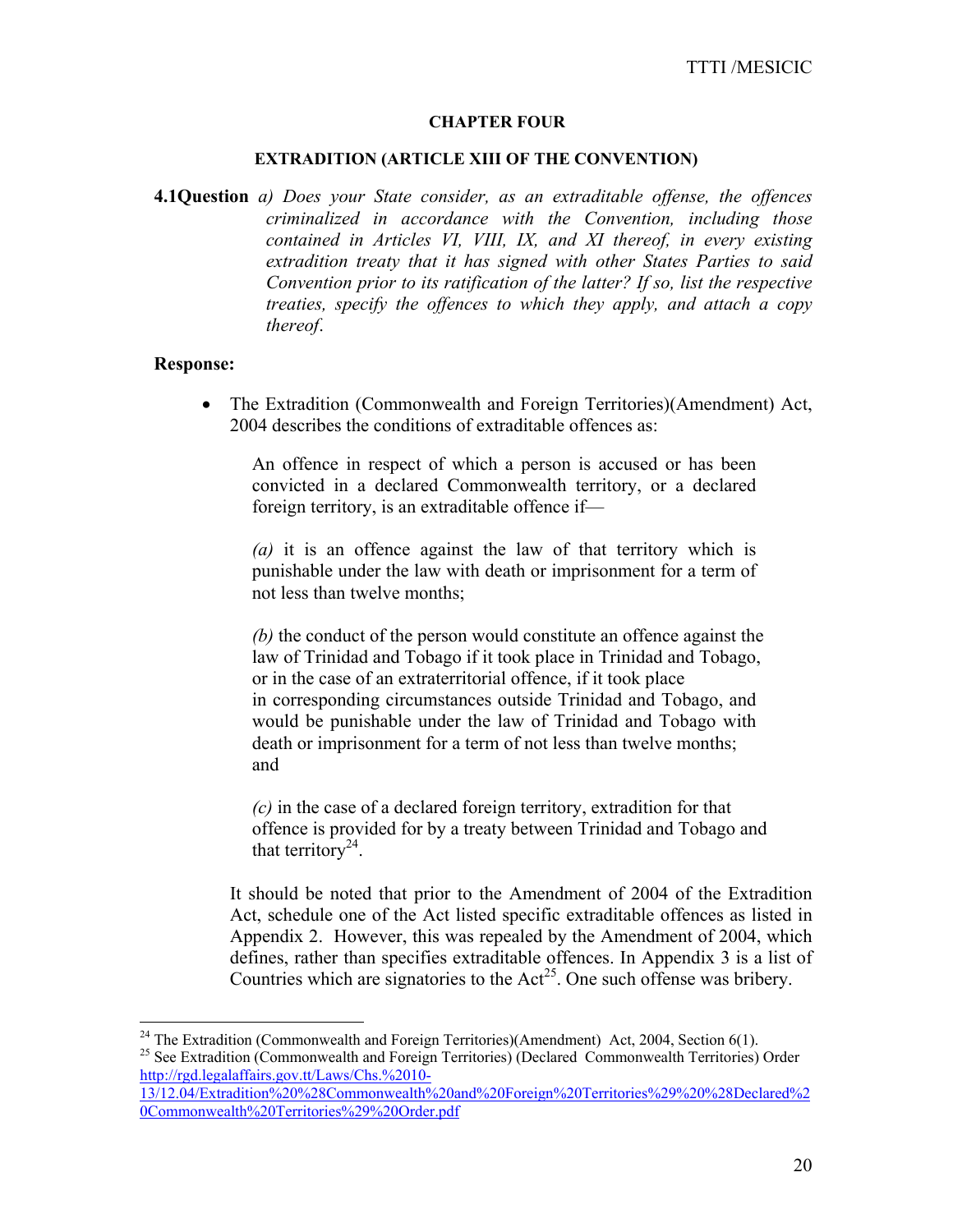**CHAPTER FOUR**

**EXTRADITION (ARTICLE XIII OF THE CONVENTION)**

**4.1Question** *a) Does your State consider, as an extraditable offense, the offences criminalized in accordance with the Convention, including those contained in Articles VI, VIII, IX, and XI thereof, in every existing extradition treaty that it has signed with other States Parties to said Convention prior to its ratification of the latter? If so, list the respective treaties, specify the offences to which they apply, and attach a copy thereof.*

**Response:**

- The Extradition (Commonwealth and Foreign Territories)(Amendment) Act, 2004 describes the conditions of extraditable offences as:

  An offence in respect of which a person is accused or has been convicted in a declared Commonwealth territory, or a declared foreign territory, is an extraditable offence if—

  *(a)* it is an offence against the law of that territory which is punishable under the law with death or imprisonment for a term of not less than twelve months;

  *(b)* the conduct of the person would constitute an offence against the law of Trinidad and Tobago if it took place in Trinidad and Tobago, or in the case of an extraterritorial offence, if it took place in corresponding circumstances outside Trinidad and Tobago, and would be punishable under the law of Trinidad and Tobago with death or imprisonment for a term of not less than twelve months; and

  *(c)* in the case of a declared foreign territory, extradition for that offence is provided for by a treaty between Trinidad and Tobago and that territory[24].

  It should be noted that prior to the Amendment of 2004 of the Extradition Act, schedule one of the Act listed specific extraditable offences as listed in Appendix 2. However, this was repealed by the Amendment of 2004, which defines, rather than specifies extraditable offences. In Appendix 3 is a list of Countries which are signatories to the Act[25]. One such offense was bribery.

---

[24] The Extradition (Commonwealth and Foreign Territories)(Amendment) Act, 2004, Section 6(1).

[25] See Extradition (Commonwealth and Foreign Territories) (Declared Commonwealth Territories) Order http://rgd.legalaffairs.gov.tt/Laws/Chs.%2010-13/12.04/Extradition%20%28Commonwealth%20and%20Foreign%20Territories%29%20%28Declared%20Commonwealth%20Territories%29%20Order.pdf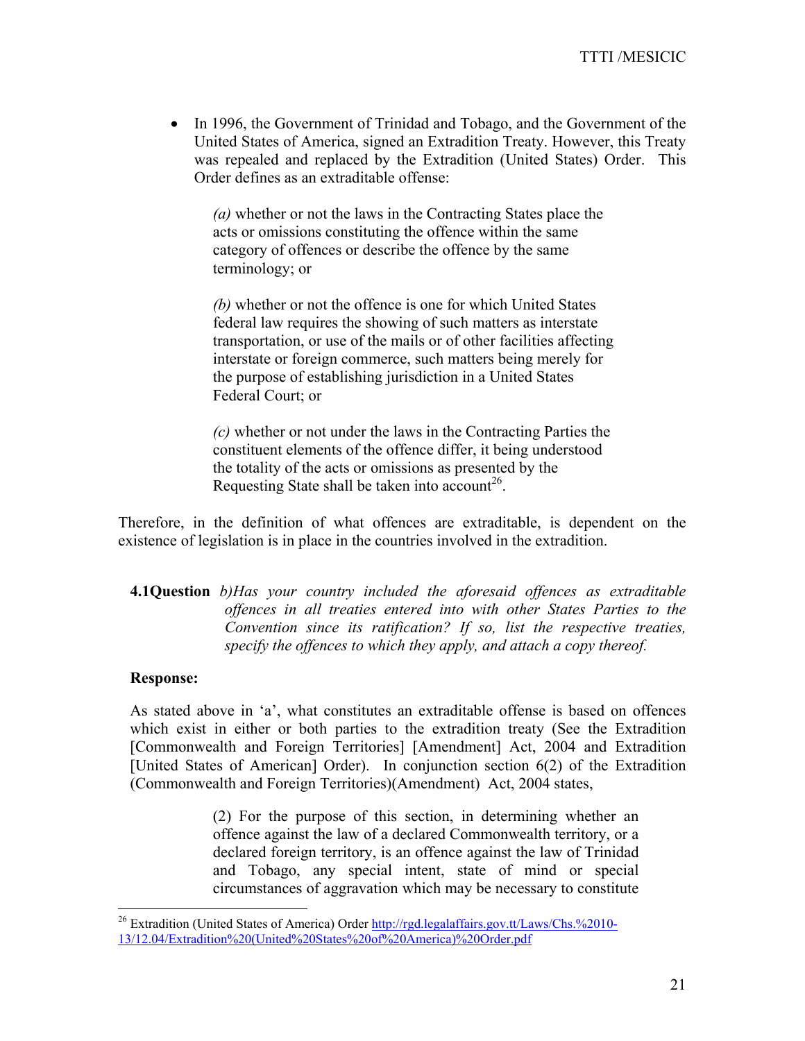- In 1996, the Government of Trinidad and Tobago, and the Government of the United States of America, signed an Extradition Treaty. However, this Treaty was repealed and replaced by the Extradition (United States) Order. This Order defines as an extraditable offense:

  > *(a)* whether or not the laws in the Contracting States place the acts or omissions constituting the offence within the same category of offences or describe the offence by the same terminology; or
  >
  > *(b)* whether or not the offence is one for which United States federal law requires the showing of such matters as interstate transportation, or use of the mails or of other facilities affecting interstate or foreign commerce, such matters being merely for the purpose of establishing jurisdiction in a United States Federal Court; or
  >
  > *(c)* whether or not under the laws in the Contracting Parties the constituent elements of the offence differ, it being understood the totality of the acts or omissions as presented by the Requesting State shall be taken into account[26].

Therefore, in the definition of what offences are extraditable, is dependent on the existence of legislation is in place in the countries involved in the extradition.

**4.1Question** *b)Has your country included the aforesaid offences as extraditable offences in all treaties entered into with other States Parties to the Convention since its ratification? If so, list the respective treaties, specify the offences to which they apply, and attach a copy thereof.*

**Response:**

As stated above in 'a', what constitutes an extraditable offense is based on offences which exist in either or both parties to the extradition treaty (See the Extradition [Commonwealth and Foreign Territories] [Amendment] Act, 2004 and Extradition [United States of American] Order). In conjunction section 6(2) of the Extradition (Commonwealth and Foreign Territories)(Amendment) Act, 2004 states,

> (2) For the purpose of this section, in determining whether an offence against the law of a declared Commonwealth territory, or a declared foreign territory, is an offence against the law of Trinidad and Tobago, any special intent, state of mind or special circumstances of aggravation which may be necessary to constitute

---

[26] Extradition (United States of America) Order http://rgd.legalaffairs.gov.tt/Laws/Chs.%2010-13/12.04/Extradition%20(United%20States%20of%20America)%20Order.pdf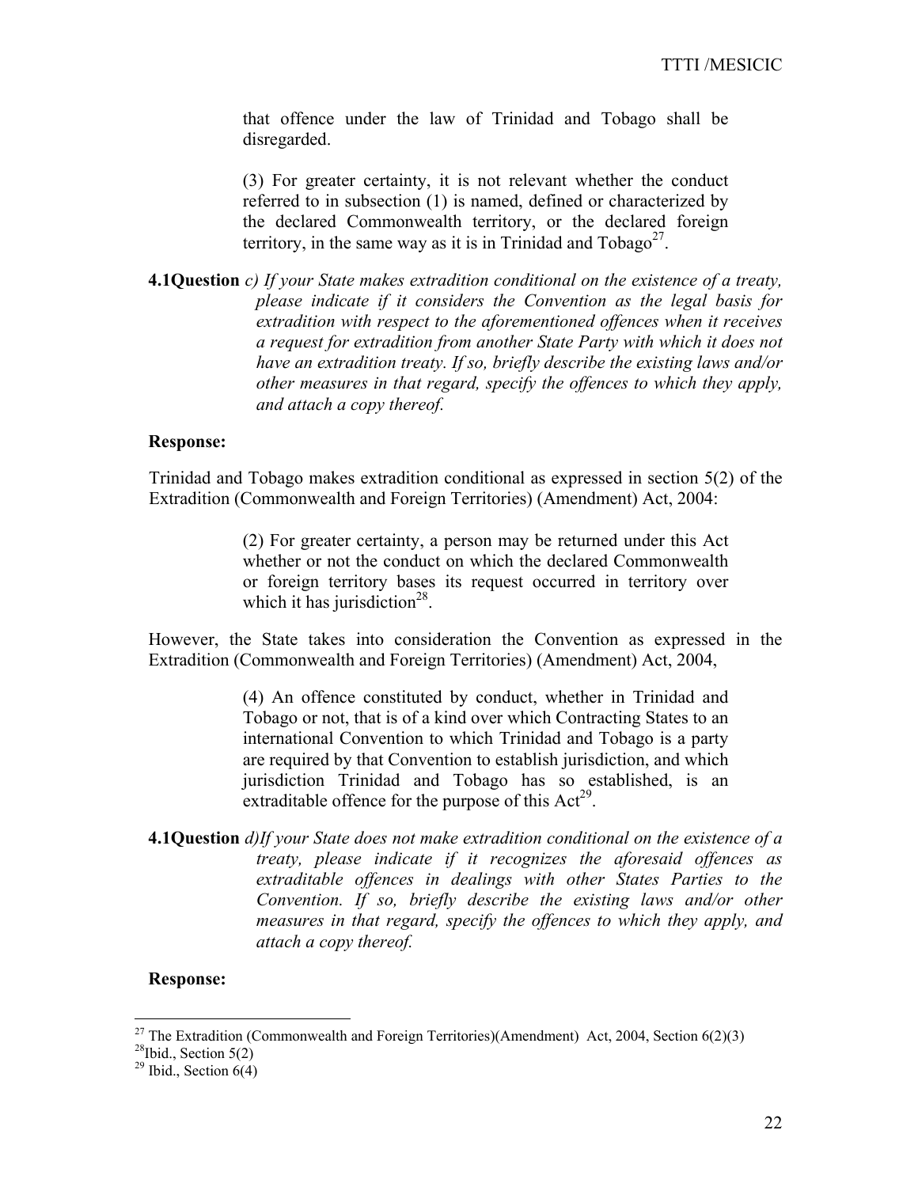> that offence under the law of Trinidad and Tobago shall be disregarded.
>
> (3) For greater certainty, it is not relevant whether the conduct referred to in subsection (1) is named, defined or characterized by the declared Commonwealth territory, or the declared foreign territory, in the same way as it is in Trinidad and Tobago[27].

**4.1Question** *c) If your State makes extradition conditional on the existence of a treaty, please indicate if it considers the Convention as the legal basis for extradition with respect to the aforementioned offences when it receives a request for extradition from another State Party with which it does not have an extradition treaty. If so, briefly describe the existing laws and/or other measures in that regard, specify the offences to which they apply, and attach a copy thereof.*

**Response:**

Trinidad and Tobago makes extradition conditional as expressed in section 5(2) of the Extradition (Commonwealth and Foreign Territories) (Amendment) Act, 2004:

> (2) For greater certainty, a person may be returned under this Act whether or not the conduct on which the declared Commonwealth or foreign territory bases its request occurred in territory over which it has jurisdiction[28].

However, the State takes into consideration the Convention as expressed in the Extradition (Commonwealth and Foreign Territories) (Amendment) Act, 2004,

> (4) An offence constituted by conduct, whether in Trinidad and Tobago or not, that is of a kind over which Contracting States to an international Convention to which Trinidad and Tobago is a party are required by that Convention to establish jurisdiction, and which jurisdiction Trinidad and Tobago has so established, is an extraditable offence for the purpose of this Act[29].

**4.1Question** *d)If your State does not make extradition conditional on the existence of a treaty, please indicate if it recognizes the aforesaid offences as extraditable offences in dealings with other States Parties to the Convention. If so, briefly describe the existing laws and/or other measures in that regard, specify the offences to which they apply, and attach a copy thereof.*

**Response:**

---

[27] The Extradition (Commonwealth and Foreign Territories)(Amendment) Act, 2004, Section 6(2)(3)

[28] Ibid., Section 5(2)

[29] Ibid., Section 6(4)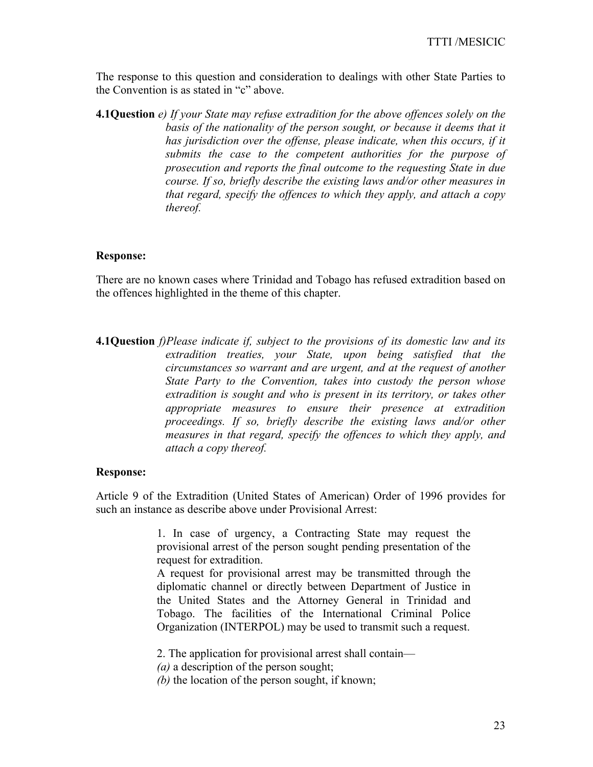The response to this question and consideration to dealings with other State Parties to the Convention is as stated in "c" above.

**4.1Question** *e) If your State may refuse extradition for the above offences solely on the basis of the nationality of the person sought, or because it deems that it has jurisdiction over the offense, please indicate, when this occurs, if it submits the case to the competent authorities for the purpose of prosecution and reports the final outcome to the requesting State in due course. If so, briefly describe the existing laws and/or other measures in that regard, specify the offences to which they apply, and attach a copy thereof.*

**Response:**

There are no known cases where Trinidad and Tobago has refused extradition based on the offences highlighted in the theme of this chapter.

**4.1Question** *f)Please indicate if, subject to the provisions of its domestic law and its extradition treaties, your State, upon being satisfied that the circumstances so warrant and are urgent, and at the request of another State Party to the Convention, takes into custody the person whose extradition is sought and who is present in its territory, or takes other appropriate measures to ensure their presence at extradition proceedings. If so, briefly describe the existing laws and/or other measures in that regard, specify the offences to which they apply, and attach a copy thereof.*

**Response:**

Article 9 of the Extradition (United States of American) Order of 1996 provides for such an instance as describe above under Provisional Arrest:

> 1. In case of urgency, a Contracting State may request the provisional arrest of the person sought pending presentation of the request for extradition.
> A request for provisional arrest may be transmitted through the diplomatic channel or directly between Department of Justice in the United States and the Attorney General in Trinidad and Tobago. The facilities of the International Criminal Police Organization (INTERPOL) may be used to transmit such a request.
>
> 2. The application for provisional arrest shall contain—
> *(a)* a description of the person sought;
> *(b)* the location of the person sought, if known;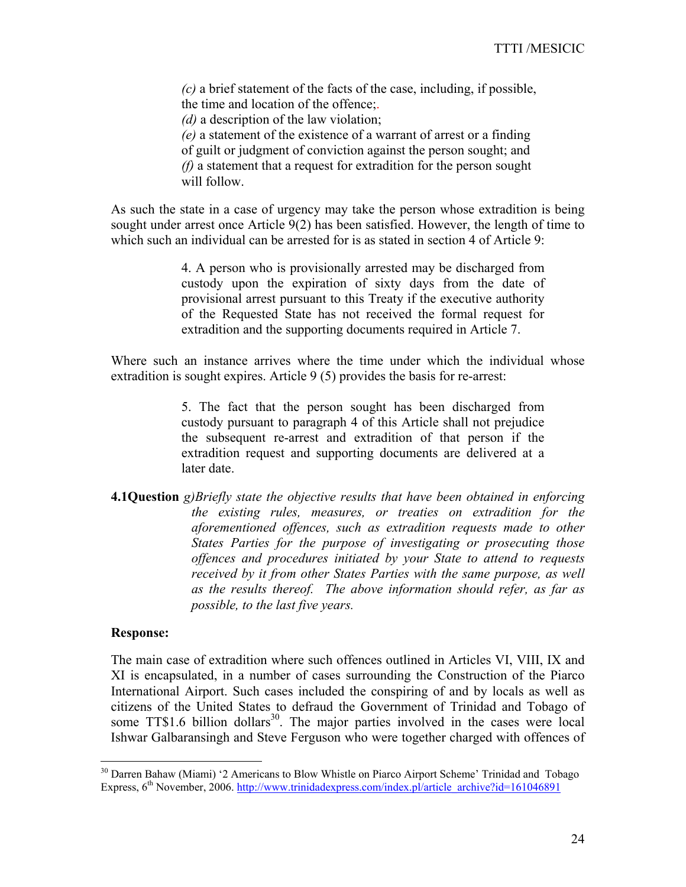> *(c)* a brief statement of the facts of the case, including, if possible, the time and location of the offence;.
> *(d)* a description of the law violation;
> *(e)* a statement of the existence of a warrant of arrest or a finding of guilt or judgment of conviction against the person sought; and
> *(f)* a statement that a request for extradition for the person sought will follow.

As such the state in a case of urgency may take the person whose extradition is being sought under arrest once Article 9(2) has been satisfied. However, the length of time to which such an individual can be arrested for is as stated in section 4 of Article 9:

> 4. A person who is provisionally arrested may be discharged from custody upon the expiration of sixty days from the date of provisional arrest pursuant to this Treaty if the executive authority of the Requested State has not received the formal request for extradition and the supporting documents required in Article 7.

Where such an instance arrives where the time under which the individual whose extradition is sought expires. Article 9 (5) provides the basis for re-arrest:

> 5. The fact that the person sought has been discharged from custody pursuant to paragraph 4 of this Article shall not prejudice the subsequent re-arrest and extradition of that person if the extradition request and supporting documents are delivered at a later date.

**4.1Question** *g)Briefly state the objective results that have been obtained in enforcing the existing rules, measures, or treaties on extradition for the aforementioned offences, such as extradition requests made to other States Parties for the purpose of investigating or prosecuting those offences and procedures initiated by your State to attend to requests received by it from other States Parties with the same purpose, as well as the results thereof. The above information should refer, as far as possible, to the last five years.*

**Response:**

The main case of extradition where such offences outlined in Articles VI, VIII, IX and XI is encapsulated, in a number of cases surrounding the Construction of the Piarco International Airport. Such cases included the conspiring of and by locals as well as citizens of the United States to defraud the Government of Trinidad and Tobago of some TT$1.6 billion dollars[30]. The major parties involved in the cases were local Ishwar Galbaransingh and Steve Ferguson who were together charged with offences of

[30] Darren Bahaw (Miami) '2 Americans to Blow Whistle on Piarco Airport Scheme' Trinidad and Tobago Express, 6th November, 2006. http://www.trinidadexpress.com/index.pl/article_archive?id=161046891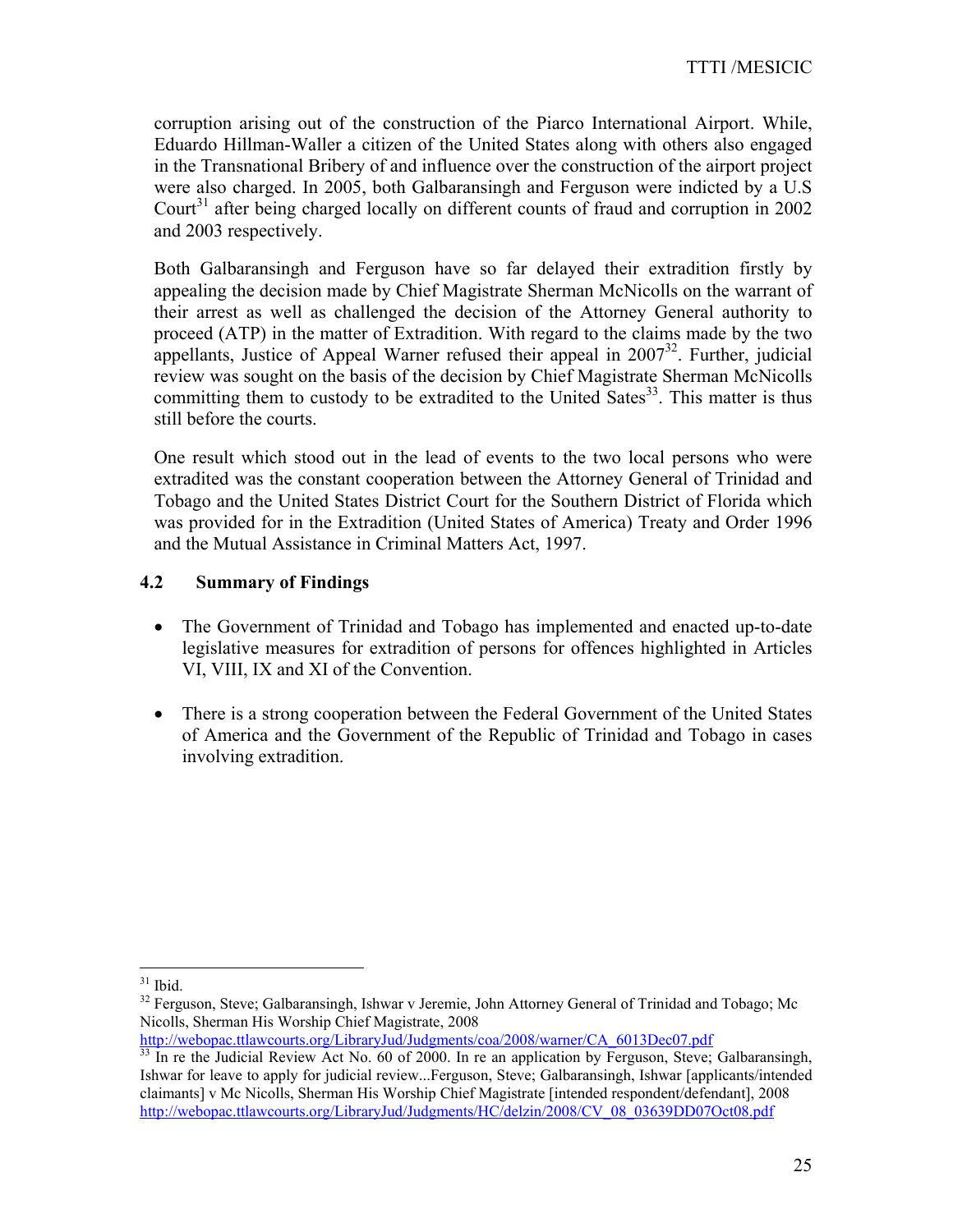corruption arising out of the construction of the Piarco International Airport. While, Eduardo Hillman-Waller a citizen of the United States along with others also engaged in the Transnational Bribery of and influence over the construction of the airport project were also charged. In 2005, both Galbaransingh and Ferguson were indicted by a U.S Court[31] after being charged locally on different counts of fraud and corruption in 2002 and 2003 respectively.

Both Galbaransingh and Ferguson have so far delayed their extradition firstly by appealing the decision made by Chief Magistrate Sherman McNicolls on the warrant of their arrest as well as challenged the decision of the Attorney General authority to proceed (ATP) in the matter of Extradition. With regard to the claims made by the two appellants, Justice of Appeal Warner refused their appeal in 2007[32]. Further, judicial review was sought on the basis of the decision by Chief Magistrate Sherman McNicolls committing them to custody to be extradited to the United Sates[33]. This matter is thus still before the courts.

One result which stood out in the lead of events to the two local persons who were extradited was the constant cooperation between the Attorney General of Trinidad and Tobago and the United States District Court for the Southern District of Florida which was provided for in the Extradition (United States of America) Treaty and Order 1996 and the Mutual Assistance in Criminal Matters Act, 1997.

### 4.2 Summary of Findings

- The Government of Trinidad and Tobago has implemented and enacted up-to-date legislative measures for extradition of persons for offences highlighted in Articles VI, VIII, IX and XI of the Convention.

- There is a strong cooperation between the Federal Government of the United States of America and the Government of the Republic of Trinidad and Tobago in cases involving extradition.

---

[31] Ibid.

[32] Ferguson, Steve; Galbaransingh, Ishwar v Jeremie, John Attorney General of Trinidad and Tobago; Mc Nicolls, Sherman His Worship Chief Magistrate, 2008 http://webopac.ttlawcourts.org/LibraryJud/Judgments/coa/2008/warner/CA_6013Dec07.pdf

[33] In re the Judicial Review Act No. 60 of 2000. In re an application by Ferguson, Steve; Galbaransingh, Ishwar for leave to apply for judicial review...Ferguson, Steve; Galbaransingh, Ishwar [applicants/intended claimants] v Mc Nicolls, Sherman His Worship Chief Magistrate [intended respondent/defendant], 2008 http://webopac.ttlawcourts.org/LibraryJud/Judgments/HC/delzin/2008/CV_08_03639DD07Oct08.pdf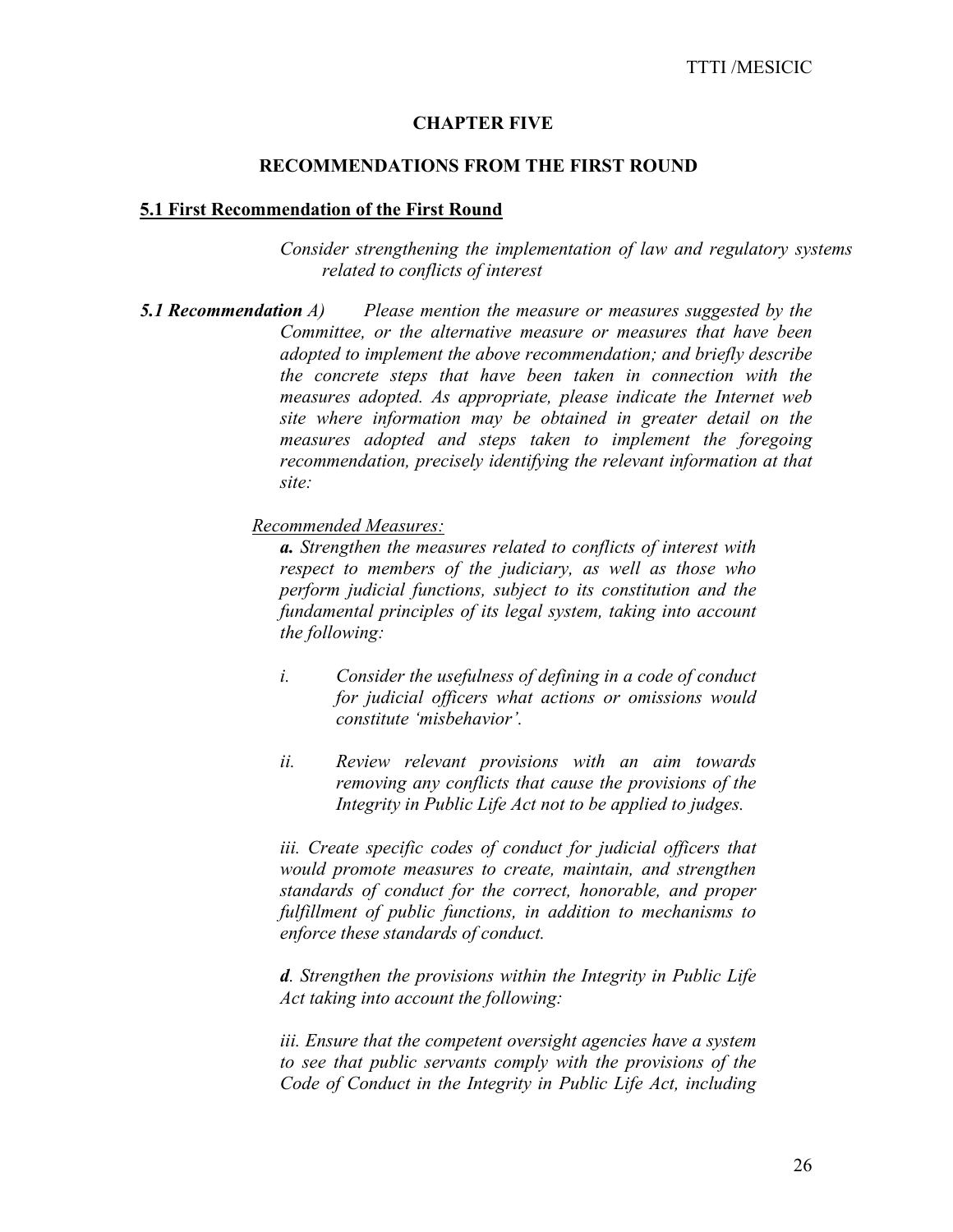## CHAPTER FIVE

## RECOMMENDATIONS FROM THE FIRST ROUND

### 5.1 First Recommendation of the First Round

*Consider strengthening the implementation of law and regulatory systems related to conflicts of interest*

***5.1 Recommendation** A) Please mention the measure or measures suggested by the Committee, or the alternative measure or measures that have been adopted to implement the above recommendation; and briefly describe the concrete steps that have been taken in connection with the measures adopted. As appropriate, please indicate the Internet web site where information may be obtained in greater detail on the measures adopted and steps taken to implement the foregoing recommendation, precisely identifying the relevant information at that site:*

<u>*Recommended Measures:*</u>

***a.** Strengthen the measures related to conflicts of interest with respect to members of the judiciary, as well as those who perform judicial functions, subject to its constitution and the fundamental principles of its legal system, taking into account the following:*

*i. Consider the usefulness of defining in a code of conduct for judicial officers what actions or omissions would constitute 'misbehavior'.*

*ii. Review relevant provisions with an aim towards removing any conflicts that cause the provisions of the Integrity in Public Life Act not to be applied to judges.*

*iii. Create specific codes of conduct for judicial officers that would promote measures to create, maintain, and strengthen standards of conduct for the correct, honorable, and proper fulfillment of public functions, in addition to mechanisms to enforce these standards of conduct.*

***d**. Strengthen the provisions within the Integrity in Public Life Act taking into account the following:*

*iii. Ensure that the competent oversight agencies have a system to see that public servants comply with the provisions of the Code of Conduct in the Integrity in Public Life Act, including*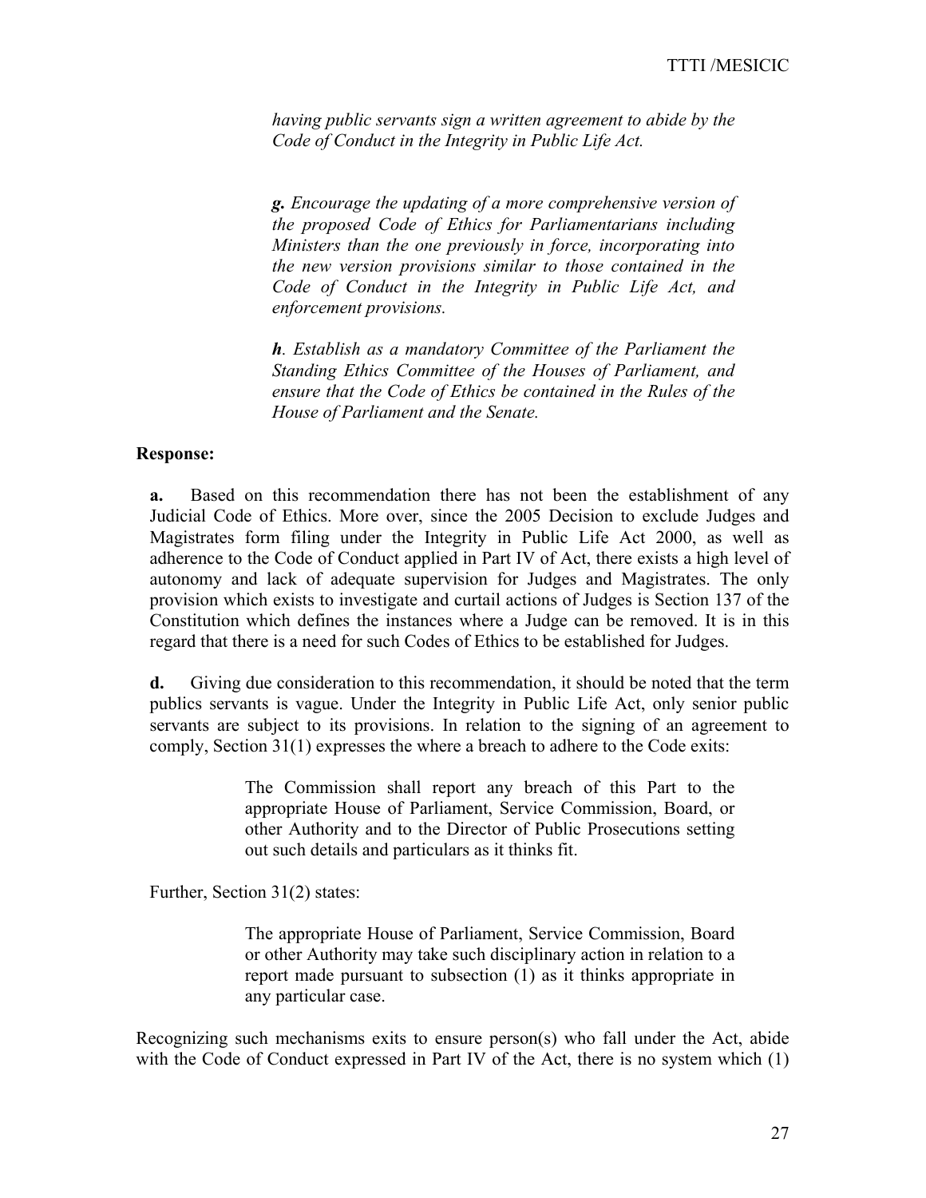*having public servants sign a written agreement to abide by the Code of Conduct in the Integrity in Public Life Act.*

***g.*** *Encourage the updating of a more comprehensive version of the proposed Code of Ethics for Parliamentarians including Ministers than the one previously in force, incorporating into the new version provisions similar to those contained in the Code of Conduct in the Integrity in Public Life Act, and enforcement provisions.*

***h****. Establish as a mandatory Committee of the Parliament the Standing Ethics Committee of the Houses of Parliament, and ensure that the Code of Ethics be contained in the Rules of the House of Parliament and the Senate.*

**Response:**

**a.** Based on this recommendation there has not been the establishment of any Judicial Code of Ethics. More over, since the 2005 Decision to exclude Judges and Magistrates form filing under the Integrity in Public Life Act 2000, as well as adherence to the Code of Conduct applied in Part IV of Act, there exists a high level of autonomy and lack of adequate supervision for Judges and Magistrates. The only provision which exists to investigate and curtail actions of Judges is Section 137 of the Constitution which defines the instances where a Judge can be removed. It is in this regard that there is a need for such Codes of Ethics to be established for Judges.

**d.** Giving due consideration to this recommendation, it should be noted that the term publics servants is vague. Under the Integrity in Public Life Act, only senior public servants are subject to its provisions. In relation to the signing of an agreement to comply, Section 31(1) expresses the where a breach to adhere to the Code exits:

> The Commission shall report any breach of this Part to the appropriate House of Parliament, Service Commission, Board, or other Authority and to the Director of Public Prosecutions setting out such details and particulars as it thinks fit.

Further, Section 31(2) states:

> The appropriate House of Parliament, Service Commission, Board or other Authority may take such disciplinary action in relation to a report made pursuant to subsection (1) as it thinks appropriate in any particular case.

Recognizing such mechanisms exits to ensure person(s) who fall under the Act, abide with the Code of Conduct expressed in Part IV of the Act, there is no system which (1)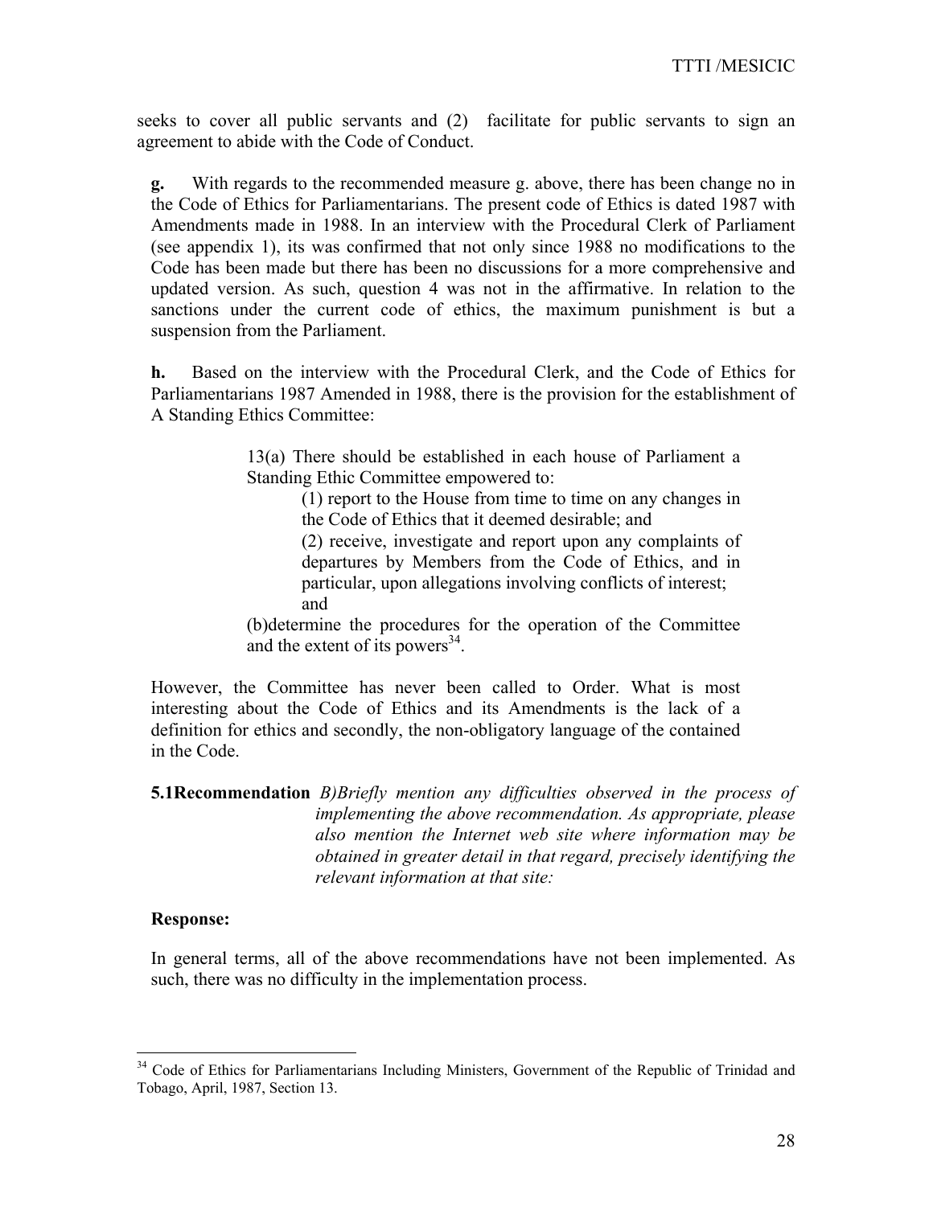seeks to cover all public servants and (2) facilitate for public servants to sign an agreement to abide with the Code of Conduct.

**g.** With regards to the recommended measure g. above, there has been change no in the Code of Ethics for Parliamentarians. The present code of Ethics is dated 1987 with Amendments made in 1988. In an interview with the Procedural Clerk of Parliament (see appendix 1), its was confirmed that not only since 1988 no modifications to the Code has been made but there has been no discussions for a more comprehensive and updated version. As such, question 4 was not in the affirmative. In relation to the sanctions under the current code of ethics, the maximum punishment is but a suspension from the Parliament.

**h.** Based on the interview with the Procedural Clerk, and the Code of Ethics for Parliamentarians 1987 Amended in 1988, there is the provision for the establishment of A Standing Ethics Committee:

> 13(a) There should be established in each house of Parliament a Standing Ethic Committee empowered to:
>
> (1) report to the House from time to time on any changes in the Code of Ethics that it deemed desirable; and
>
> (2) receive, investigate and report upon any complaints of departures by Members from the Code of Ethics, and in particular, upon allegations involving conflicts of interest; and
>
> (b)determine the procedures for the operation of the Committee and the extent of its powers[34].

However, the Committee has never been called to Order. What is most interesting about the Code of Ethics and its Amendments is the lack of a definition for ethics and secondly, the non-obligatory language of the contained in the Code.

**5.1Recommendation** *B)Briefly mention any difficulties observed in the process of implementing the above recommendation. As appropriate, please also mention the Internet web site where information may be obtained in greater detail in that regard, precisely identifying the relevant information at that site:*

**Response:**

In general terms, all of the above recommendations have not been implemented. As such, there was no difficulty in the implementation process.

---

[34] Code of Ethics for Parliamentarians Including Ministers, Government of the Republic of Trinidad and Tobago, April, 1987, Section 13.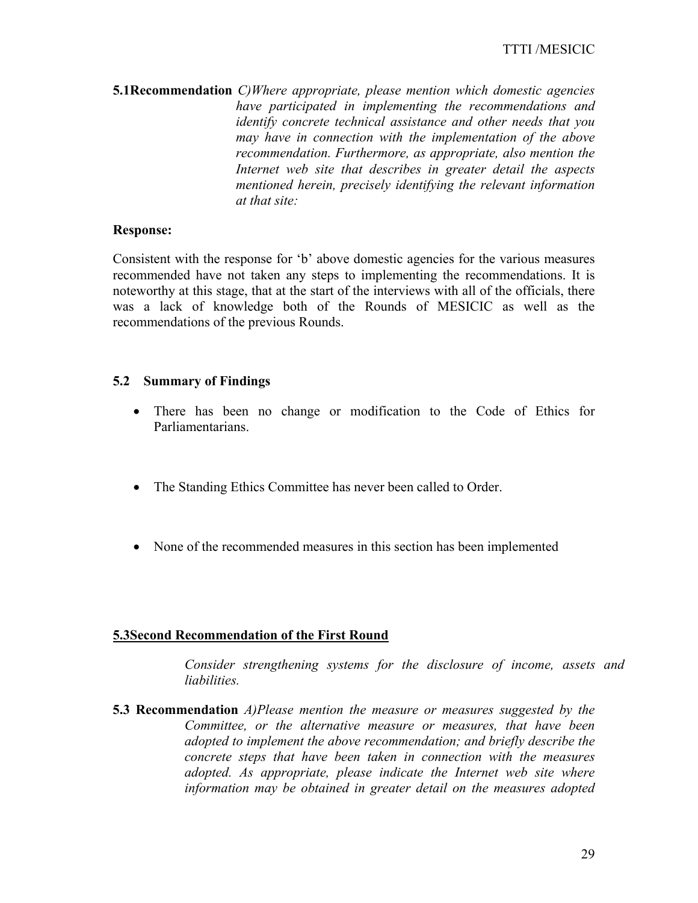**5.1Recommendation** *C)Where appropriate, please mention which domestic agencies have participated in implementing the recommendations and identify concrete technical assistance and other needs that you may have in connection with the implementation of the above recommendation. Furthermore, as appropriate, also mention the Internet web site that describes in greater detail the aspects mentioned herein, precisely identifying the relevant information at that site:*

**Response:**

Consistent with the response for 'b' above domestic agencies for the various measures recommended have not taken any steps to implementing the recommendations. It is noteworthy at this stage, that at the start of the interviews with all of the officials, there was a lack of knowledge both of the Rounds of MESICIC as well as the recommendations of the previous Rounds.

## 5.2 Summary of Findings

- There has been no change or modification to the Code of Ethics for Parliamentarians.
- The Standing Ethics Committee has never been called to Order.
- None of the recommended measures in this section has been implemented

## 5.3Second Recommendation of the First Round

*Consider strengthening systems for the disclosure of income, assets and liabilities.*

**5.3 Recommendation** *A)Please mention the measure or measures suggested by the Committee, or the alternative measure or measures, that have been adopted to implement the above recommendation; and briefly describe the concrete steps that have been taken in connection with the measures adopted. As appropriate, please indicate the Internet web site where information may be obtained in greater detail on the measures adopted*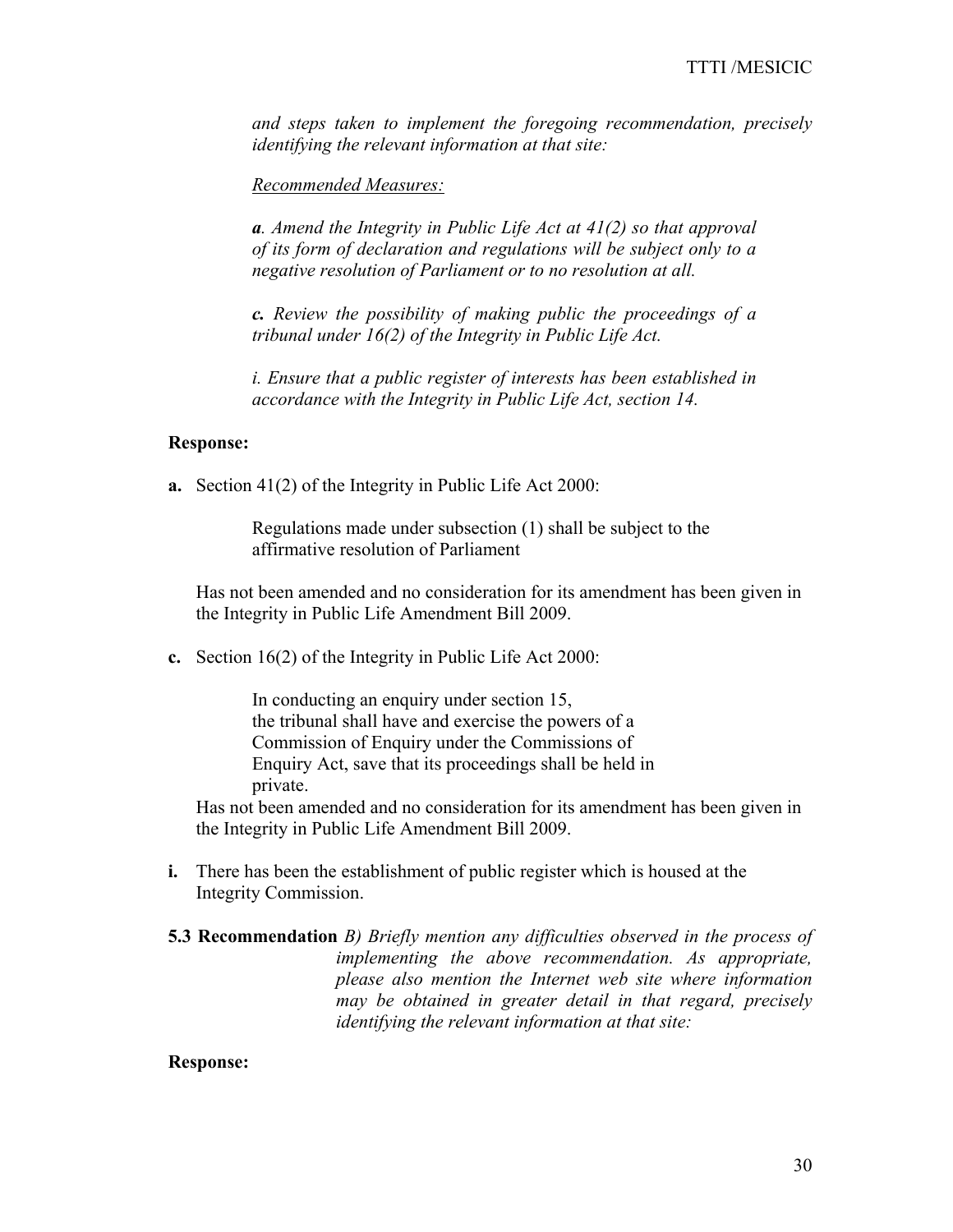*and steps taken to implement the foregoing recommendation, precisely identifying the relevant information at that site:*

*Recommended Measures:*

***a**. Amend the Integrity in Public Life Act at 41(2) so that approval of its form of declaration and regulations will be subject only to a negative resolution of Parliament or to no resolution at all.*

***c.** Review the possibility of making public the proceedings of a tribunal under 16(2) of the Integrity in Public Life Act.*

*i. Ensure that a public register of interests has been established in accordance with the Integrity in Public Life Act, section 14.*

**Response:**

**a.** Section 41(2) of the Integrity in Public Life Act 2000:

> Regulations made under subsection (1) shall be subject to the affirmative resolution of Parliament

Has not been amended and no consideration for its amendment has been given in the Integrity in Public Life Amendment Bill 2009.

**c.** Section 16(2) of the Integrity in Public Life Act 2000:

> In conducting an enquiry under section 15, the tribunal shall have and exercise the powers of a Commission of Enquiry under the Commissions of Enquiry Act, save that its proceedings shall be held in private.

Has not been amended and no consideration for its amendment has been given in the Integrity in Public Life Amendment Bill 2009.

**i.** There has been the establishment of public register which is housed at the Integrity Commission.

**5.3 Recommendation** *B) Briefly mention any difficulties observed in the process of implementing the above recommendation. As appropriate, please also mention the Internet web site where information may be obtained in greater detail in that regard, precisely identifying the relevant information at that site:*

**Response:**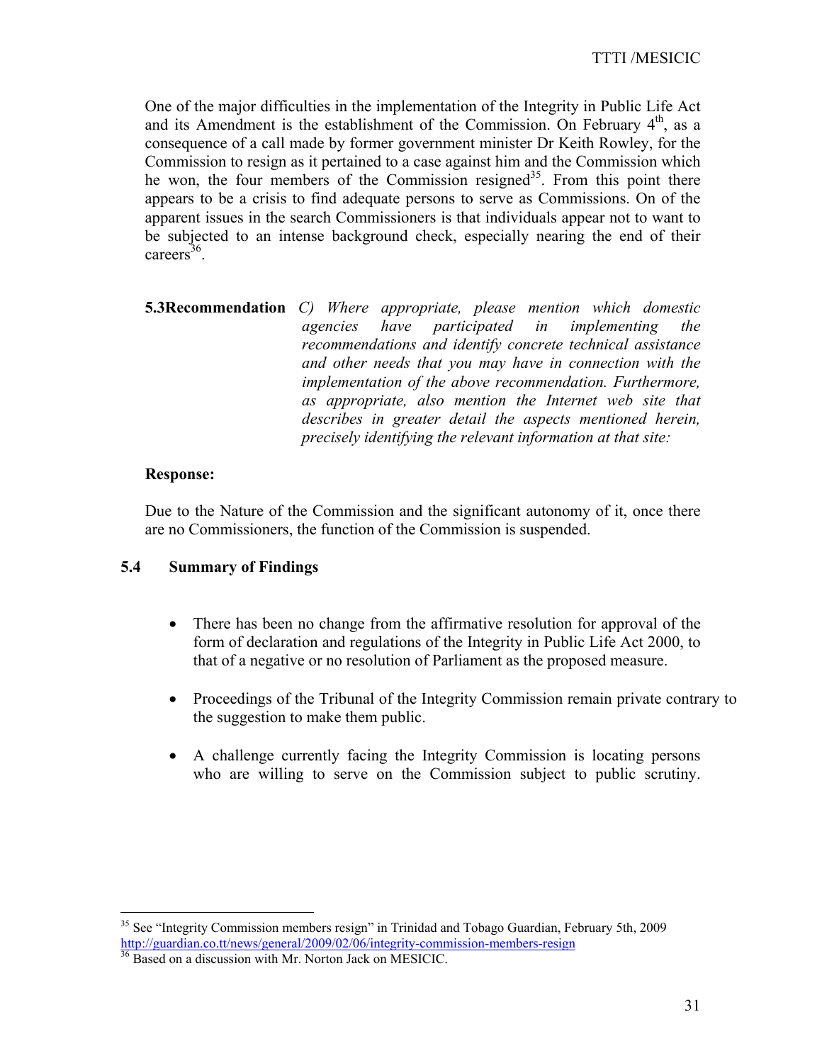One of the major difficulties in the implementation of the Integrity in Public Life Act and its Amendment is the establishment of the Commission. On February 4th, as a consequence of a call made by former government minister Dr Keith Rowley, for the Commission to resign as it pertained to a case against him and the Commission which he won, the four members of the Commission resigned[35]. From this point there appears to be a crisis to find adequate persons to serve as Commissions. On of the apparent issues in the search Commissioners is that individuals appear not to want to be subjected to an intense background check, especially nearing the end of their careers[36].

**5.3Recommendation** *C) Where appropriate, please mention which domestic agencies have participated in implementing the recommendations and identify concrete technical assistance and other needs that you may have in connection with the implementation of the above recommendation. Furthermore, as appropriate, also mention the Internet web site that describes in greater detail the aspects mentioned herein, precisely identifying the relevant information at that site:*

**Response:**

Due to the Nature of the Commission and the significant autonomy of it, once there are no Commissioners, the function of the Commission is suspended.

### 5.4 Summary of Findings

- There has been no change from the affirmative resolution for approval of the form of declaration and regulations of the Integrity in Public Life Act 2000, to that of a negative or no resolution of Parliament as the proposed measure.
- Proceedings of the Tribunal of the Integrity Commission remain private contrary to the suggestion to make them public.
- A challenge currently facing the Integrity Commission is locating persons who are willing to serve on the Commission subject to public scrutiny.

---

[35] See "Integrity Commission members resign" in Trinidad and Tobago Guardian, February 5th, 2009 http://guardian.co.tt/news/general/2009/02/06/integrity-commission-members-resign

[36] Based on a discussion with Mr. Norton Jack on MESICIC.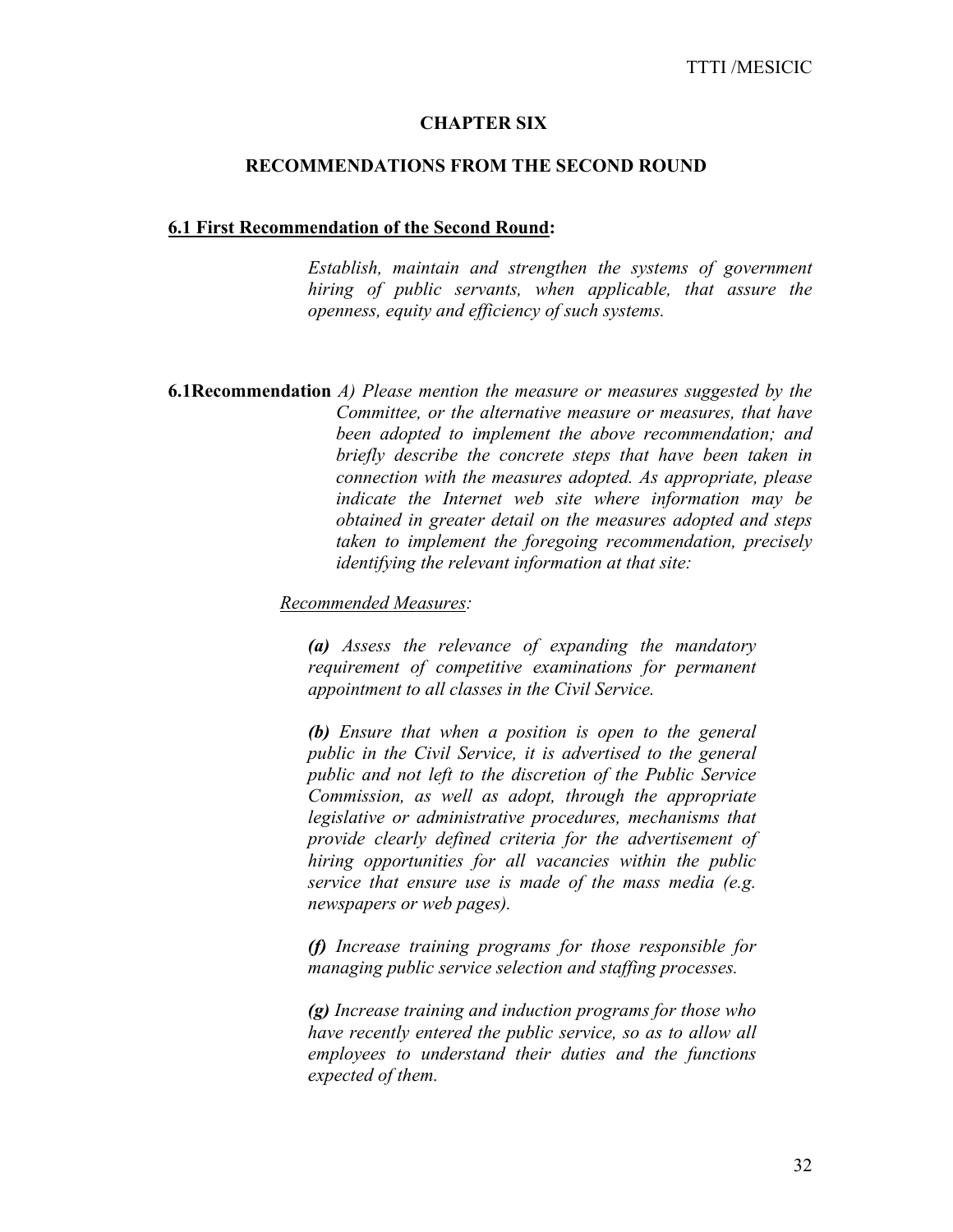# CHAPTER SIX

## RECOMMENDATIONS FROM THE SECOND ROUND

### 6.1 First Recommendation of the Second Round:

*Establish, maintain and strengthen the systems of government hiring of public servants, when applicable, that assure the openness, equity and efficiency of such systems.*

**6.1Recommendation** *A) Please mention the measure or measures suggested by the Committee, or the alternative measure or measures, that have been adopted to implement the above recommendation; and briefly describe the concrete steps that have been taken in connection with the measures adopted. As appropriate, please indicate the Internet web site where information may be obtained in greater detail on the measures adopted and steps taken to implement the foregoing recommendation, precisely identifying the relevant information at that site:*

*Recommended Measures:*

***(a)*** *Assess the relevance of expanding the mandatory requirement of competitive examinations for permanent appointment to all classes in the Civil Service.*

***(b)*** *Ensure that when a position is open to the general public in the Civil Service, it is advertised to the general public and not left to the discretion of the Public Service Commission, as well as adopt, through the appropriate legislative or administrative procedures, mechanisms that provide clearly defined criteria for the advertisement of hiring opportunities for all vacancies within the public service that ensure use is made of the mass media (e.g. newspapers or web pages).*

***(f)*** *Increase training programs for those responsible for managing public service selection and staffing processes.*

***(g)*** *Increase training and induction programs for those who have recently entered the public service, so as to allow all employees to understand their duties and the functions expected of them.*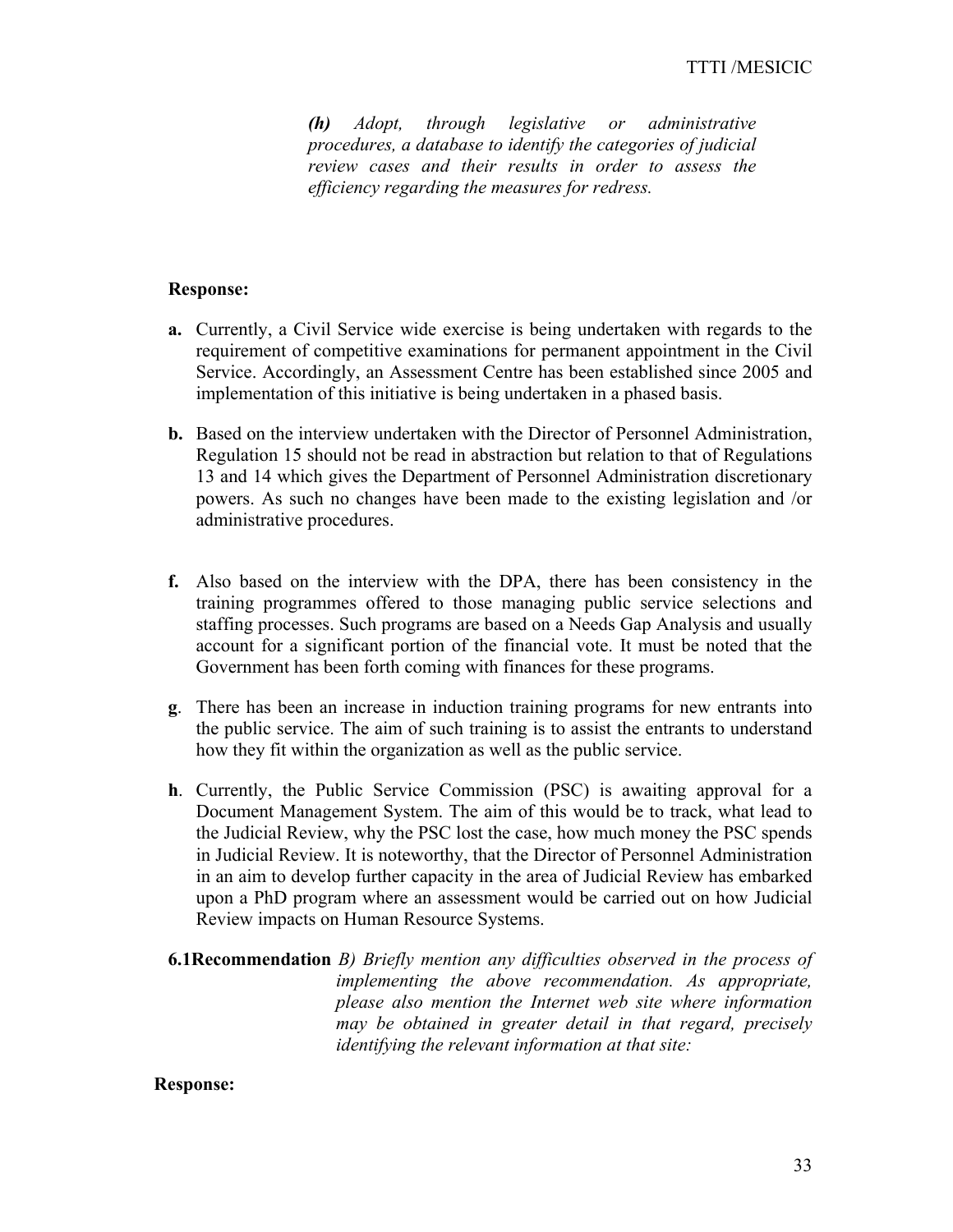***(h)*** *Adopt, through legislative or administrative procedures, a database to identify the categories of judicial review cases and their results in order to assess the efficiency regarding the measures for redress.*

**Response:**

**a.** Currently, a Civil Service wide exercise is being undertaken with regards to the requirement of competitive examinations for permanent appointment in the Civil Service. Accordingly, an Assessment Centre has been established since 2005 and implementation of this initiative is being undertaken in a phased basis.

**b.** Based on the interview undertaken with the Director of Personnel Administration, Regulation 15 should not be read in abstraction but relation to that of Regulations 13 and 14 which gives the Department of Personnel Administration discretionary powers. As such no changes have been made to the existing legislation and /or administrative procedures.

**f.** Also based on the interview with the DPA, there has been consistency in the training programmes offered to those managing public service selections and staffing processes. Such programs are based on a Needs Gap Analysis and usually account for a significant portion of the financial vote. It must be noted that the Government has been forth coming with finances for these programs.

**g**. There has been an increase in induction training programs for new entrants into the public service. The aim of such training is to assist the entrants to understand how they fit within the organization as well as the public service.

**h**. Currently, the Public Service Commission (PSC) is awaiting approval for a Document Management System. The aim of this would be to track, what lead to the Judicial Review, why the PSC lost the case, how much money the PSC spends in Judicial Review. It is noteworthy, that the Director of Personnel Administration in an aim to develop further capacity in the area of Judicial Review has embarked upon a PhD program where an assessment would be carried out on how Judicial Review impacts on Human Resource Systems.

**6.1Recommendation** *B) Briefly mention any difficulties observed in the process of implementing the above recommendation. As appropriate, please also mention the Internet web site where information may be obtained in greater detail in that regard, precisely identifying the relevant information at that site:*

**Response:**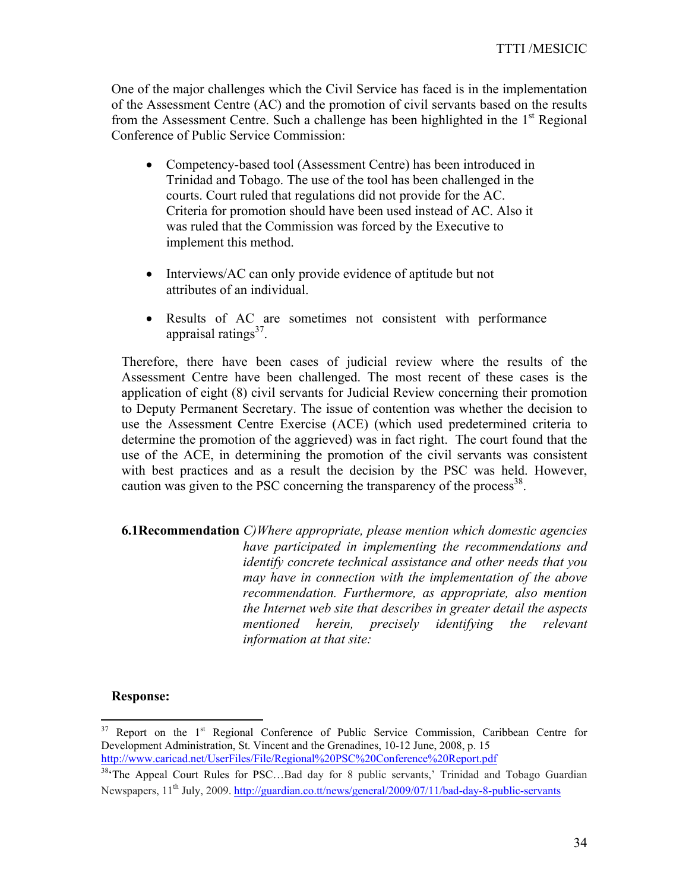One of the major challenges which the Civil Service has faced is in the implementation of the Assessment Centre (AC) and the promotion of civil servants based on the results from the Assessment Centre. Such a challenge has been highlighted in the 1st Regional Conference of Public Service Commission:

- Competency-based tool (Assessment Centre) has been introduced in Trinidad and Tobago. The use of the tool has been challenged in the courts. Court ruled that regulations did not provide for the AC. Criteria for promotion should have been used instead of AC. Also it was ruled that the Commission was forced by the Executive to implement this method.

- Interviews/AC can only provide evidence of aptitude but not attributes of an individual.

- Results of AC are sometimes not consistent with performance appraisal ratings[37].

Therefore, there have been cases of judicial review where the results of the Assessment Centre have been challenged. The most recent of these cases is the application of eight (8) civil servants for Judicial Review concerning their promotion to Deputy Permanent Secretary. The issue of contention was whether the decision to use the Assessment Centre Exercise (ACE) (which used predetermined criteria to determine the promotion of the aggrieved) was in fact right. The court found that the use of the ACE, in determining the promotion of the civil servants was consistent with best practices and as a result the decision by the PSC was held. However, caution was given to the PSC concerning the transparency of the process[38].

**6.1Recommendation** *C)Where appropriate, please mention which domestic agencies have participated in implementing the recommendations and identify concrete technical assistance and other needs that you may have in connection with the implementation of the above recommendation. Furthermore, as appropriate, also mention the Internet web site that describes in greater detail the aspects mentioned herein, precisely identifying the relevant information at that site:*

**Response:**

---

[37] Report on the 1st Regional Conference of Public Service Commission, Caribbean Centre for Development Administration, St. Vincent and the Grenadines, 10-12 June, 2008, p. 15 http://www.caricad.net/UserFiles/File/Regional%20PSC%20Conference%20Report.pdf

[38] 'The Appeal Court Rules for PSC…Bad day for 8 public servants,' Trinidad and Tobago Guardian Newspapers, 11th July, 2009. http://guardian.co.tt/news/general/2009/07/11/bad-day-8-public-servants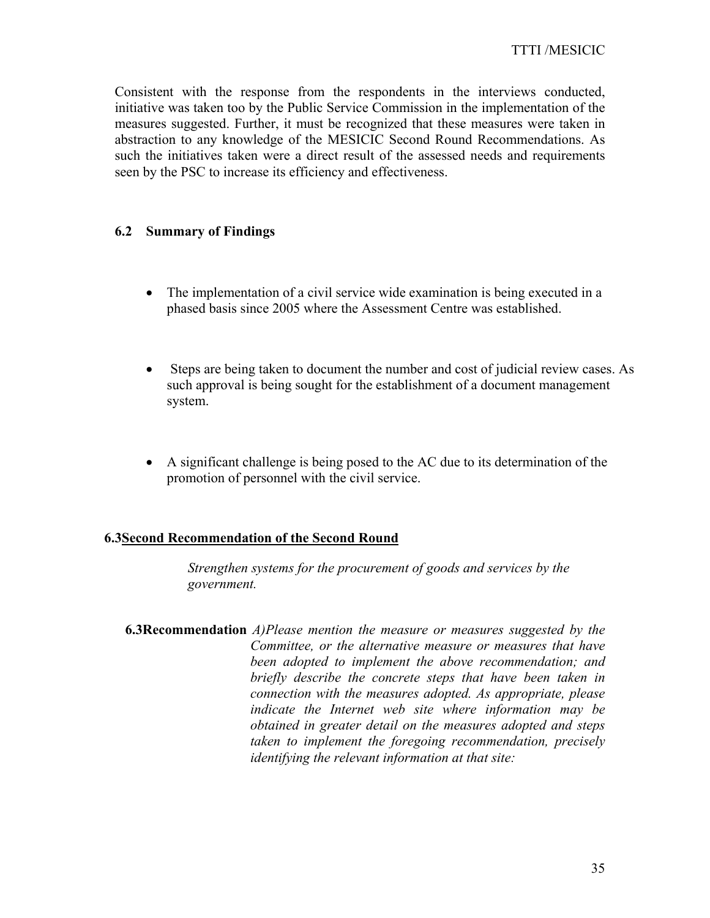Consistent with the response from the respondents in the interviews conducted, initiative was taken too by the Public Service Commission in the implementation of the measures suggested. Further, it must be recognized that these measures were taken in abstraction to any knowledge of the MESICIC Second Round Recommendations. As such the initiatives taken were a direct result of the assessed needs and requirements seen by the PSC to increase its efficiency and effectiveness.

### 6.2 Summary of Findings

- The implementation of a civil service wide examination is being executed in a phased basis since 2005 where the Assessment Centre was established.

- Steps are being taken to document the number and cost of judicial review cases. As such approval is being sought for the establishment of a document management system.

- A significant challenge is being posed to the AC due to its determination of the promotion of personnel with the civil service.

### 6.3 Second Recommendation of the Second Round

*Strengthen systems for the procurement of goods and services by the government.*

**6.3 Recommendation** *A)Please mention the measure or measures suggested by the Committee, or the alternative measure or measures that have been adopted to implement the above recommendation; and briefly describe the concrete steps that have been taken in connection with the measures adopted. As appropriate, please indicate the Internet web site where information may be obtained in greater detail on the measures adopted and steps taken to implement the foregoing recommendation, precisely identifying the relevant information at that site:*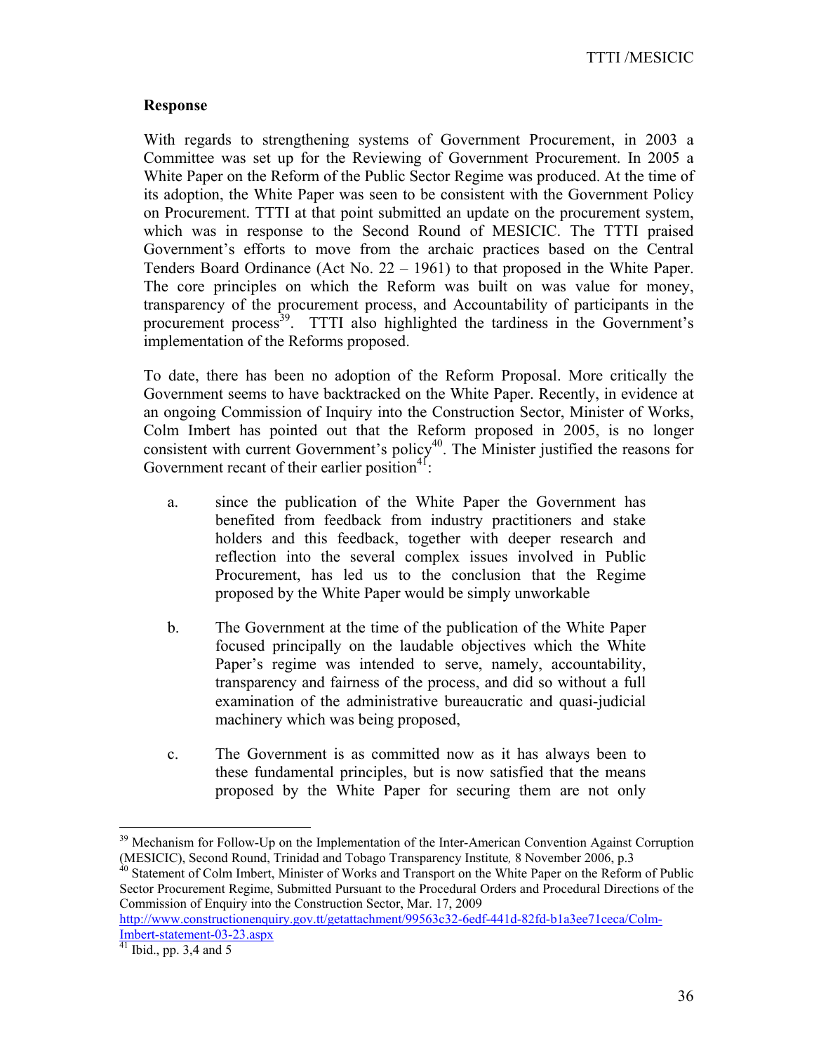**Response**

With regards to strengthening systems of Government Procurement, in 2003 a Committee was set up for the Reviewing of Government Procurement. In 2005 a White Paper on the Reform of the Public Sector Regime was produced. At the time of its adoption, the White Paper was seen to be consistent with the Government Policy on Procurement. TTTI at that point submitted an update on the procurement system, which was in response to the Second Round of MESICIC. The TTTI praised Government's efforts to move from the archaic practices based on the Central Tenders Board Ordinance (Act No. 22 – 1961) to that proposed in the White Paper. The core principles on which the Reform was built on was value for money, transparency of the procurement process, and Accountability of participants in the procurement process[39]. TTTI also highlighted the tardiness in the Government's implementation of the Reforms proposed.

To date, there has been no adoption of the Reform Proposal. More critically the Government seems to have backtracked on the White Paper. Recently, in evidence at an ongoing Commission of Inquiry into the Construction Sector, Minister of Works, Colm Imbert has pointed out that the Reform proposed in 2005, is no longer consistent with current Government's policy[40]. The Minister justified the reasons for Government recant of their earlier position[41]:

a. since the publication of the White Paper the Government has benefited from feedback from industry practitioners and stake holders and this feedback, together with deeper research and reflection into the several complex issues involved in Public Procurement, has led us to the conclusion that the Regime proposed by the White Paper would be simply unworkable

b. The Government at the time of the publication of the White Paper focused principally on the laudable objectives which the White Paper's regime was intended to serve, namely, accountability, transparency and fairness of the process, and did so without a full examination of the administrative bureaucratic and quasi-judicial machinery which was being proposed,

c. The Government is as committed now as it has always been to these fundamental principles, but is now satisfied that the means proposed by the White Paper for securing them are not only

---

[39] Mechanism for Follow-Up on the Implementation of the Inter-American Convention Against Corruption (MESICIC), Second Round, Trinidad and Tobago Transparency Institute*,* 8 November 2006, p.3

[40] Statement of Colm Imbert, Minister of Works and Transport on the White Paper on the Reform of Public Sector Procurement Regime, Submitted Pursuant to the Procedural Orders and Procedural Directions of the Commission of Enquiry into the Construction Sector, Mar. 17, 2009 http://www.constructionenquiry.gov.tt/getattachment/99563c32-6edf-441d-82fd-b1a3ee71ceca/Colm-Imbert-statement-03-23.aspx

[41] Ibid., pp. 3,4 and 5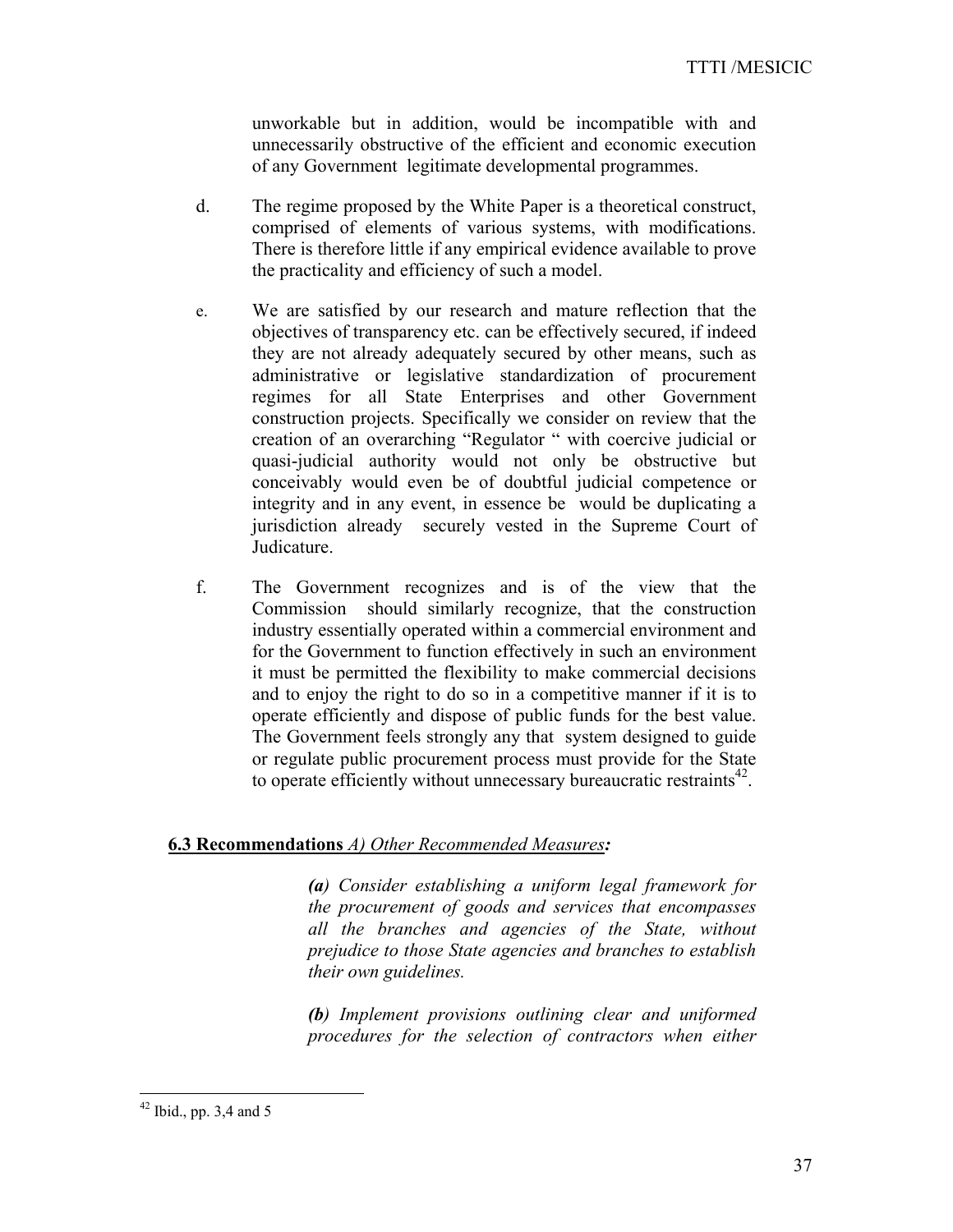unworkable but in addition, would be incompatible with and unnecessarily obstructive of the efficient and economic execution of any Government legitimate developmental programmes.

d. The regime proposed by the White Paper is a theoretical construct, comprised of elements of various systems, with modifications. There is therefore little if any empirical evidence available to prove the practicality and efficiency of such a model.

e. We are satisfied by our research and mature reflection that the objectives of transparency etc. can be effectively secured, if indeed they are not already adequately secured by other means, such as administrative or legislative standardization of procurement regimes for all State Enterprises and other Government construction projects. Specifically we consider on review that the creation of an overarching "Regulator " with coercive judicial or quasi-judicial authority would not only be obstructive but conceivably would even be of doubtful judicial competence or integrity and in any event, in essence be would be duplicating a jurisdiction already securely vested in the Supreme Court of Judicature.

f. The Government recognizes and is of the view that the Commission should similarly recognize, that the construction industry essentially operated within a commercial environment and for the Government to function effectively in such an environment it must be permitted the flexibility to make commercial decisions and to enjoy the right to do so in a competitive manner if it is to operate efficiently and dispose of public funds for the best value. The Government feels strongly any that system designed to guide or regulate public procurement process must provide for the State to operate efficiently without unnecessary bureaucratic restraints[42].

**6.3 Recommendations** *A) Other Recommended Measures:*

> ***(a)*** *Consider establishing a uniform legal framework for the procurement of goods and services that encompasses all the branches and agencies of the State, without prejudice to those State agencies and branches to establish their own guidelines.*
>
> ***(b)*** *Implement provisions outlining clear and uniformed procedures for the selection of contractors when either*

[42] Ibid., pp. 3,4 and 5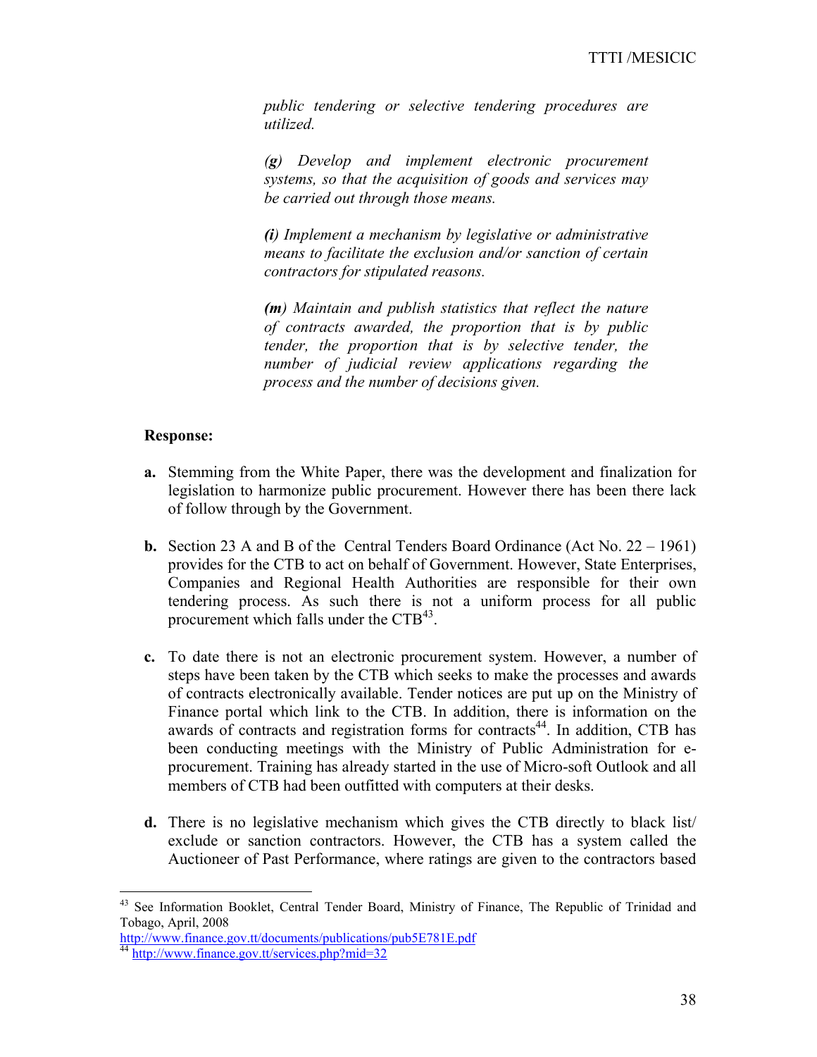*public tendering or selective tendering procedures are utilized.*

***(g)** Develop and implement electronic procurement systems, so that the acquisition of goods and services may be carried out through those means.*

***(i)** Implement a mechanism by legislative or administrative means to facilitate the exclusion and/or sanction of certain contractors for stipulated reasons.*

***(m)** Maintain and publish statistics that reflect the nature of contracts awarded, the proportion that is by public tender, the proportion that is by selective tender, the number of judicial review applications regarding the process and the number of decisions given.*

**Response:**

**a.** Stemming from the White Paper, there was the development and finalization for legislation to harmonize public procurement. However there has been there lack of follow through by the Government.

**b.** Section 23 A and B of the Central Tenders Board Ordinance (Act No. 22 – 1961) provides for the CTB to act on behalf of Government. However, State Enterprises, Companies and Regional Health Authorities are responsible for their own tendering process. As such there is not a uniform process for all public procurement which falls under the CTB[43].

**c.** To date there is not an electronic procurement system. However, a number of steps have been taken by the CTB which seeks to make the processes and awards of contracts electronically available. Tender notices are put up on the Ministry of Finance portal which link to the CTB. In addition, there is information on the awards of contracts and registration forms for contracts[44]. In addition, CTB has been conducting meetings with the Ministry of Public Administration for e-procurement. Training has already started in the use of Micro-soft Outlook and all members of CTB had been outfitted with computers at their desks.

**d.** There is no legislative mechanism which gives the CTB directly to black list/ exclude or sanction contractors. However, the CTB has a system called the Auctioneer of Past Performance, where ratings are given to the contractors based

---

[43] See Information Booklet, Central Tender Board, Ministry of Finance, The Republic of Trinidad and Tobago, April, 2008
http://www.finance.gov.tt/documents/publications/pub5E781E.pdf

[44] http://www.finance.gov.tt/services.php?mid=32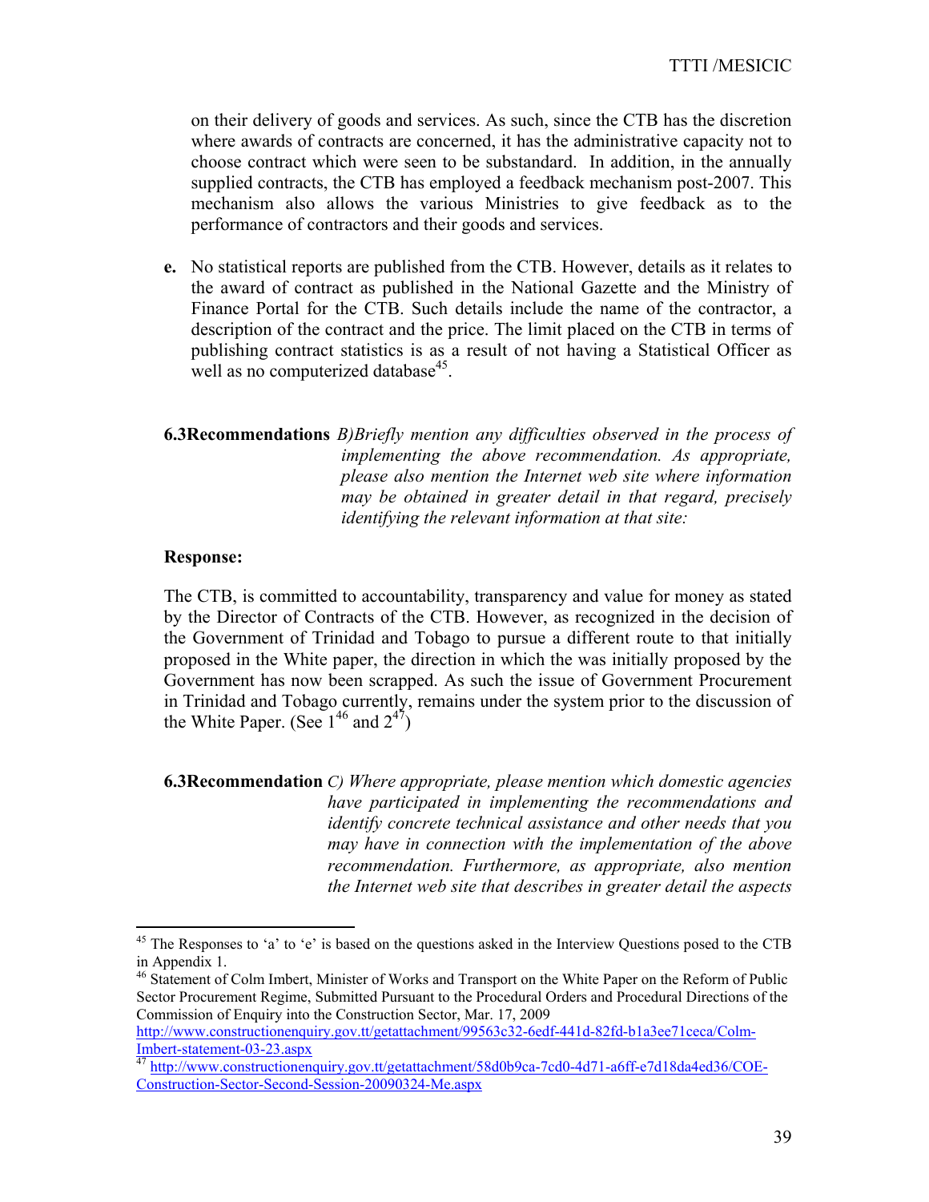on their delivery of goods and services. As such, since the CTB has the discretion where awards of contracts are concerned, it has the administrative capacity not to choose contract which were seen to be substandard. In addition, in the annually supplied contracts, the CTB has employed a feedback mechanism post-2007. This mechanism also allows the various Ministries to give feedback as to the performance of contractors and their goods and services.

**e.** No statistical reports are published from the CTB. However, details as it relates to the award of contract as published in the National Gazette and the Ministry of Finance Portal for the CTB. Such details include the name of the contractor, a description of the contract and the price. The limit placed on the CTB in terms of publishing contract statistics is as a result of not having a Statistical Officer as well as no computerized database[45].

**6.3Recommendations** *B)Briefly mention any difficulties observed in the process of implementing the above recommendation. As appropriate, please also mention the Internet web site where information may be obtained in greater detail in that regard, precisely identifying the relevant information at that site:*

**Response:**

The CTB, is committed to accountability, transparency and value for money as stated by the Director of Contracts of the CTB. However, as recognized in the decision of the Government of Trinidad and Tobago to pursue a different route to that initially proposed in the White paper, the direction in which the was initially proposed by the Government has now been scrapped. As such the issue of Government Procurement in Trinidad and Tobago currently, remains under the system prior to the discussion of the White Paper. (See 1[46] and 2[47])

**6.3Recommendation** *C) Where appropriate, please mention which domestic agencies have participated in implementing the recommendations and identify concrete technical assistance and other needs that you may have in connection with the implementation of the above recommendation. Furthermore, as appropriate, also mention the Internet web site that describes in greater detail the aspects*

---

[45] The Responses to 'a' to 'e' is based on the questions asked in the Interview Questions posed to the CTB in Appendix 1.

[46] Statement of Colm Imbert, Minister of Works and Transport on the White Paper on the Reform of Public Sector Procurement Regime, Submitted Pursuant to the Procedural Orders and Procedural Directions of the Commission of Enquiry into the Construction Sector, Mar. 17, 2009 http://www.constructionenquiry.gov.tt/getattachment/99563c32-6edf-441d-82fd-b1a3ee71ceca/Colm-Imbert-statement-03-23.aspx

[47] http://www.constructionenquiry.gov.tt/getattachment/58d0b9ca-7cd0-4d71-a6ff-e7d18da4ed36/COE-Construction-Sector-Second-Session-20090324-Me.aspx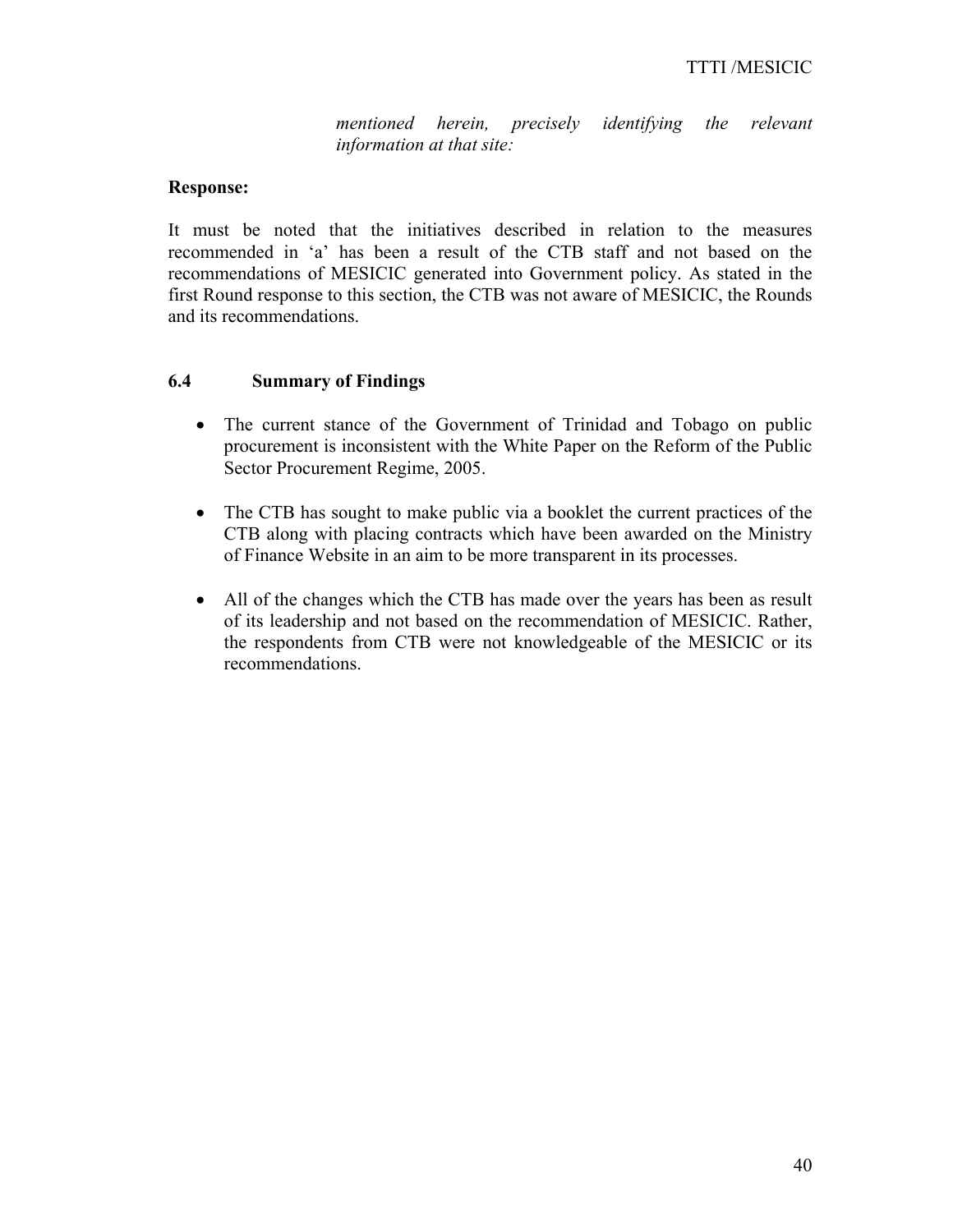*mentioned herein, precisely identifying the relevant information at that site:*

**Response:**

It must be noted that the initiatives described in relation to the measures recommended in 'a' has been a result of the CTB staff and not based on the recommendations of MESICIC generated into Government policy. As stated in the first Round response to this section, the CTB was not aware of MESICIC, the Rounds and its recommendations.

## 6.4 Summary of Findings

- The current stance of the Government of Trinidad and Tobago on public procurement is inconsistent with the White Paper on the Reform of the Public Sector Procurement Regime, 2005.
- The CTB has sought to make public via a booklet the current practices of the CTB along with placing contracts which have been awarded on the Ministry of Finance Website in an aim to be more transparent in its processes.
- All of the changes which the CTB has made over the years has been as result of its leadership and not based on the recommendation of MESICIC. Rather, the respondents from CTB were not knowledgeable of the MESICIC or its recommendations.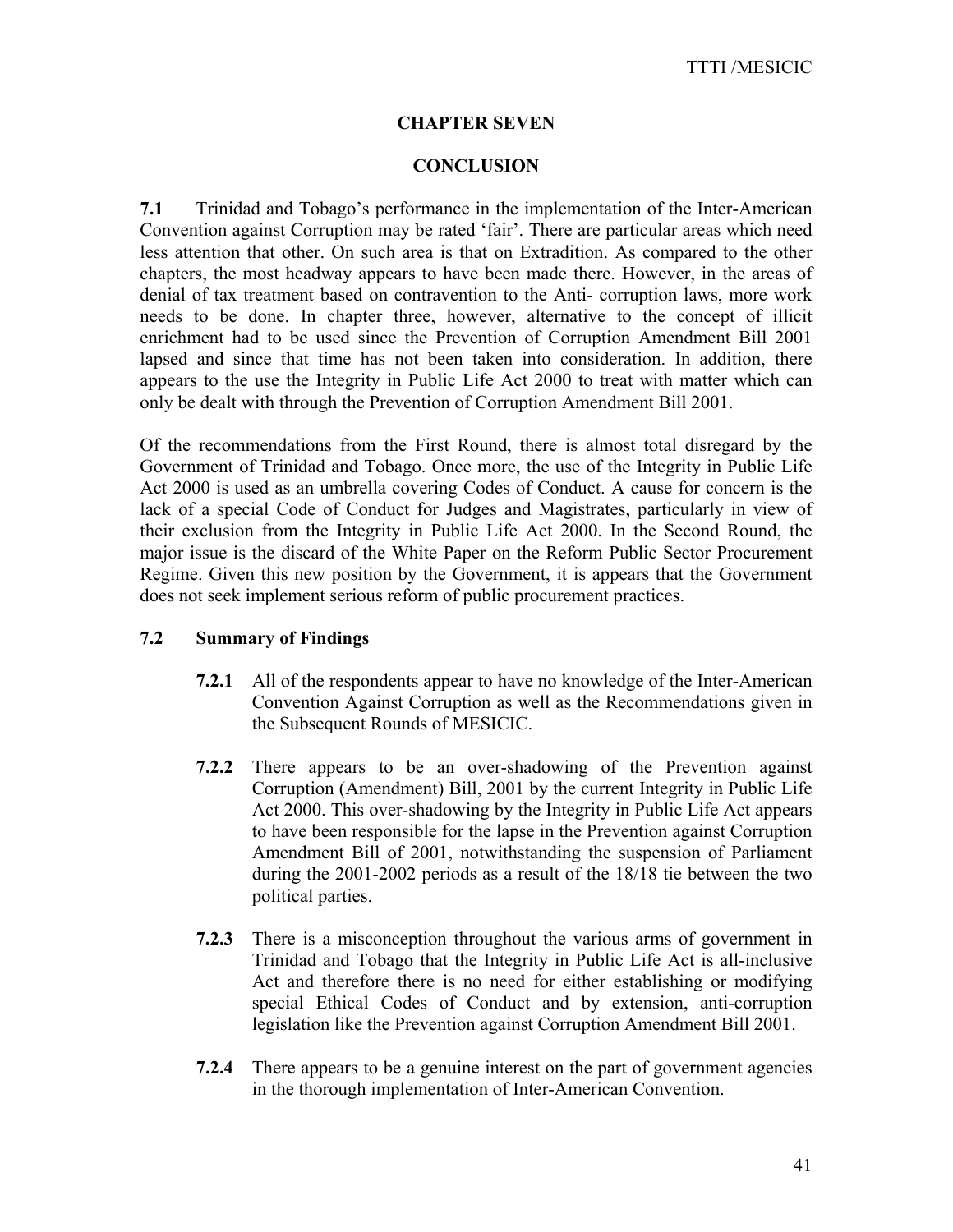# CHAPTER SEVEN

## CONCLUSION

**7.1** Trinidad and Tobago's performance in the implementation of the Inter-American Convention against Corruption may be rated 'fair'. There are particular areas which need less attention that other. On such area is that on Extradition. As compared to the other chapters, the most headway appears to have been made there. However, in the areas of denial of tax treatment based on contravention to the Anti- corruption laws, more work needs to be done. In chapter three, however, alternative to the concept of illicit enrichment had to be used since the Prevention of Corruption Amendment Bill 2001 lapsed and since that time has not been taken into consideration. In addition, there appears to the use the Integrity in Public Life Act 2000 to treat with matter which can only be dealt with through the Prevention of Corruption Amendment Bill 2001.

Of the recommendations from the First Round, there is almost total disregard by the Government of Trinidad and Tobago. Once more, the use of the Integrity in Public Life Act 2000 is used as an umbrella covering Codes of Conduct. A cause for concern is the lack of a special Code of Conduct for Judges and Magistrates, particularly in view of their exclusion from the Integrity in Public Life Act 2000. In the Second Round, the major issue is the discard of the White Paper on the Reform Public Sector Procurement Regime. Given this new position by the Government, it is appears that the Government does not seek implement serious reform of public procurement practices.

### 7.2 Summary of Findings

**7.2.1** All of the respondents appear to have no knowledge of the Inter-American Convention Against Corruption as well as the Recommendations given in the Subsequent Rounds of MESICIC.

**7.2.2** There appears to be an over-shadowing of the Prevention against Corruption (Amendment) Bill, 2001 by the current Integrity in Public Life Act 2000. This over-shadowing by the Integrity in Public Life Act appears to have been responsible for the lapse in the Prevention against Corruption Amendment Bill of 2001, notwithstanding the suspension of Parliament during the 2001-2002 periods as a result of the 18/18 tie between the two political parties.

**7.2.3** There is a misconception throughout the various arms of government in Trinidad and Tobago that the Integrity in Public Life Act is all-inclusive Act and therefore there is no need for either establishing or modifying special Ethical Codes of Conduct and by extension, anti-corruption legislation like the Prevention against Corruption Amendment Bill 2001.

**7.2.4** There appears to be a genuine interest on the part of government agencies in the thorough implementation of Inter-American Convention.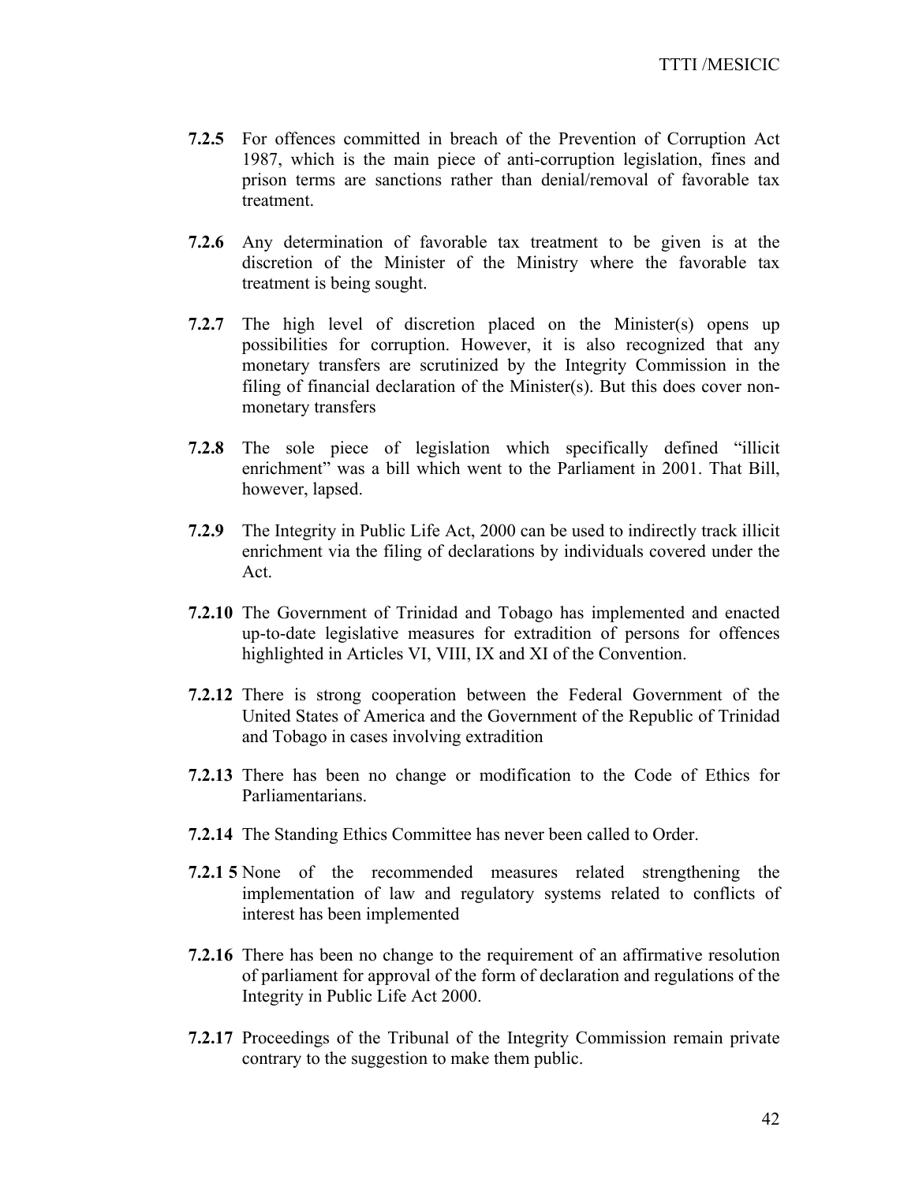**7.2.5** For offences committed in breach of the Prevention of Corruption Act 1987, which is the main piece of anti-corruption legislation, fines and prison terms are sanctions rather than denial/removal of favorable tax treatment.

**7.2.6** Any determination of favorable tax treatment to be given is at the discretion of the Minister of the Ministry where the favorable tax treatment is being sought.

**7.2.7** The high level of discretion placed on the Minister(s) opens up possibilities for corruption. However, it is also recognized that any monetary transfers are scrutinized by the Integrity Commission in the filing of financial declaration of the Minister(s). But this does cover non-monetary transfers

**7.2.8** The sole piece of legislation which specifically defined "illicit enrichment" was a bill which went to the Parliament in 2001. That Bill, however, lapsed.

**7.2.9** The Integrity in Public Life Act, 2000 can be used to indirectly track illicit enrichment via the filing of declarations by individuals covered under the Act.

**7.2.10** The Government of Trinidad and Tobago has implemented and enacted up-to-date legislative measures for extradition of persons for offences highlighted in Articles VI, VIII, IX and XI of the Convention.

**7.2.12** There is strong cooperation between the Federal Government of the United States of America and the Government of the Republic of Trinidad and Tobago in cases involving extradition

**7.2.13** There has been no change or modification to the Code of Ethics for Parliamentarians.

**7.2.14** The Standing Ethics Committee has never been called to Order.

**7.2.1 5** None of the recommended measures related strengthening the implementation of law and regulatory systems related to conflicts of interest has been implemented

**7.2.16** There has been no change to the requirement of an affirmative resolution of parliament for approval of the form of declaration and regulations of the Integrity in Public Life Act 2000.

**7.2.17** Proceedings of the Tribunal of the Integrity Commission remain private contrary to the suggestion to make them public.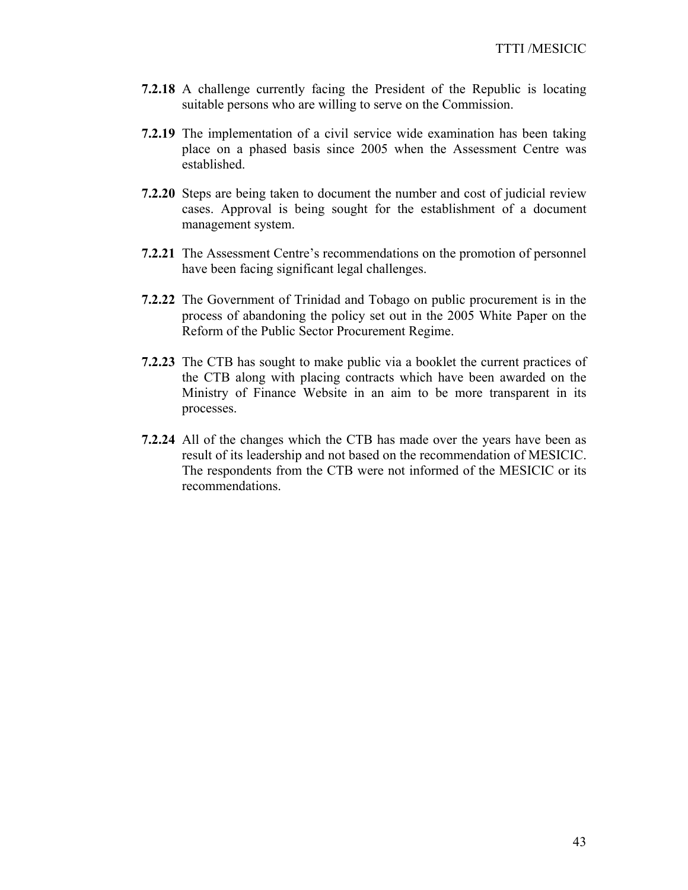**7.2.18** A challenge currently facing the President of the Republic is locating suitable persons who are willing to serve on the Commission.

**7.2.19** The implementation of a civil service wide examination has been taking place on a phased basis since 2005 when the Assessment Centre was established.

**7.2.20** Steps are being taken to document the number and cost of judicial review cases. Approval is being sought for the establishment of a document management system.

**7.2.21** The Assessment Centre's recommendations on the promotion of personnel have been facing significant legal challenges.

**7.2.22** The Government of Trinidad and Tobago on public procurement is in the process of abandoning the policy set out in the 2005 White Paper on the Reform of the Public Sector Procurement Regime.

**7.2.23** The CTB has sought to make public via a booklet the current practices of the CTB along with placing contracts which have been awarded on the Ministry of Finance Website in an aim to be more transparent in its processes.

**7.2.24** All of the changes which the CTB has made over the years have been as result of its leadership and not based on the recommendation of MESICIC. The respondents from the CTB were not informed of the MESICIC or its recommendations.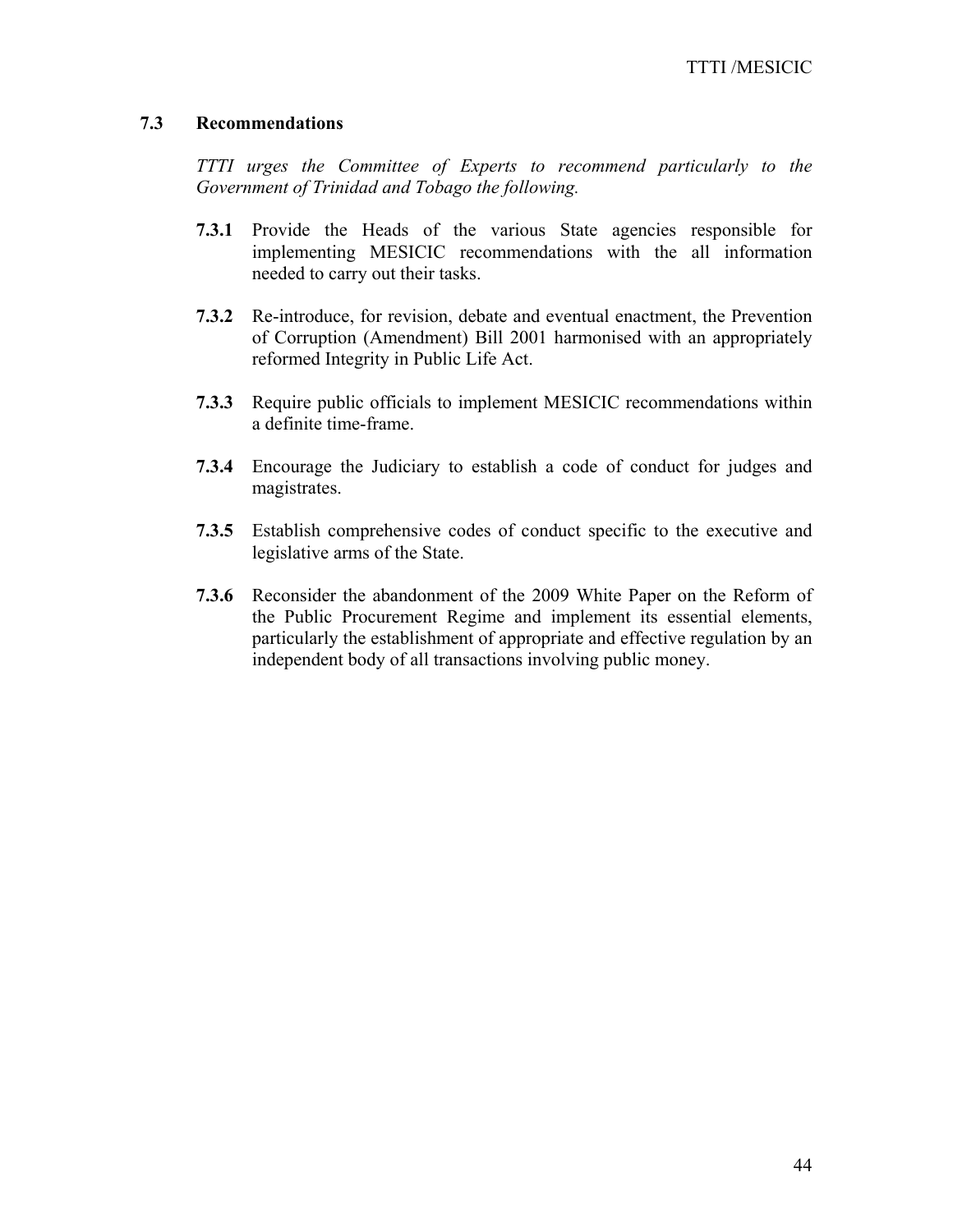### 7.3 Recommendations

*TTTI urges the Committee of Experts to recommend particularly to the Government of Trinidad and Tobago the following.*

**7.3.1** Provide the Heads of the various State agencies responsible for implementing MESICIC recommendations with the all information needed to carry out their tasks.

**7.3.2** Re-introduce, for revision, debate and eventual enactment, the Prevention of Corruption (Amendment) Bill 2001 harmonised with an appropriately reformed Integrity in Public Life Act.

**7.3.3** Require public officials to implement MESICIC recommendations within a definite time-frame.

**7.3.4** Encourage the Judiciary to establish a code of conduct for judges and magistrates.

**7.3.5** Establish comprehensive codes of conduct specific to the executive and legislative arms of the State.

**7.3.6** Reconsider the abandonment of the 2009 White Paper on the Reform of the Public Procurement Regime and implement its essential elements, particularly the establishment of appropriate and effective regulation by an independent body of all transactions involving public money.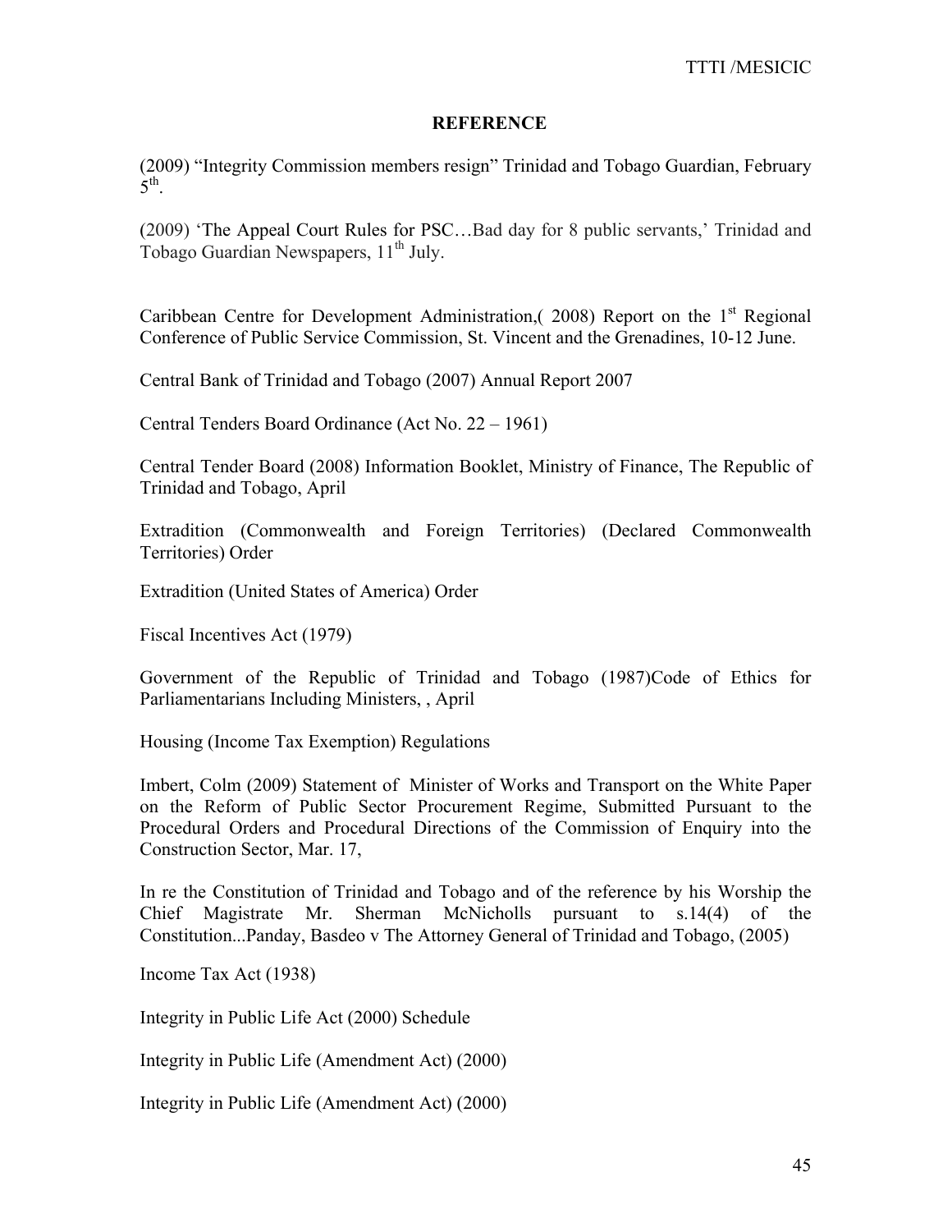**REFERENCE**

(2009) “Integrity Commission members resign” Trinidad and Tobago Guardian, February 5th.

(2009) ‘The Appeal Court Rules for PSC…Bad day for 8 public servants,’ Trinidad and Tobago Guardian Newspapers, 11th July.

Caribbean Centre for Development Administration,( 2008) Report on the 1st Regional Conference of Public Service Commission, St. Vincent and the Grenadines, 10-12 June.

Central Bank of Trinidad and Tobago (2007) Annual Report 2007

Central Tenders Board Ordinance (Act No. 22 – 1961)

Central Tender Board (2008) Information Booklet, Ministry of Finance, The Republic of Trinidad and Tobago, April

Extradition (Commonwealth and Foreign Territories) (Declared Commonwealth Territories) Order

Extradition (United States of America) Order

Fiscal Incentives Act (1979)

Government of the Republic of Trinidad and Tobago (1987)Code of Ethics for Parliamentarians Including Ministers, , April

Housing (Income Tax Exemption) Regulations

Imbert, Colm (2009) Statement of Minister of Works and Transport on the White Paper on the Reform of Public Sector Procurement Regime, Submitted Pursuant to the Procedural Orders and Procedural Directions of the Commission of Enquiry into the Construction Sector, Mar. 17,

In re the Constitution of Trinidad and Tobago and of the reference by his Worship the Chief Magistrate Mr. Sherman McNicholls pursuant to s.14(4) of the Constitution...Panday, Basdeo v The Attorney General of Trinidad and Tobago, (2005)

Income Tax Act (1938)

Integrity in Public Life Act (2000) Schedule

Integrity in Public Life (Amendment Act) (2000)

Integrity in Public Life (Amendment Act) (2000)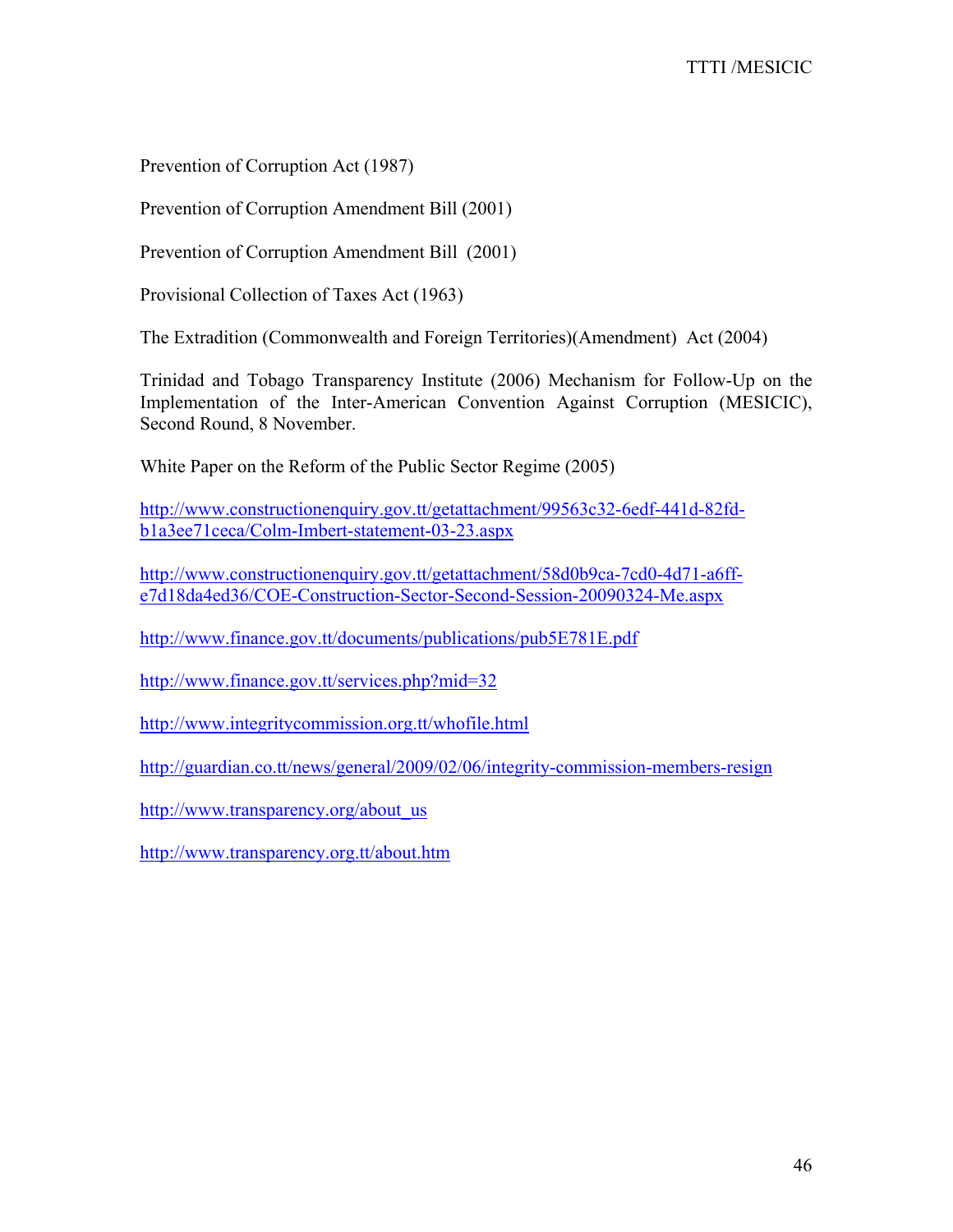Prevention of Corruption Act (1987)

Prevention of Corruption Amendment Bill (2001)

Prevention of Corruption Amendment Bill (2001)

Provisional Collection of Taxes Act (1963)

The Extradition (Commonwealth and Foreign Territories)(Amendment) Act (2004)

Trinidad and Tobago Transparency Institute (2006) Mechanism for Follow-Up on the Implementation of the Inter-American Convention Against Corruption (MESICIC), Second Round, 8 November.

White Paper on the Reform of the Public Sector Regime (2005)

http://www.constructionenquiry.gov.tt/getattachment/99563c32-6edf-441d-82fd-b1a3ee71ceca/Colm-Imbert-statement-03-23.aspx

http://www.constructionenquiry.gov.tt/getattachment/58d0b9ca-7cd0-4d71-a6ff-e7d18da4ed36/COE-Construction-Sector-Second-Session-20090324-Me.aspx

http://www.finance.gov.tt/documents/publications/pub5E781E.pdf

http://www.finance.gov.tt/services.php?mid=32

http://www.integritycommission.org.tt/whofile.html

http://guardian.co.tt/news/general/2009/02/06/integrity-commission-members-resign

http://www.transparency.org/about_us

http://www.transparency.org.tt/about.htm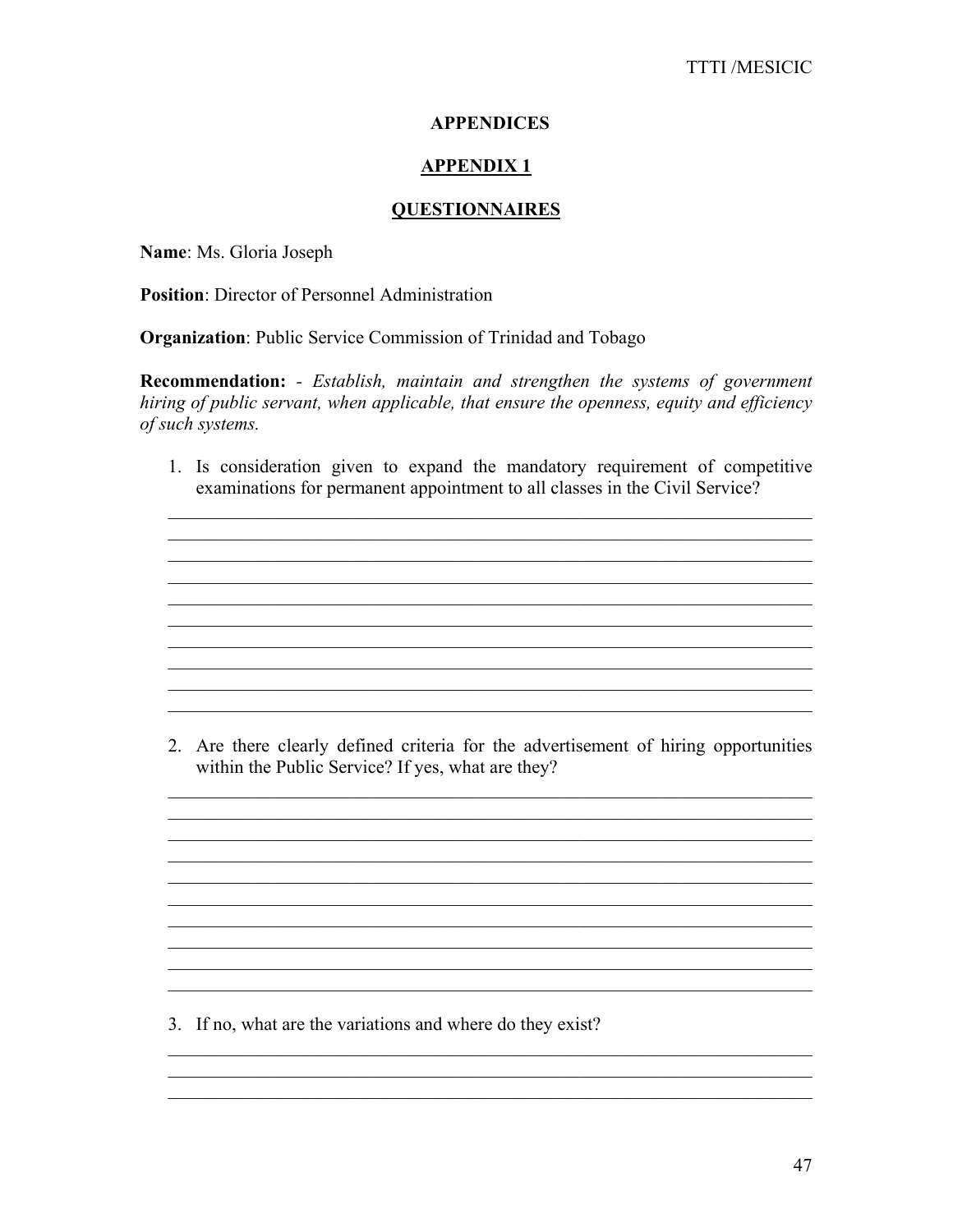# APPENDICES

## APPENDIX 1

## QUESTIONNAIRES

**Name**: Ms. Gloria Joseph

**Position**: Director of Personnel Administration

**Organization**: Public Service Commission of Trinidad and Tobago

**Recommendation:** - *Establish, maintain and strengthen the systems of government hiring of public servant, when applicable, that ensure the openness, equity and efficiency of such systems.*

1. Is consideration given to expand the mandatory requirement of competitive examinations for permanent appointment to all classes in the Civil Service?

2. Are there clearly defined criteria for the advertisement of hiring opportunities within the Public Service? If yes, what are they?

3. If no, what are the variations and where do they exist?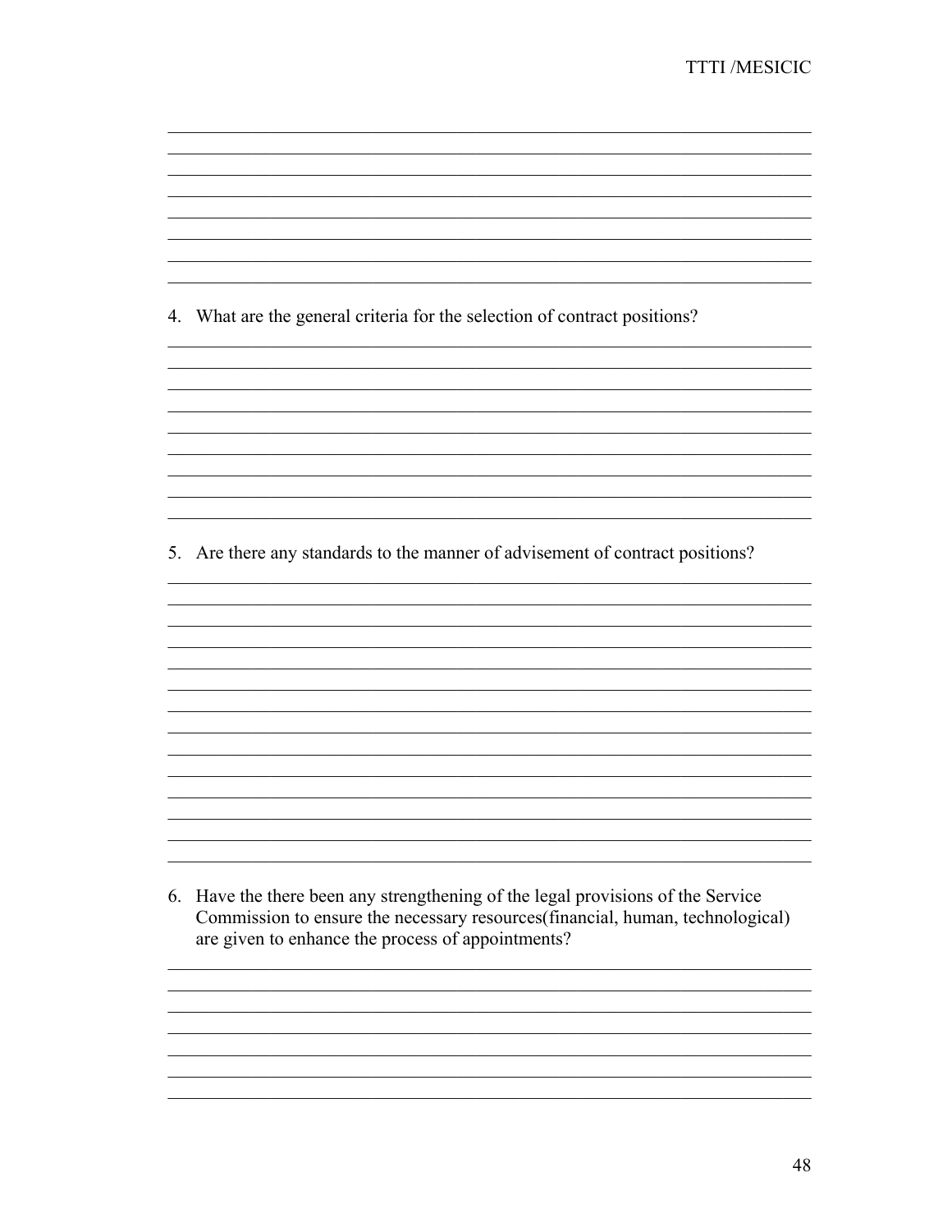4. What are the general criteria for the selection of contract positions?

5. Are there any standards to the manner of advisement of contract positions?

6. Have the there been any strengthening of the legal provisions of the Service Commission to ensure the necessary resources(financial, human, technological) are given to enhance the process of appointments?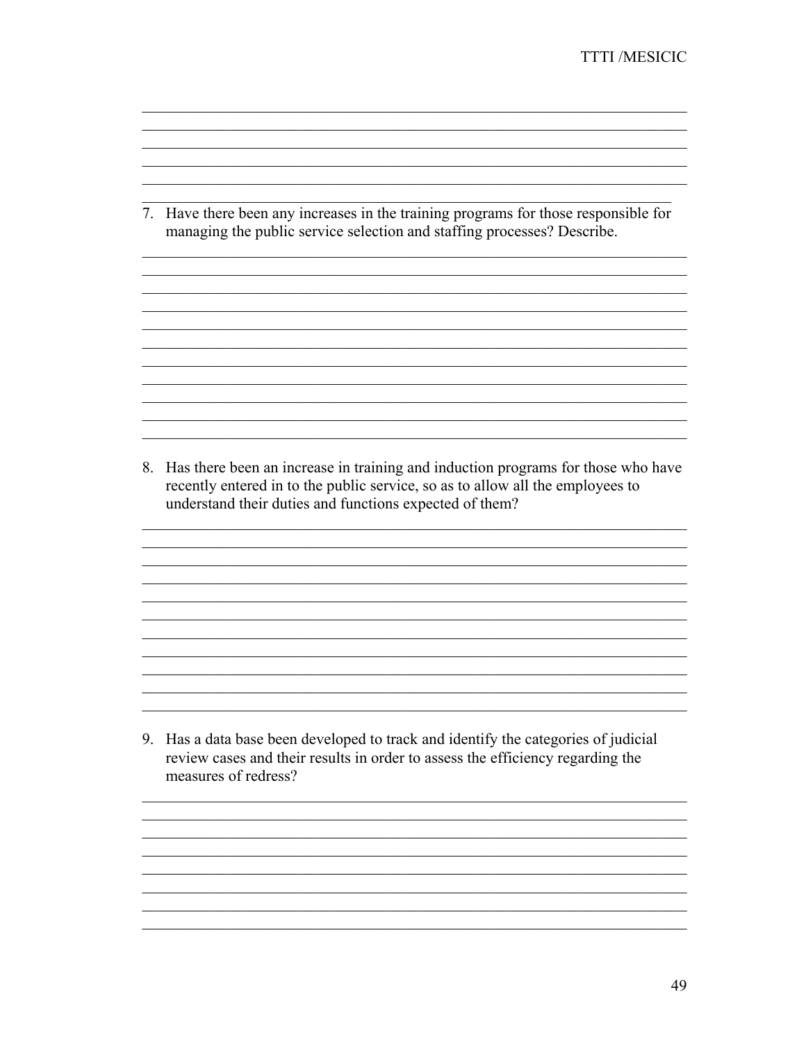7. Have there been any increases in the training programs for those responsible for managing the public service selection and staffing processes? Describe.

8. Has there been an increase in training and induction programs for those who have recently entered in to the public service, so as to allow all the employees to understand their duties and functions expected of them?

9. Has a data base been developed to track and identify the categories of judicial review cases and their results in order to assess the efficiency regarding the measures of redress?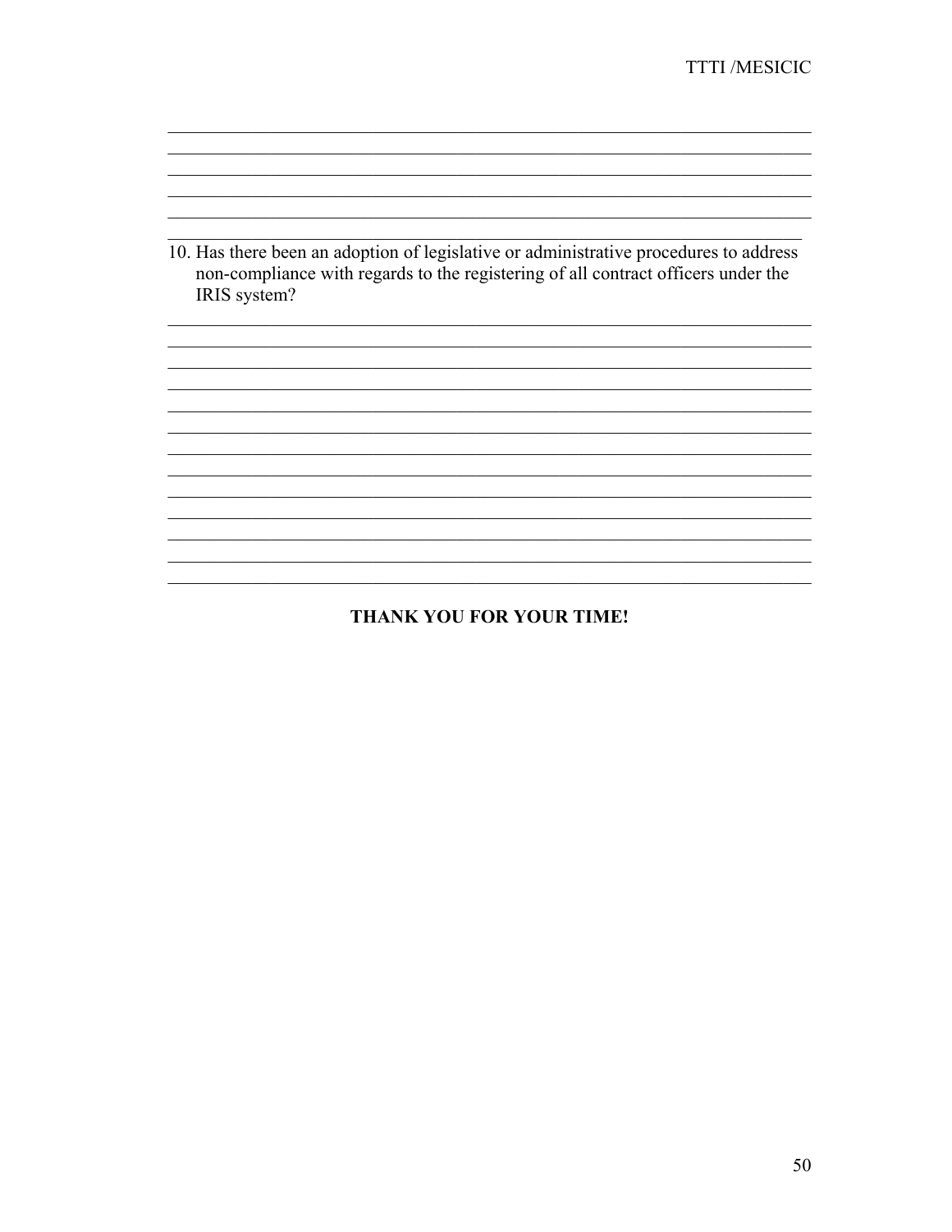10. Has there been an adoption of legislative or administrative procedures to address non-compliance with regards to the registering of all contract officers under the IRIS system?

**THANK YOU FOR YOUR TIME!**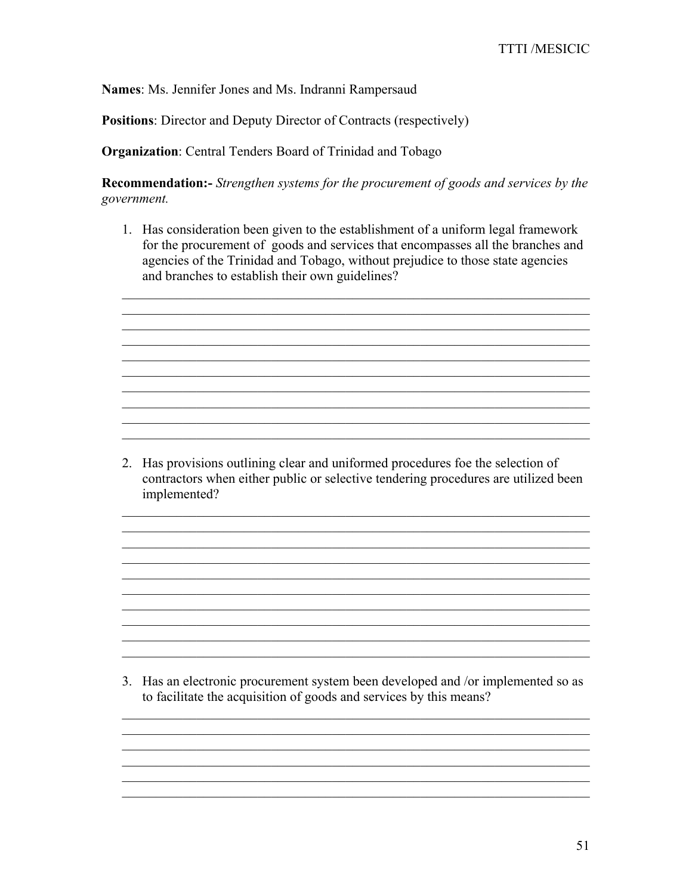**Names**: Ms. Jennifer Jones and Ms. Indranni Rampersaud

**Positions**: Director and Deputy Director of Contracts (respectively)

**Organization**: Central Tenders Board of Trinidad and Tobago

**Recommendation:-** *Strengthen systems for the procurement of goods and services by the government.*

1. Has consideration been given to the establishment of a uniform legal framework for the procurement of goods and services that encompasses all the branches and agencies of the Trinidad and Tobago, without prejudice to those state agencies and branches to establish their own guidelines?

____________________________________________________________________________
____________________________________________________________________________
____________________________________________________________________________
____________________________________________________________________________
____________________________________________________________________________
____________________________________________________________________________
____________________________________________________________________________
____________________________________________________________________________
____________________________________________________________________________
____________________________________________________________________________

2. Has provisions outlining clear and uniformed procedures foe the selection of contractors when either public or selective tendering procedures are utilized been implemented?

____________________________________________________________________________
____________________________________________________________________________
____________________________________________________________________________
____________________________________________________________________________
____________________________________________________________________________
____________________________________________________________________________
____________________________________________________________________________
____________________________________________________________________________
____________________________________________________________________________
____________________________________________________________________________

3. Has an electronic procurement system been developed and /or implemented so as to facilitate the acquisition of goods and services by this means?

____________________________________________________________________________
____________________________________________________________________________
____________________________________________________________________________
____________________________________________________________________________
____________________________________________________________________________
____________________________________________________________________________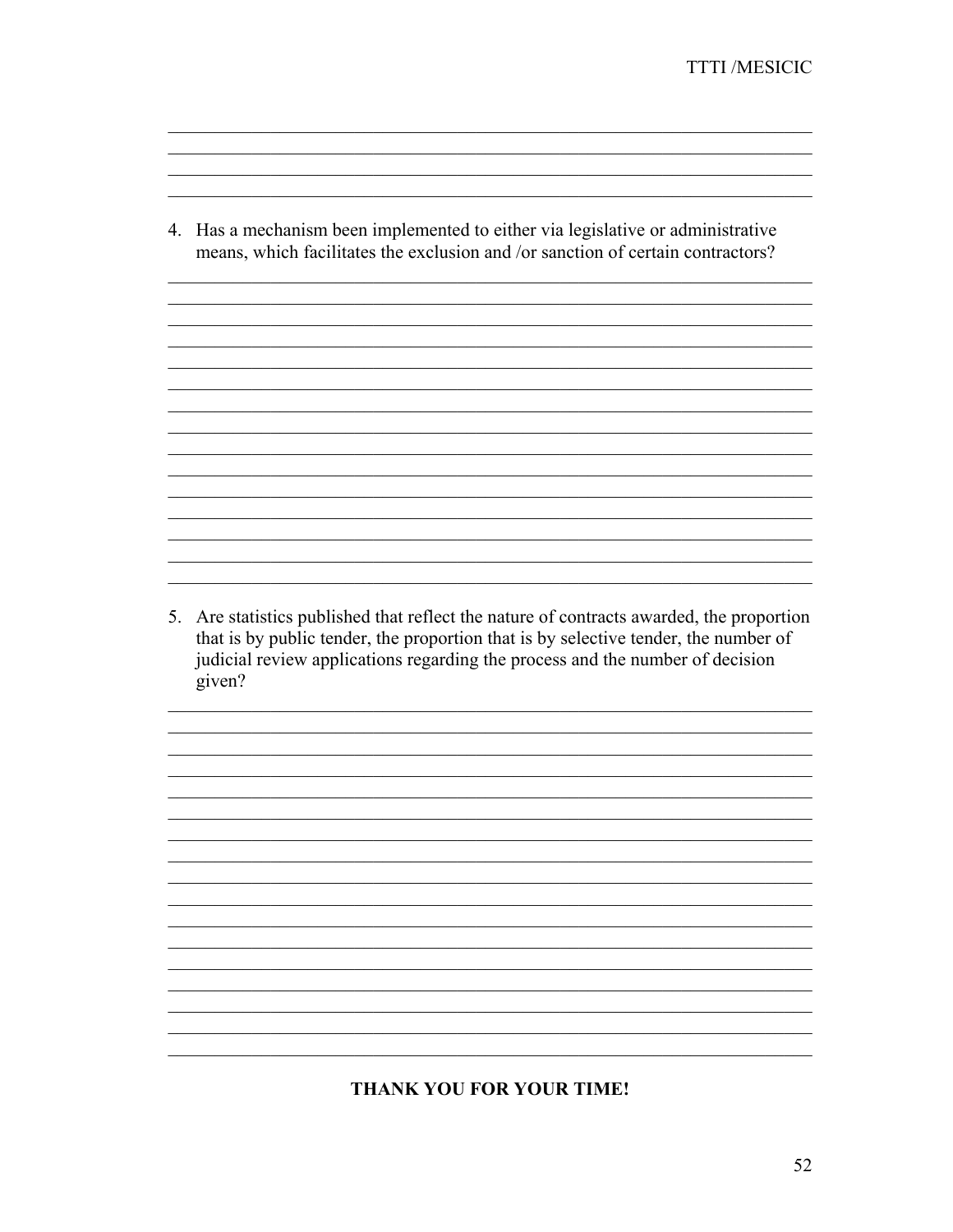4. Has a mechanism been implemented to either via legislative or administrative means, which facilitates the exclusion and /or sanction of certain contractors?

5. Are statistics published that reflect the nature of contracts awarded, the proportion that is by public tender, the proportion that is by selective tender, the number of judicial review applications regarding the process and the number of decision given?

**THANK YOU FOR YOUR TIME!**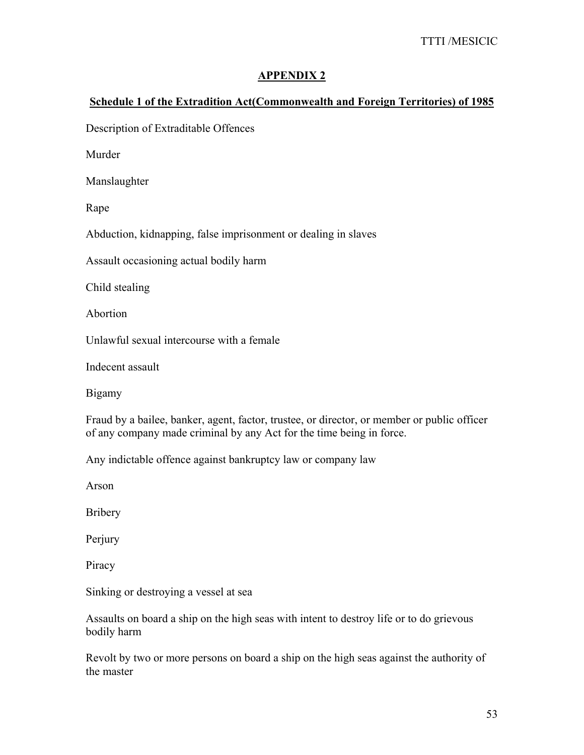## APPENDIX 2

### Schedule 1 of the Extradition Act(Commonwealth and Foreign Territories) of 1985

Description of Extraditable Offences

Murder

Manslaughter

Rape

Abduction, kidnapping, false imprisonment or dealing in slaves

Assault occasioning actual bodily harm

Child stealing

Abortion

Unlawful sexual intercourse with a female

Indecent assault

Bigamy

Fraud by a bailee, banker, agent, factor, trustee, or director, or member or public officer of any company made criminal by any Act for the time being in force.

Any indictable offence against bankruptcy law or company law

Arson

Bribery

Perjury

Piracy

Sinking or destroying a vessel at sea

Assaults on board a ship on the high seas with intent to destroy life or to do grievous bodily harm

Revolt by two or more persons on board a ship on the high seas against the authority of the master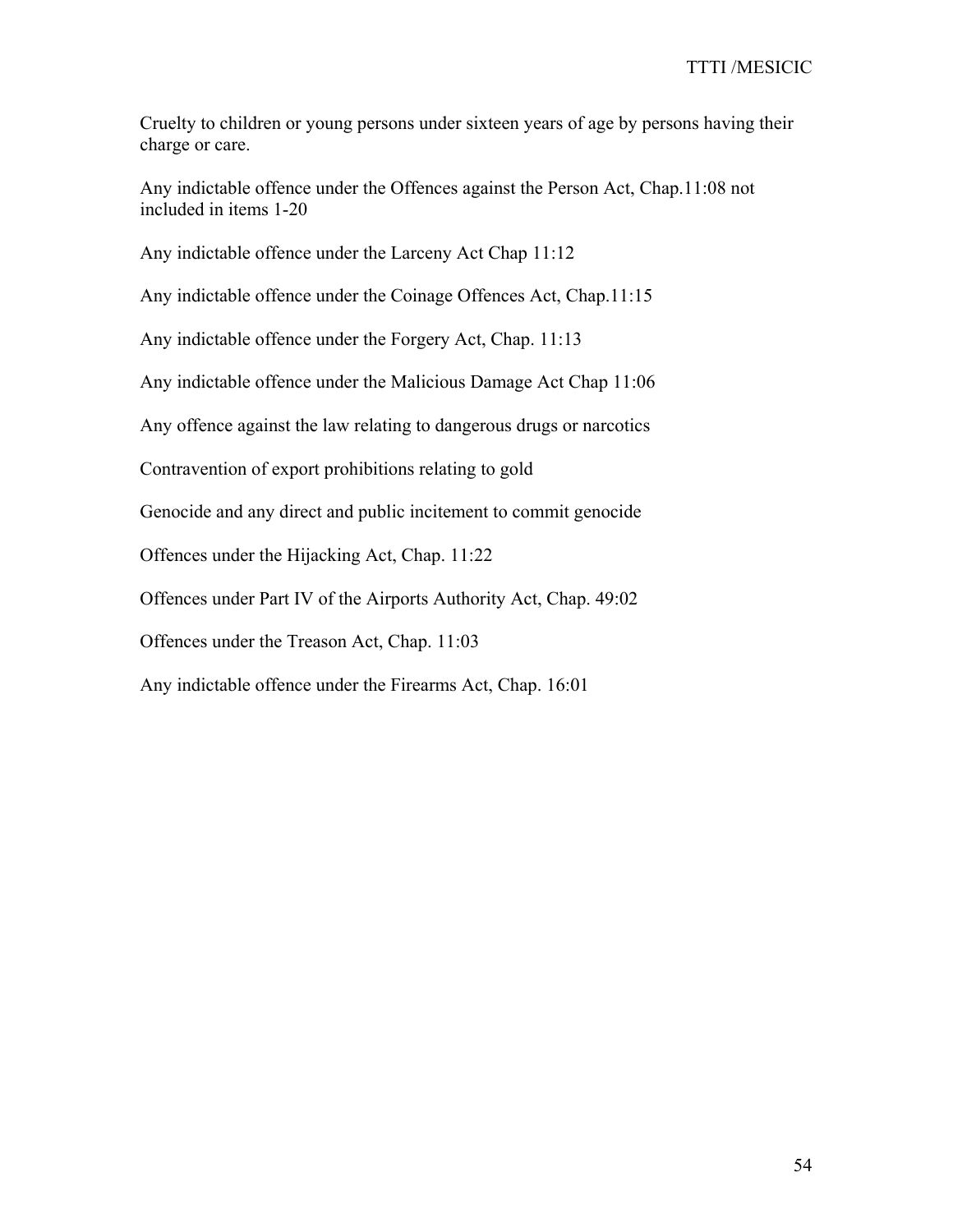Cruelty to children or young persons under sixteen years of age by persons having their charge or care.

Any indictable offence under the Offences against the Person Act, Chap.11:08 not included in items 1-20

Any indictable offence under the Larceny Act Chap 11:12

Any indictable offence under the Coinage Offences Act, Chap.11:15

Any indictable offence under the Forgery Act, Chap. 11:13

Any indictable offence under the Malicious Damage Act Chap 11:06

Any offence against the law relating to dangerous drugs or narcotics

Contravention of export prohibitions relating to gold

Genocide and any direct and public incitement to commit genocide

Offences under the Hijacking Act, Chap. 11:22

Offences under Part IV of the Airports Authority Act, Chap. 49:02

Offences under the Treason Act, Chap. 11:03

Any indictable offence under the Firearms Act, Chap. 16:01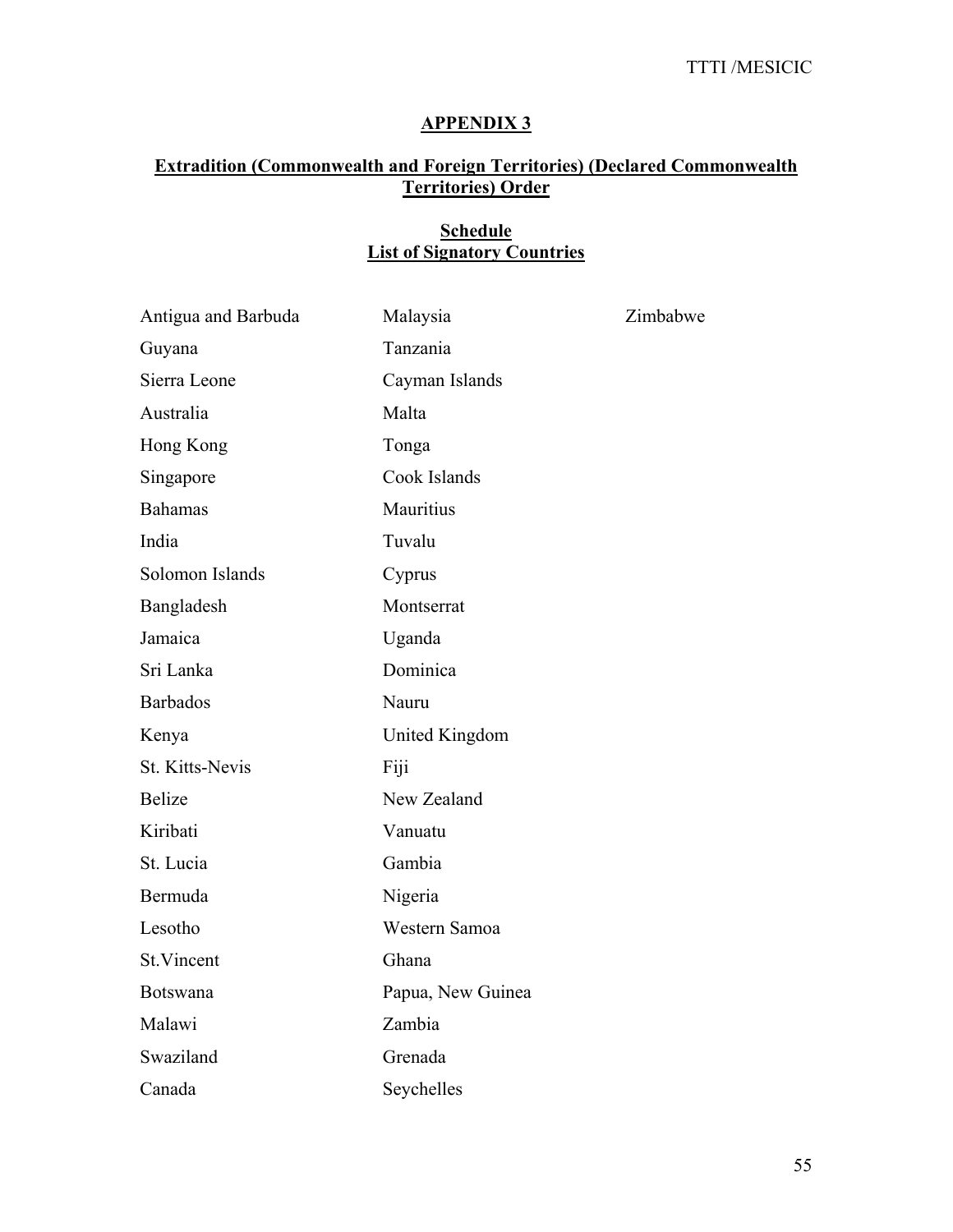## APPENDIX 3

### Extradition (Commonwealth and Foreign Territories) (Declared Commonwealth Territories) Order

### Schedule
### List of Signatory Countries

| | | |
|---|---|---|
| Antigua and Barbuda | Malaysia | Zimbabwe |
| Guyana | Tanzania | |
| Sierra Leone | Cayman Islands | |
| Australia | Malta | |
| Hong Kong | Tonga | |
| Singapore | Cook Islands | |
| Bahamas | Mauritius | |
| India | Tuvalu | |
| Solomon Islands | Cyprus | |
| Bangladesh | Montserrat | |
| Jamaica | Uganda | |
| Sri Lanka | Dominica | |
| Barbados | Nauru | |
| Kenya | United Kingdom | |
| St. Kitts-Nevis | Fiji | |
| Belize | New Zealand | |
| Kiribati | Vanuatu | |
| St. Lucia | Gambia | |
| Bermuda | Nigeria | |
| Lesotho | Western Samoa | |
| St.Vincent | Ghana | |
| Botswana | Papua, New Guinea | |
| Malawi | Zambia | |
| Swaziland | Grenada | |
| Canada | Seychelles | |